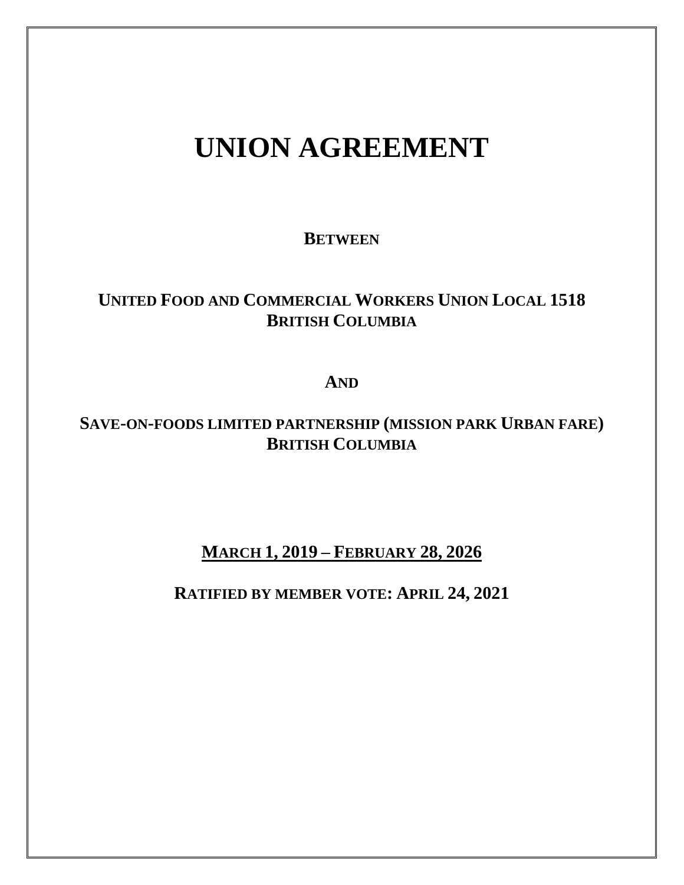# UNION AGREEMENT

**BETWEEN**

**UNITED FOOD AND COMMERCIAL WORKERS UNION LOCAL 1518**
**BRITISH COLUMBIA**

**AND**

**SAVE-ON-FOODS LIMITED PARTNERSHIP (MISSION PARK URBAN FARE)**
**BRITISH COLUMBIA**

**MARCH 1, 2019 – FEBRUARY 28, 2026**

**RATIFIED BY MEMBER VOTE: APRIL 24, 2021**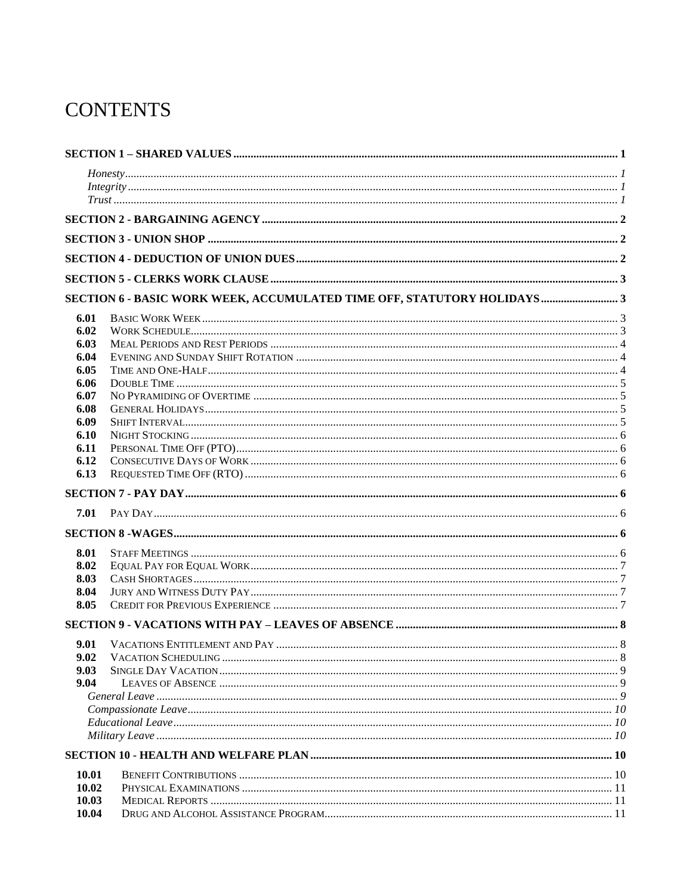# CONTENTS

**SECTION 1 – SHARED VALUES** ..... **1**

*Honesty* ..... *1*
*Integrity* ..... *1*
*Trust* ..... *1*

**SECTION 2 - BARGAINING AGENCY** ..... **2**

**SECTION 3 - UNION SHOP** ..... **2**

**SECTION 4 - DEDUCTION OF UNION DUES** ..... **2**

**SECTION 5 - CLERKS WORK CLAUSE** ..... **3**

**SECTION 6 - BASIC WORK WEEK, ACCUMULATED TIME OFF, STATUTORY HOLIDAYS** ..... **3**

**6.01** Basic Work Week ..... 3
**6.02** Work Schedule ..... 3
**6.03** Meal Periods and Rest Periods ..... 4
**6.04** Evening and Sunday Shift Rotation ..... 4
**6.05** Time and One-Half ..... 4
**6.06** Double Time ..... 5
**6.07** No Pyramiding of Overtime ..... 5
**6.08** General Holidays ..... 5
**6.09** Shift Interval ..... 5
**6.10** Night Stocking ..... 6
**6.11** Personal Time Off (PTO) ..... 6
**6.12** Consecutive Days of Work ..... 6
**6.13** Requested Time Off (RTO) ..... 6

**SECTION 7 - PAY DAY** ..... **6**

**7.01** Pay Day ..... 6

**SECTION 8 -WAGES** ..... **6**

**8.01** Staff Meetings ..... 6
**8.02** Equal Pay for Equal Work ..... 7
**8.03** Cash Shortages ..... 7
**8.04** Jury and Witness Duty Pay ..... 7
**8.05** Credit for Previous Experience ..... 7

**SECTION 9 - VACATIONS WITH PAY – LEAVES OF ABSENCE** ..... **8**

**9.01** Vacations Entitlement and Pay ..... 8
**9.02** Vacation Scheduling ..... 8
**9.03** Single Day Vacation ..... 9
**9.04** Leaves of Absence ..... 9
*General Leave* ..... *9*
*Compassionate Leave* ..... *10*
*Educational Leave* ..... *10*
*Military Leave* ..... *10*

**SECTION 10 - HEALTH AND WELFARE PLAN** ..... **10**

**10.01** Benefit Contributions ..... 10
**10.02** Physical Examinations ..... 11
**10.03** Medical Reports ..... 11
**10.04** Drug and Alcohol Assistance Program ..... 11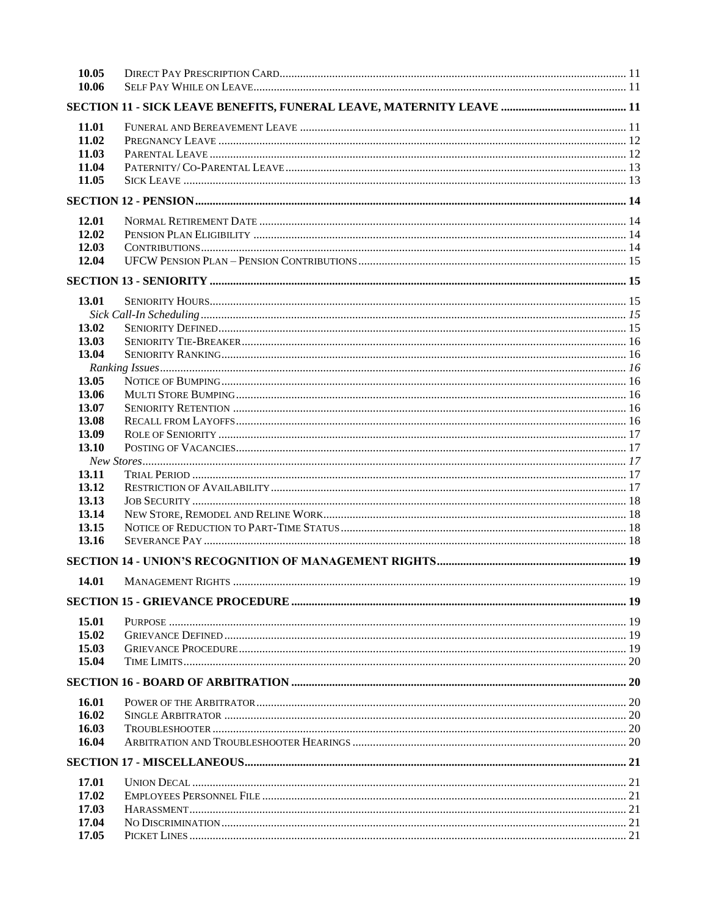| | | |
|---|---|---|
| 10.05 | Direct Pay Prescription Card | 11 |
| 10.06 | Self Pay While on Leave | 11 |
| **SECTION 11 - SICK LEAVE BENEFITS, FUNERAL LEAVE, MATERNITY LEAVE** | | **11** |
| 11.01 | Funeral and Bereavement Leave | 11 |
| 11.02 | Pregnancy Leave | 12 |
| 11.03 | Parental Leave | 12 |
| 11.04 | Paternity/ Co-Parental Leave | 13 |
| 11.05 | Sick Leave | 13 |
| **SECTION 12 - PENSION** | | **14** |
| 12.01 | Normal Retirement Date | 14 |
| 12.02 | Pension Plan Eligibility | 14 |
| 12.03 | Contributions | 14 |
| 12.04 | UFCW Pension Plan – Pension Contributions | 15 |
| **SECTION 13 - SENIORITY** | | **15** |
| 13.01 | Seniority Hours | 15 |
| | *Sick Call-In Scheduling* | *15* |
| 13.02 | Seniority Defined | 15 |
| 13.03 | Seniority Tie-Breaker | 16 |
| 13.04 | Seniority Ranking | 16 |
| | *Ranking Issues* | *16* |
| 13.05 | Notice of Bumping | 16 |
| 13.06 | Multi Store Bumping | 16 |
| 13.07 | Seniority Retention | 16 |
| 13.08 | Recall from Layoffs | 16 |
| 13.09 | Role of Seniority | 17 |
| 13.10 | Posting of Vacancies | 17 |
| | *New Stores* | *17* |
| 13.11 | Trial Period | 17 |
| 13.12 | Restriction of Availability | 17 |
| 13.13 | Job Security | 18 |
| 13.14 | New Store, Remodel and Reline Work | 18 |
| 13.15 | Notice of Reduction to Part-Time Status | 18 |
| 13.16 | Severance Pay | 18 |
| **SECTION 14 - UNION'S RECOGNITION OF MANAGEMENT RIGHTS** | | **19** |
| 14.01 | Management Rights | 19 |
| **SECTION 15 - GRIEVANCE PROCEDURE** | | **19** |
| 15.01 | Purpose | 19 |
| 15.02 | Grievance Defined | 19 |
| 15.03 | Grievance Procedure | 19 |
| 15.04 | Time Limits | 20 |
| **SECTION 16 - BOARD OF ARBITRATION** | | **20** |
| 16.01 | Power of the Arbitrator | 20 |
| 16.02 | Single Arbitrator | 20 |
| 16.03 | Troubleshooter | 20 |
| 16.04 | Arbitration and Troubleshooter Hearings | 20 |
| **SECTION 17 - MISCELLANEOUS** | | **21** |
| 17.01 | Union Decal | 21 |
| 17.02 | Employees Personnel File | 21 |
| 17.03 | Harassment | 21 |
| 17.04 | No Discrimination | 21 |
| 17.05 | Picket Lines | 21 |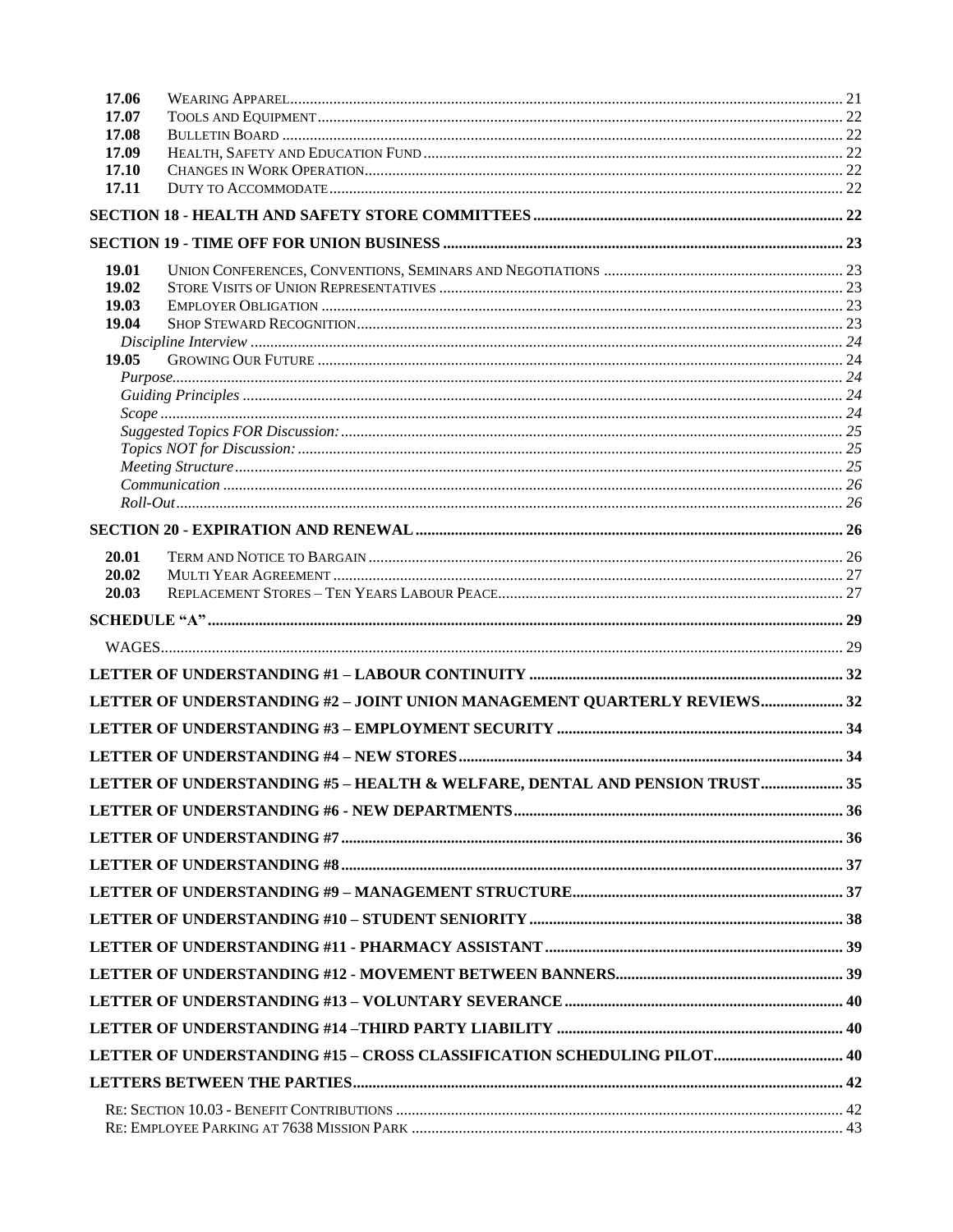| | | |
|---|---|---|
| 17.06 | WEARING APPAREL | 21 |
| 17.07 | TOOLS AND EQUIPMENT | 22 |
| 17.08 | BULLETIN BOARD | 22 |
| 17.09 | HEALTH, SAFETY AND EDUCATION FUND | 22 |
| 17.10 | CHANGES IN WORK OPERATION | 22 |
| 17.11 | DUTY TO ACCOMMODATE | 22 |

**SECTION 18 - HEALTH AND SAFETY STORE COMMITTEES** .... 22

**SECTION 19 - TIME OFF FOR UNION BUSINESS** .... 23

| | | |
|---|---|---|
| 19.01 | UNION CONFERENCES, CONVENTIONS, SEMINARS AND NEGOTIATIONS | 23 |
| 19.02 | STORE VISITS OF UNION REPRESENTATIVES | 23 |
| 19.03 | EMPLOYER OBLIGATION | 23 |
| 19.04 | SHOP STEWARD RECOGNITION | 23 |
| | *Discipline Interview* | 24 |
| 19.05 | GROWING OUR FUTURE | 24 |
| | *Purpose* | 24 |
| | *Guiding Principles* | 24 |
| | *Scope* | 24 |
| | *Suggested Topics FOR Discussion:* | 25 |
| | *Topics NOT for Discussion:* | 25 |
| | *Meeting Structure* | 25 |
| | *Communication* | 26 |
| | *Roll-Out* | 26 |

**SECTION 20 - EXPIRATION AND RENEWAL** .... 26

| | | |
|---|---|---|
| 20.01 | TERM AND NOTICE TO BARGAIN | 26 |
| 20.02 | MULTI YEAR AGREEMENT | 27 |
| 20.03 | REPLACEMENT STORES – TEN YEARS LABOUR PEACE | 27 |

**SCHEDULE "A"** .... 29

WAGES .... 29

**LETTER OF UNDERSTANDING #1 – LABOUR CONTINUITY** .... 32

**LETTER OF UNDERSTANDING #2 – JOINT UNION MANAGEMENT QUARTERLY REVIEWS** .... 32

**LETTER OF UNDERSTANDING #3 – EMPLOYMENT SECURITY** .... 34

**LETTER OF UNDERSTANDING #4 – NEW STORES** .... 34

**LETTER OF UNDERSTANDING #5 – HEALTH & WELFARE, DENTAL AND PENSION TRUST** .... 35

**LETTER OF UNDERSTANDING #6 - NEW DEPARTMENTS** .... 36

**LETTER OF UNDERSTANDING #7** .... 36

**LETTER OF UNDERSTANDING #8** .... 37

**LETTER OF UNDERSTANDING #9 – MANAGEMENT STRUCTURE** .... 37

**LETTER OF UNDERSTANDING #10 – STUDENT SENIORITY** .... 38

**LETTER OF UNDERSTANDING #11 - PHARMACY ASSISTANT** .... 39

**LETTER OF UNDERSTANDING #12 - MOVEMENT BETWEEN BANNERS** .... 39

**LETTER OF UNDERSTANDING #13 – VOLUNTARY SEVERANCE** .... 40

**LETTER OF UNDERSTANDING #14 –THIRD PARTY LIABILITY** .... 40

**LETTER OF UNDERSTANDING #15 – CROSS CLASSIFICATION SCHEDULING PILOT** .... 40

**LETTERS BETWEEN THE PARTIES** .... 42

RE: SECTION 10.03 - BENEFIT CONTRIBUTIONS .... 42
RE: EMPLOYEE PARKING AT 7638 MISSION PARK .... 43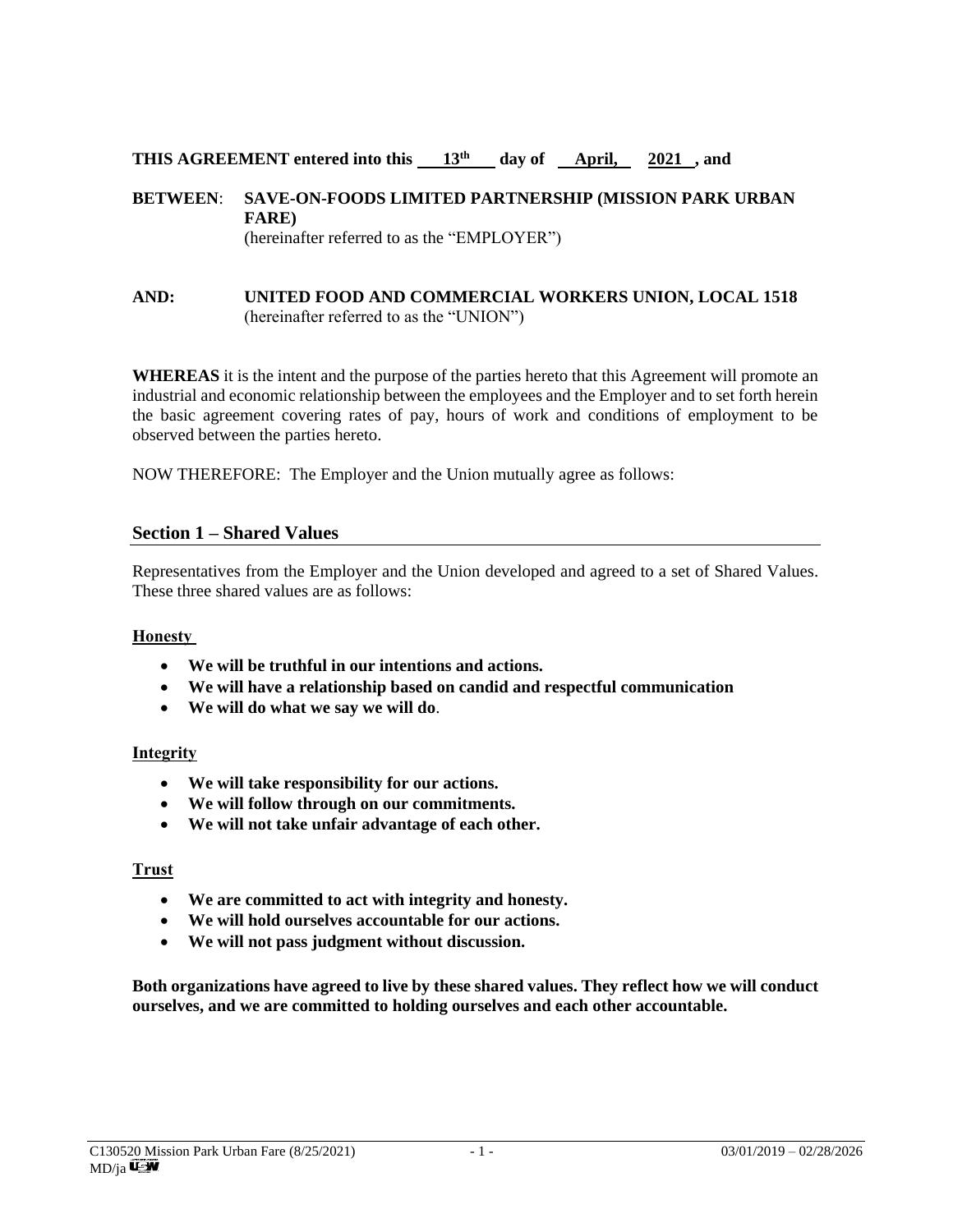**THIS AGREEMENT entered into this 13th day of April, 2021, and**

**BETWEEN: SAVE-ON-FOODS LIMITED PARTNERSHIP (MISSION PARK URBAN FARE)**
(hereinafter referred to as the "EMPLOYER")

**AND: UNITED FOOD AND COMMERCIAL WORKERS UNION, LOCAL 1518**
(hereinafter referred to as the "UNION")

**WHEREAS** it is the intent and the purpose of the parties hereto that this Agreement will promote an industrial and economic relationship between the employees and the Employer and to set forth herein the basic agreement covering rates of pay, hours of work and conditions of employment to be observed between the parties hereto.

NOW THEREFORE: The Employer and the Union mutually agree as follows:

## Section 1 – Shared Values

Representatives from the Employer and the Union developed and agreed to a set of Shared Values. These three shared values are as follows:

**Honesty**

- **We will be truthful in our intentions and actions.**
- **We will have a relationship based on candid and respectful communication**
- **We will do what we say we will do**.

**Integrity**

- **We will take responsibility for our actions.**
- **We will follow through on our commitments.**
- **We will not take unfair advantage of each other.**

**Trust**

- **We are committed to act with integrity and honesty.**
- **We will hold ourselves accountable for our actions.**
- **We will not pass judgment without discussion.**

**Both organizations have agreed to live by these shared values. They reflect how we will conduct ourselves, and we are committed to holding ourselves and each other accountable.**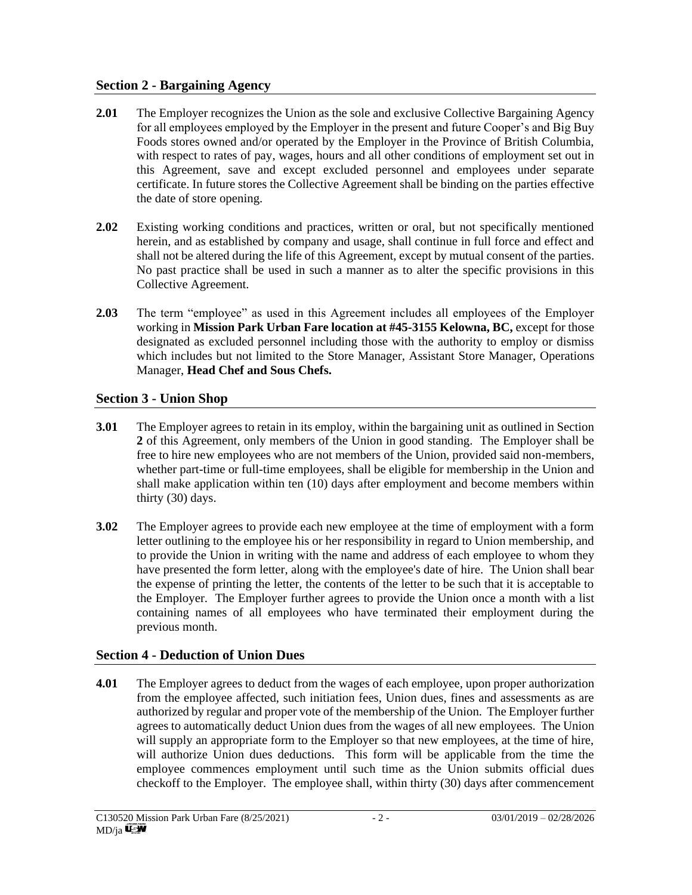## Section 2 - Bargaining Agency

**2.01** The Employer recognizes the Union as the sole and exclusive Collective Bargaining Agency for all employees employed by the Employer in the present and future Cooper's and Big Buy Foods stores owned and/or operated by the Employer in the Province of British Columbia, with respect to rates of pay, wages, hours and all other conditions of employment set out in this Agreement, save and except excluded personnel and employees under separate certificate. In future stores the Collective Agreement shall be binding on the parties effective the date of store opening.

**2.02** Existing working conditions and practices, written or oral, but not specifically mentioned herein, and as established by company and usage, shall continue in full force and effect and shall not be altered during the life of this Agreement, except by mutual consent of the parties. No past practice shall be used in such a manner as to alter the specific provisions in this Collective Agreement.

**2.03** The term "employee" as used in this Agreement includes all employees of the Employer working in **Mission Park Urban Fare location at #45-3155 Kelowna, BC,** except for those designated as excluded personnel including those with the authority to employ or dismiss which includes but not limited to the Store Manager, Assistant Store Manager, Operations Manager, **Head Chef and Sous Chefs.**

## Section 3 - Union Shop

**3.01** The Employer agrees to retain in its employ, within the bargaining unit as outlined in Section **2** of this Agreement, only members of the Union in good standing. The Employer shall be free to hire new employees who are not members of the Union, provided said non-members, whether part-time or full-time employees, shall be eligible for membership in the Union and shall make application within ten (10) days after employment and become members within thirty (30) days.

**3.02** The Employer agrees to provide each new employee at the time of employment with a form letter outlining to the employee his or her responsibility in regard to Union membership, and to provide the Union in writing with the name and address of each employee to whom they have presented the form letter, along with the employee's date of hire. The Union shall bear the expense of printing the letter, the contents of the letter to be such that it is acceptable to the Employer. The Employer further agrees to provide the Union once a month with a list containing names of all employees who have terminated their employment during the previous month.

## Section 4 - Deduction of Union Dues

**4.01** The Employer agrees to deduct from the wages of each employee, upon proper authorization from the employee affected, such initiation fees, Union dues, fines and assessments as are authorized by regular and proper vote of the membership of the Union. The Employer further agrees to automatically deduct Union dues from the wages of all new employees. The Union will supply an appropriate form to the Employer so that new employees, at the time of hire, will authorize Union dues deductions. This form will be applicable from the time the employee commences employment until such time as the Union submits official dues checkoff to the Employer. The employee shall, within thirty (30) days after commencement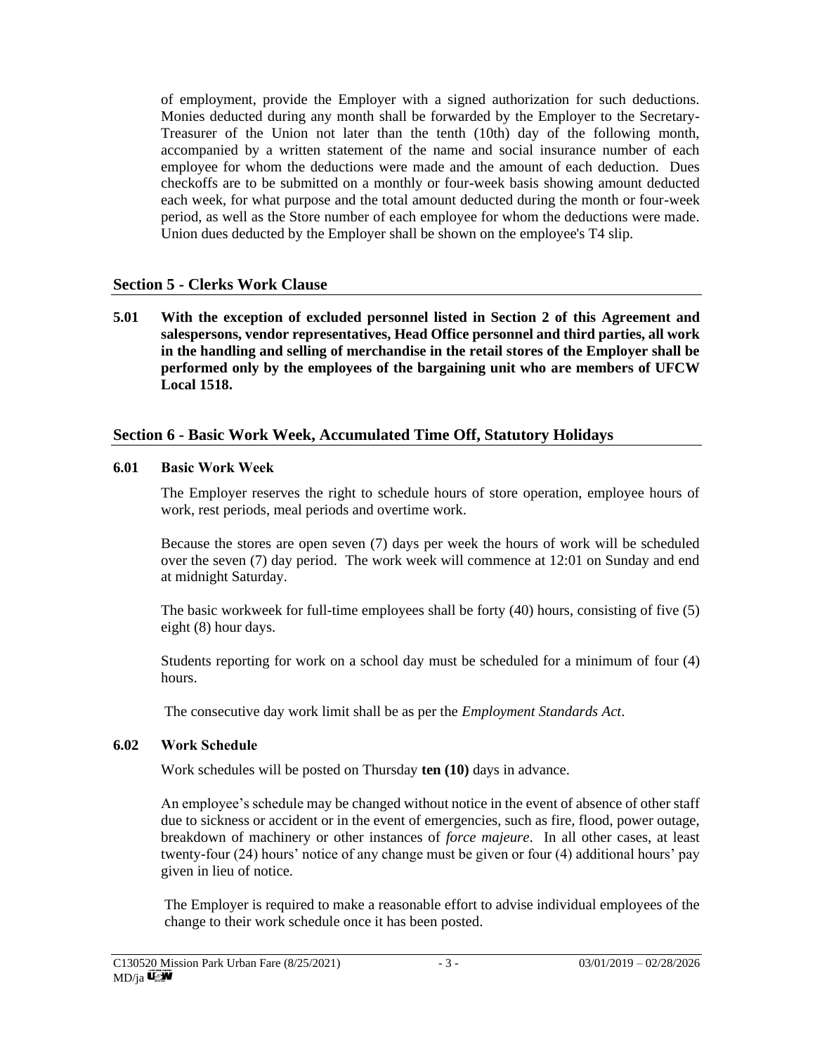of employment, provide the Employer with a signed authorization for such deductions. Monies deducted during any month shall be forwarded by the Employer to the Secretary-Treasurer of the Union not later than the tenth (10th) day of the following month, accompanied by a written statement of the name and social insurance number of each employee for whom the deductions were made and the amount of each deduction. Dues checkoffs are to be submitted on a monthly or four-week basis showing amount deducted each week, for what purpose and the total amount deducted during the month or four-week period, as well as the Store number of each employee for whom the deductions were made. Union dues deducted by the Employer shall be shown on the employee's T4 slip.

## Section 5 - Clerks Work Clause

**5.01 With the exception of excluded personnel listed in Section 2 of this Agreement and salespersons, vendor representatives, Head Office personnel and third parties, all work in the handling and selling of merchandise in the retail stores of the Employer shall be performed only by the employees of the bargaining unit who are members of UFCW Local 1518.**

## Section 6 - Basic Work Week, Accumulated Time Off, Statutory Holidays

### 6.01 Basic Work Week

The Employer reserves the right to schedule hours of store operation, employee hours of work, rest periods, meal periods and overtime work.

Because the stores are open seven (7) days per week the hours of work will be scheduled over the seven (7) day period. The work week will commence at 12:01 on Sunday and end at midnight Saturday.

The basic workweek for full-time employees shall be forty (40) hours, consisting of five (5) eight (8) hour days.

Students reporting for work on a school day must be scheduled for a minimum of four (4) hours.

The consecutive day work limit shall be as per the *Employment Standards Act*.

### 6.02 Work Schedule

Work schedules will be posted on Thursday **ten (10)** days in advance.

An employee's schedule may be changed without notice in the event of absence of other staff due to sickness or accident or in the event of emergencies, such as fire, flood, power outage, breakdown of machinery or other instances of *force majeure*. In all other cases, at least twenty-four (24) hours' notice of any change must be given or four (4) additional hours' pay given in lieu of notice.

The Employer is required to make a reasonable effort to advise individual employees of the change to their work schedule once it has been posted.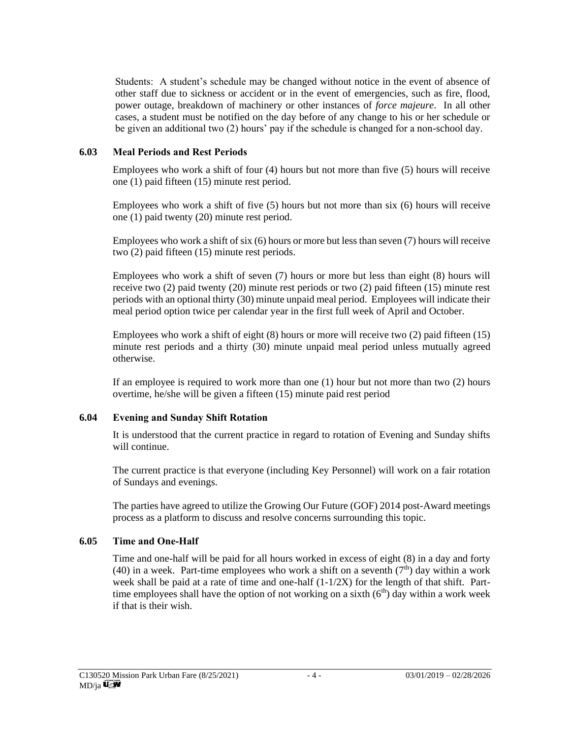Students: A student's schedule may be changed without notice in the event of absence of other staff due to sickness or accident or in the event of emergencies, such as fire, flood, power outage, breakdown of machinery or other instances of *force majeure*. In all other cases, a student must be notified on the day before of any change to his or her schedule or be given an additional two (2) hours' pay if the schedule is changed for a non-school day.

### 6.03 Meal Periods and Rest Periods

Employees who work a shift of four (4) hours but not more than five (5) hours will receive one (1) paid fifteen (15) minute rest period.

Employees who work a shift of five (5) hours but not more than six (6) hours will receive one (1) paid twenty (20) minute rest period.

Employees who work a shift of six (6) hours or more but less than seven (7) hours will receive two (2) paid fifteen (15) minute rest periods.

Employees who work a shift of seven (7) hours or more but less than eight (8) hours will receive two (2) paid twenty (20) minute rest periods or two (2) paid fifteen (15) minute rest periods with an optional thirty (30) minute unpaid meal period. Employees will indicate their meal period option twice per calendar year in the first full week of April and October.

Employees who work a shift of eight (8) hours or more will receive two (2) paid fifteen (15) minute rest periods and a thirty (30) minute unpaid meal period unless mutually agreed otherwise.

If an employee is required to work more than one (1) hour but not more than two (2) hours overtime, he/she will be given a fifteen (15) minute paid rest period

### 6.04 Evening and Sunday Shift Rotation

It is understood that the current practice in regard to rotation of Evening and Sunday shifts will continue.

The current practice is that everyone (including Key Personnel) will work on a fair rotation of Sundays and evenings.

The parties have agreed to utilize the Growing Our Future (GOF) 2014 post-Award meetings process as a platform to discuss and resolve concerns surrounding this topic.

### 6.05 Time and One-Half

Time and one-half will be paid for all hours worked in excess of eight (8) in a day and forty (40) in a week. Part-time employees who work a shift on a seventh (7th) day within a work week shall be paid at a rate of time and one-half (1-1/2X) for the length of that shift. Part-time employees shall have the option of not working on a sixth (6th) day within a work week if that is their wish.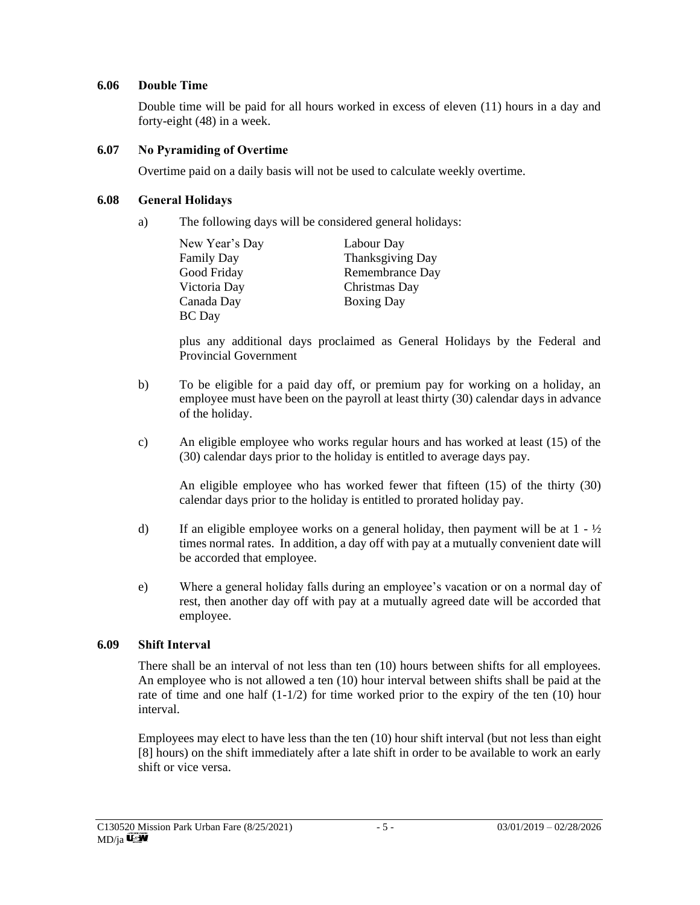### 6.06 Double Time

Double time will be paid for all hours worked in excess of eleven (11) hours in a day and forty-eight (48) in a week.

### 6.07 No Pyramiding of Overtime

Overtime paid on a daily basis will not be used to calculate weekly overtime.

### 6.08 General Holidays

a) The following days will be considered general holidays:

| | |
|---|---|
| New Year's Day | Labour Day |
| Family Day | Thanksgiving Day |
| Good Friday | Remembrance Day |
| Victoria Day | Christmas Day |
| Canada Day | Boxing Day |
| BC Day | |

plus any additional days proclaimed as General Holidays by the Federal and Provincial Government

b) To be eligible for a paid day off, or premium pay for working on a holiday, an employee must have been on the payroll at least thirty (30) calendar days in advance of the holiday.

c) An eligible employee who works regular hours and has worked at least (15) of the (30) calendar days prior to the holiday is entitled to average days pay.

An eligible employee who has worked fewer that fifteen (15) of the thirty (30) calendar days prior to the holiday is entitled to prorated holiday pay.

d) If an eligible employee works on a general holiday, then payment will be at 1 - ½ times normal rates. In addition, a day off with pay at a mutually convenient date will be accorded that employee.

e) Where a general holiday falls during an employee's vacation or on a normal day of rest, then another day off with pay at a mutually agreed date will be accorded that employee.

### 6.09 Shift Interval

There shall be an interval of not less than ten (10) hours between shifts for all employees. An employee who is not allowed a ten (10) hour interval between shifts shall be paid at the rate of time and one half (1-1/2) for time worked prior to the expiry of the ten (10) hour interval.

Employees may elect to have less than the ten (10) hour shift interval (but not less than eight [8] hours) on the shift immediately after a late shift in order to be available to work an early shift or vice versa.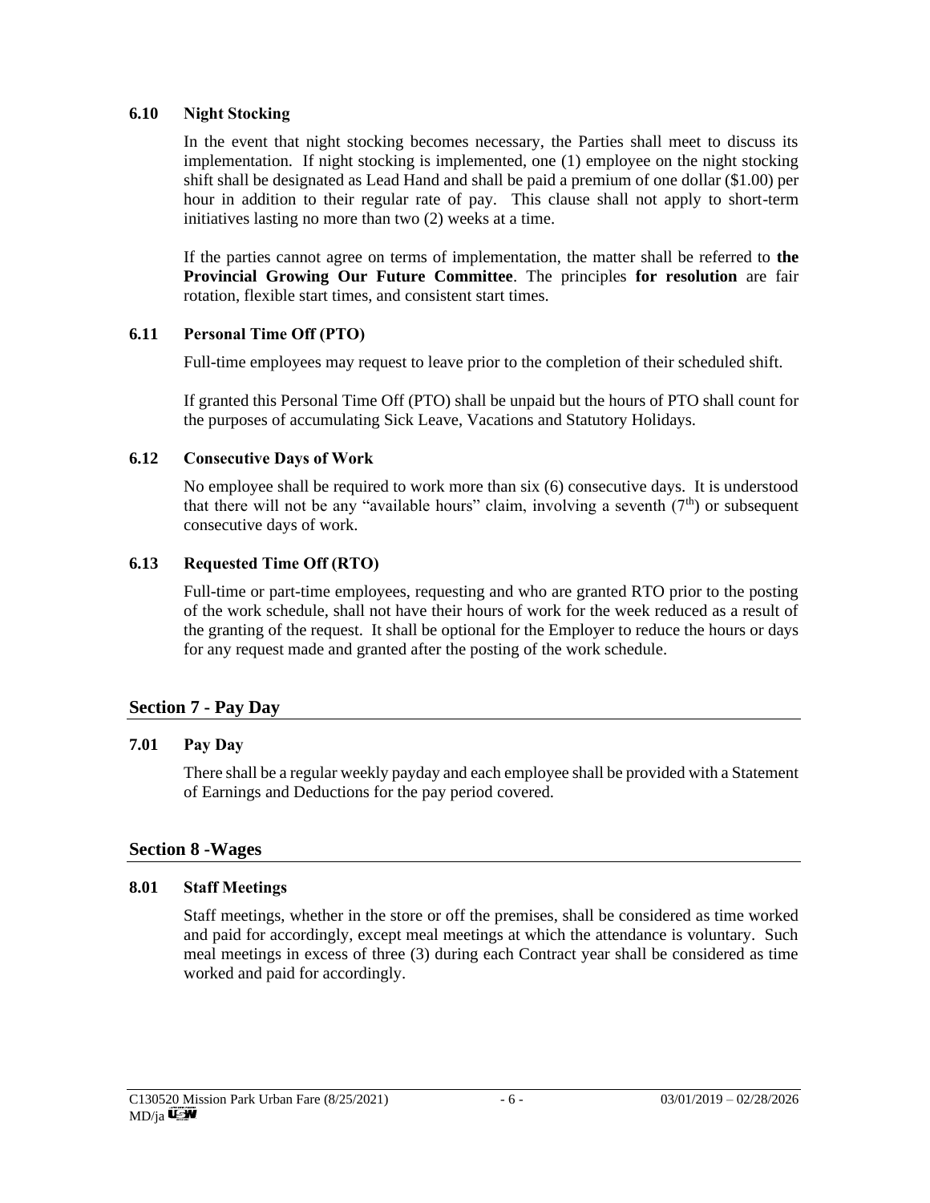### 6.10 Night Stocking

In the event that night stocking becomes necessary, the Parties shall meet to discuss its implementation. If night stocking is implemented, one (1) employee on the night stocking shift shall be designated as Lead Hand and shall be paid a premium of one dollar ($1.00) per hour in addition to their regular rate of pay. This clause shall not apply to short-term initiatives lasting no more than two (2) weeks at a time.

If the parties cannot agree on terms of implementation, the matter shall be referred to **the Provincial Growing Our Future Committee**. The principles **for resolution** are fair rotation, flexible start times, and consistent start times.

### 6.11 Personal Time Off (PTO)

Full-time employees may request to leave prior to the completion of their scheduled shift.

If granted this Personal Time Off (PTO) shall be unpaid but the hours of PTO shall count for the purposes of accumulating Sick Leave, Vacations and Statutory Holidays.

### 6.12 Consecutive Days of Work

No employee shall be required to work more than six (6) consecutive days. It is understood that there will not be any "available hours" claim, involving a seventh (7th) or subsequent consecutive days of work.

### 6.13 Requested Time Off (RTO)

Full-time or part-time employees, requesting and who are granted RTO prior to the posting of the work schedule, shall not have their hours of work for the week reduced as a result of the granting of the request. It shall be optional for the Employer to reduce the hours or days for any request made and granted after the posting of the work schedule.

## Section 7 - Pay Day

### 7.01 Pay Day

There shall be a regular weekly payday and each employee shall be provided with a Statement of Earnings and Deductions for the pay period covered.

## Section 8 -Wages

### 8.01 Staff Meetings

Staff meetings, whether in the store or off the premises, shall be considered as time worked and paid for accordingly, except meal meetings at which the attendance is voluntary. Such meal meetings in excess of three (3) during each Contract year shall be considered as time worked and paid for accordingly.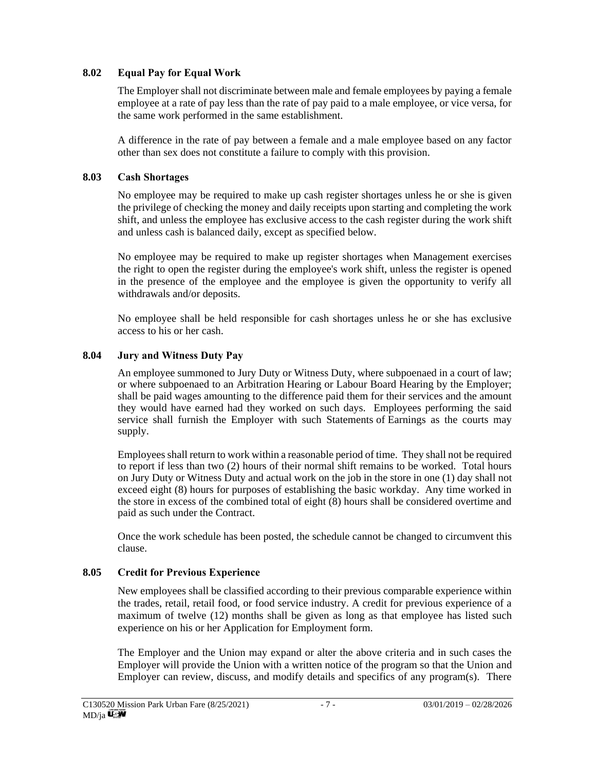### 8.02 Equal Pay for Equal Work

The Employer shall not discriminate between male and female employees by paying a female employee at a rate of pay less than the rate of pay paid to a male employee, or vice versa, for the same work performed in the same establishment.

A difference in the rate of pay between a female and a male employee based on any factor other than sex does not constitute a failure to comply with this provision.

### 8.03 Cash Shortages

No employee may be required to make up cash register shortages unless he or she is given the privilege of checking the money and daily receipts upon starting and completing the work shift, and unless the employee has exclusive access to the cash register during the work shift and unless cash is balanced daily, except as specified below.

No employee may be required to make up register shortages when Management exercises the right to open the register during the employee's work shift, unless the register is opened in the presence of the employee and the employee is given the opportunity to verify all withdrawals and/or deposits.

No employee shall be held responsible for cash shortages unless he or she has exclusive access to his or her cash.

### 8.04 Jury and Witness Duty Pay

An employee summoned to Jury Duty or Witness Duty, where subpoenaed in a court of law; or where subpoenaed to an Arbitration Hearing or Labour Board Hearing by the Employer; shall be paid wages amounting to the difference paid them for their services and the amount they would have earned had they worked on such days. Employees performing the said service shall furnish the Employer with such Statements of Earnings as the courts may supply.

Employees shall return to work within a reasonable period of time. They shall not be required to report if less than two (2) hours of their normal shift remains to be worked. Total hours on Jury Duty or Witness Duty and actual work on the job in the store in one (1) day shall not exceed eight (8) hours for purposes of establishing the basic workday. Any time worked in the store in excess of the combined total of eight (8) hours shall be considered overtime and paid as such under the Contract.

Once the work schedule has been posted, the schedule cannot be changed to circumvent this clause.

### 8.05 Credit for Previous Experience

New employees shall be classified according to their previous comparable experience within the trades, retail, retail food, or food service industry. A credit for previous experience of a maximum of twelve (12) months shall be given as long as that employee has listed such experience on his or her Application for Employment form.

The Employer and the Union may expand or alter the above criteria and in such cases the Employer will provide the Union with a written notice of the program so that the Union and Employer can review, discuss, and modify details and specifics of any program(s). There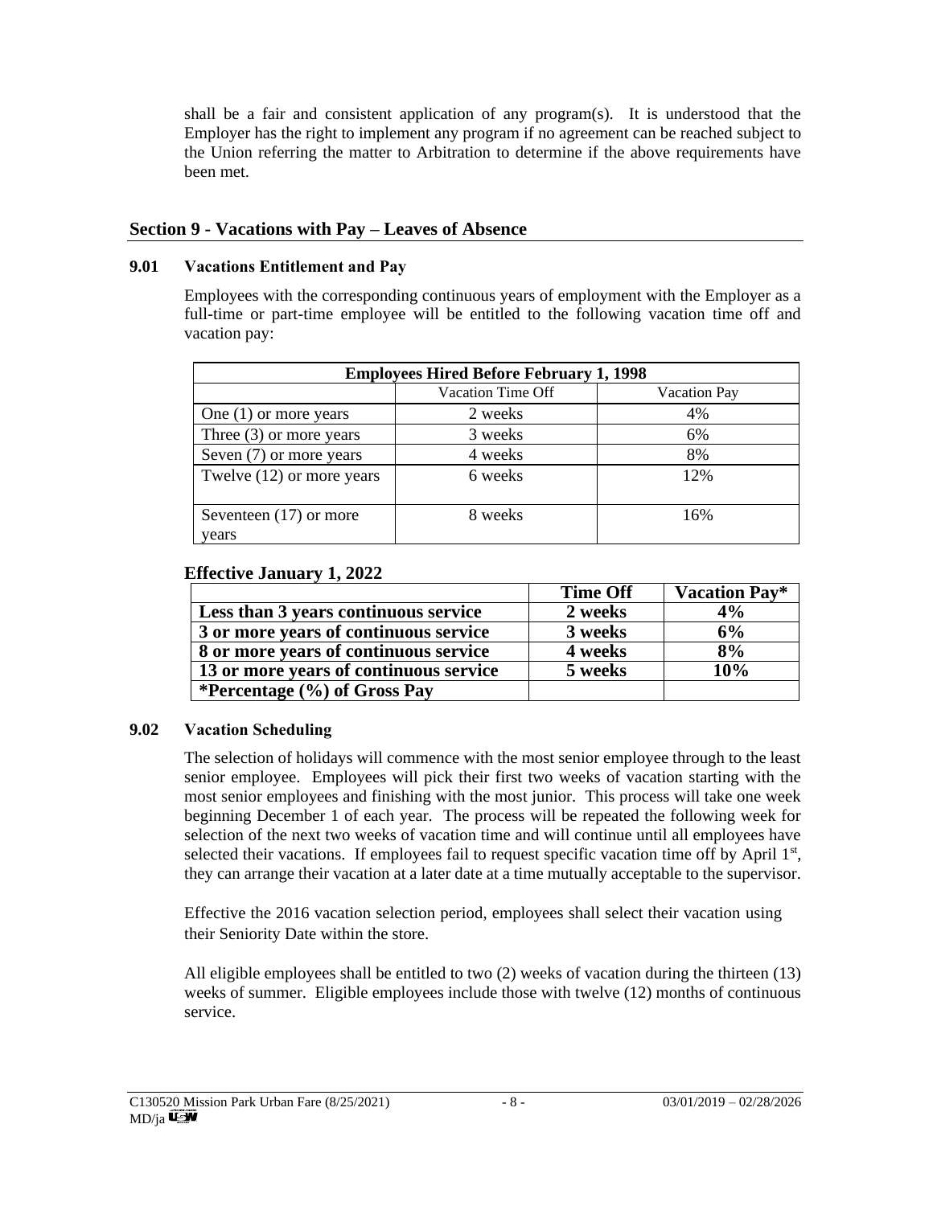shall be a fair and consistent application of any program(s). It is understood that the Employer has the right to implement any program if no agreement can be reached subject to the Union referring the matter to Arbitration to determine if the above requirements have been met.

## Section 9 - Vacations with Pay – Leaves of Absence

### 9.01 Vacations Entitlement and Pay

Employees with the corresponding continuous years of employment with the Employer as a full-time or part-time employee will be entitled to the following vacation time off and vacation pay:

| **Employees Hired Before February 1, 1998** | | |
|---|---|---|
| | Vacation Time Off | Vacation Pay |
| One (1) or more years | 2 weeks | 4% |
| Three (3) or more years | 3 weeks | 6% |
| Seven (7) or more years | 4 weeks | 8% |
| Twelve (12) or more years | 6 weeks | 12% |
| Seventeen (17) or more years | 8 weeks | 16% |

**Effective January 1, 2022**

| | **Time Off** | **Vacation Pay*** |
|---|---|---|
| **Less than 3 years continuous service** | **2 weeks** | **4%** |
| **3 or more years of continuous service** | **3 weeks** | **6%** |
| **8 or more years of continuous service** | **4 weeks** | **8%** |
| **13 or more years of continuous service** | **5 weeks** | **10%** |
| ***Percentage (%) of Gross Pay** | | |

### 9.02 Vacation Scheduling

The selection of holidays will commence with the most senior employee through to the least senior employee. Employees will pick their first two weeks of vacation starting with the most senior employees and finishing with the most junior. This process will take one week beginning December 1 of each year. The process will be repeated the following week for selection of the next two weeks of vacation time and will continue until all employees have selected their vacations. If employees fail to request specific vacation time off by April 1st, they can arrange their vacation at a later date at a time mutually acceptable to the supervisor.

Effective the 2016 vacation selection period, employees shall select their vacation using their Seniority Date within the store.

All eligible employees shall be entitled to two (2) weeks of vacation during the thirteen (13) weeks of summer. Eligible employees include those with twelve (12) months of continuous service.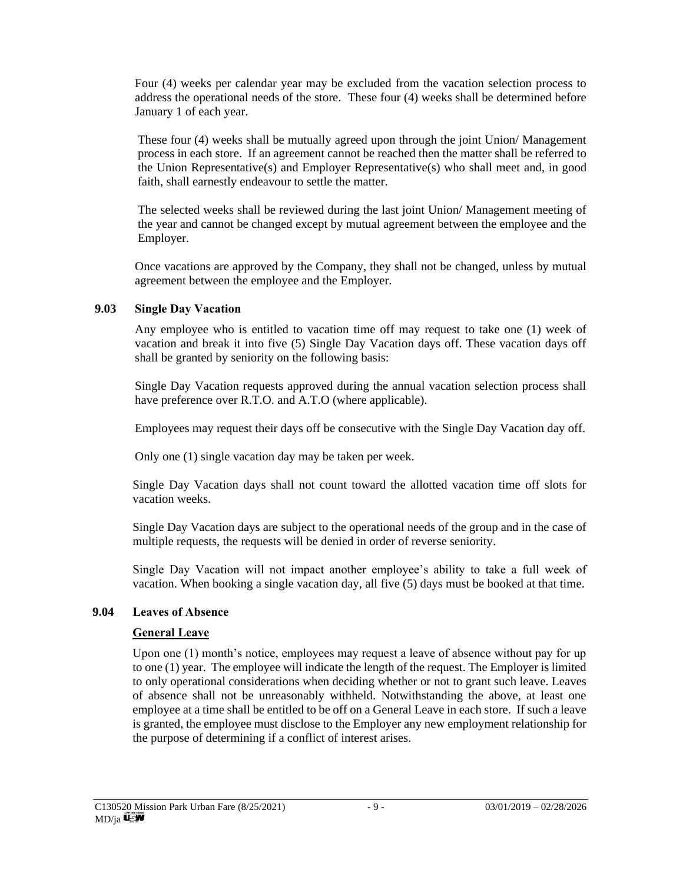Four (4) weeks per calendar year may be excluded from the vacation selection process to address the operational needs of the store. These four (4) weeks shall be determined before January 1 of each year.

These four (4) weeks shall be mutually agreed upon through the joint Union/ Management process in each store. If an agreement cannot be reached then the matter shall be referred to the Union Representative(s) and Employer Representative(s) who shall meet and, in good faith, shall earnestly endeavour to settle the matter.

The selected weeks shall be reviewed during the last joint Union/ Management meeting of the year and cannot be changed except by mutual agreement between the employee and the Employer.

Once vacations are approved by the Company, they shall not be changed, unless by mutual agreement between the employee and the Employer.

### 9.03 Single Day Vacation

Any employee who is entitled to vacation time off may request to take one (1) week of vacation and break it into five (5) Single Day Vacation days off. These vacation days off shall be granted by seniority on the following basis:

Single Day Vacation requests approved during the annual vacation selection process shall have preference over R.T.O. and A.T.O (where applicable).

Employees may request their days off be consecutive with the Single Day Vacation day off.

Only one (1) single vacation day may be taken per week.

Single Day Vacation days shall not count toward the allotted vacation time off slots for vacation weeks.

Single Day Vacation days are subject to the operational needs of the group and in the case of multiple requests, the requests will be denied in order of reverse seniority.

Single Day Vacation will not impact another employee's ability to take a full week of vacation. When booking a single vacation day, all five (5) days must be booked at that time.

### 9.04 Leaves of Absence

**General Leave**

Upon one (1) month's notice, employees may request a leave of absence without pay for up to one (1) year. The employee will indicate the length of the request. The Employer is limited to only operational considerations when deciding whether or not to grant such leave. Leaves of absence shall not be unreasonably withheld. Notwithstanding the above, at least one employee at a time shall be entitled to be off on a General Leave in each store. If such a leave is granted, the employee must disclose to the Employer any new employment relationship for the purpose of determining if a conflict of interest arises.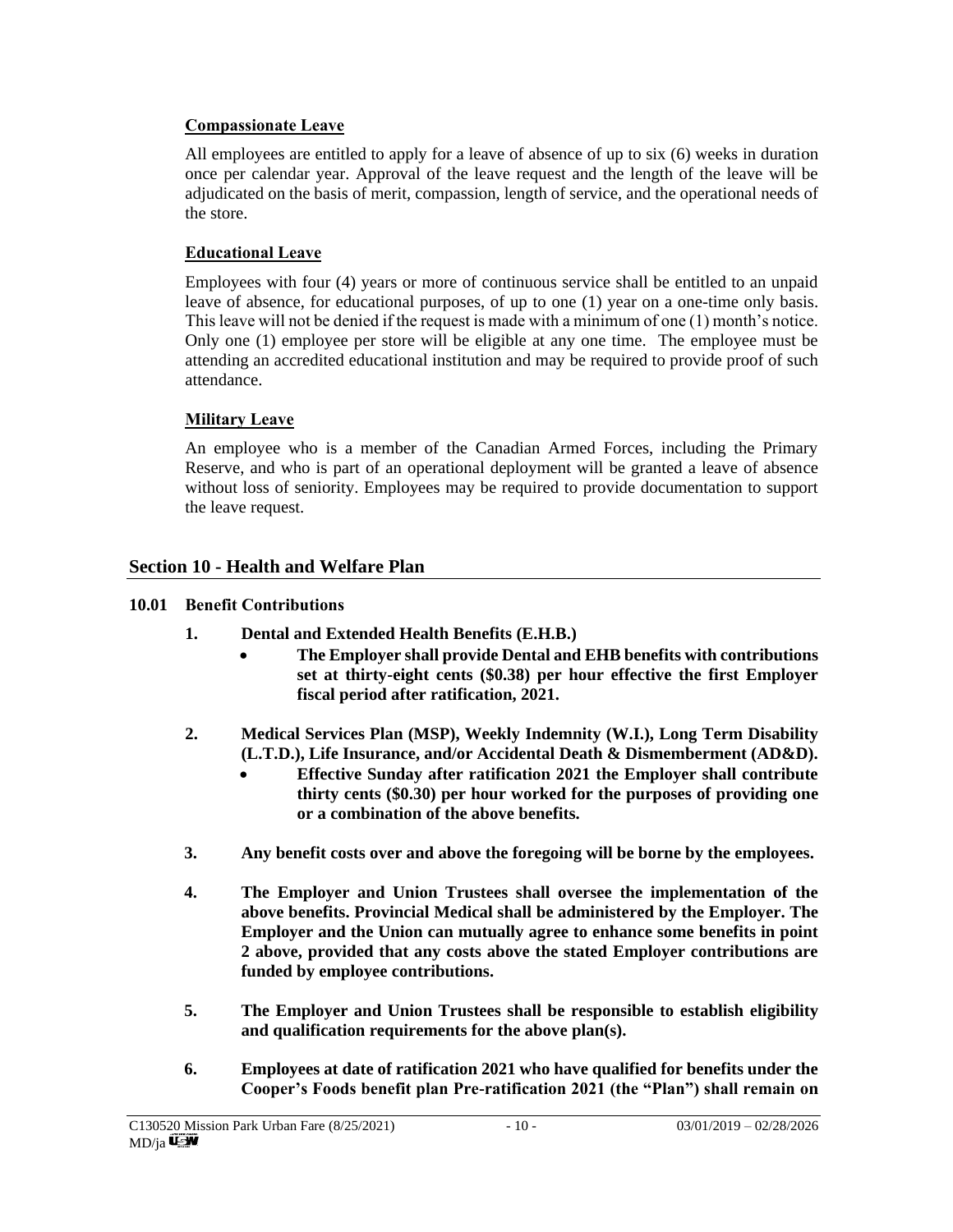### Compassionate Leave

All employees are entitled to apply for a leave of absence of up to six (6) weeks in duration once per calendar year. Approval of the leave request and the length of the leave will be adjudicated on the basis of merit, compassion, length of service, and the operational needs of the store.

### Educational Leave

Employees with four (4) years or more of continuous service shall be entitled to an unpaid leave of absence, for educational purposes, of up to one (1) year on a one-time only basis. This leave will not be denied if the request is made with a minimum of one (1) month's notice. Only one (1) employee per store will be eligible at any one time. The employee must be attending an accredited educational institution and may be required to provide proof of such attendance.

### Military Leave

An employee who is a member of the Canadian Armed Forces, including the Primary Reserve, and who is part of an operational deployment will be granted a leave of absence without loss of seniority. Employees may be required to provide documentation to support the leave request.

## Section 10 - Health and Welfare Plan

**10.01 Benefit Contributions**

1. **Dental and Extended Health Benefits (E.H.B.)**
   - **The Employer shall provide Dental and EHB benefits with contributions set at thirty-eight cents ($0.38) per hour effective the first Employer fiscal period after ratification, 2021.**

2. **Medical Services Plan (MSP), Weekly Indemnity (W.I.), Long Term Disability (L.T.D.), Life Insurance, and/or Accidental Death & Dismemberment (AD&D).**
   - **Effective Sunday after ratification 2021 the Employer shall contribute thirty cents ($0.30) per hour worked for the purposes of providing one or a combination of the above benefits.**

3. **Any benefit costs over and above the foregoing will be borne by the employees.**

4. **The Employer and Union Trustees shall oversee the implementation of the above benefits. Provincial Medical shall be administered by the Employer. The Employer and the Union can mutually agree to enhance some benefits in point 2 above, provided that any costs above the stated Employer contributions are funded by employee contributions.**

5. **The Employer and Union Trustees shall be responsible to establish eligibility and qualification requirements for the above plan(s).**

6. **Employees at date of ratification 2021 who have qualified for benefits under the Cooper's Foods benefit plan Pre-ratification 2021 (the "Plan") shall remain on**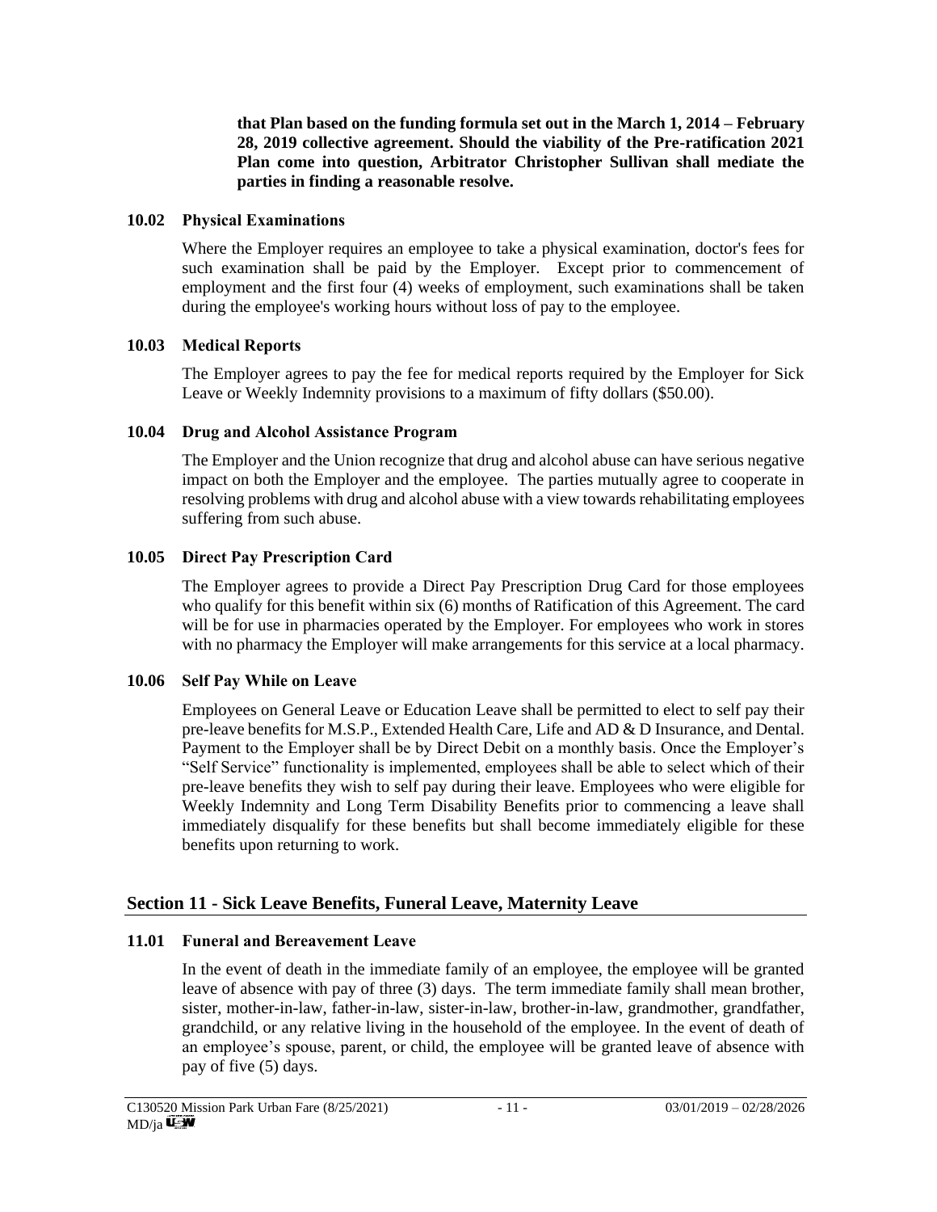**that Plan based on the funding formula set out in the March 1, 2014 – February 28, 2019 collective agreement. Should the viability of the Pre-ratification 2021 Plan come into question, Arbitrator Christopher Sullivan shall mediate the parties in finding a reasonable resolve.**

### 10.02 Physical Examinations

Where the Employer requires an employee to take a physical examination, doctor's fees for such examination shall be paid by the Employer. Except prior to commencement of employment and the first four (4) weeks of employment, such examinations shall be taken during the employee's working hours without loss of pay to the employee.

### 10.03 Medical Reports

The Employer agrees to pay the fee for medical reports required by the Employer for Sick Leave or Weekly Indemnity provisions to a maximum of fifty dollars ($50.00).

### 10.04 Drug and Alcohol Assistance Program

The Employer and the Union recognize that drug and alcohol abuse can have serious negative impact on both the Employer and the employee. The parties mutually agree to cooperate in resolving problems with drug and alcohol abuse with a view towards rehabilitating employees suffering from such abuse.

### 10.05 Direct Pay Prescription Card

The Employer agrees to provide a Direct Pay Prescription Drug Card for those employees who qualify for this benefit within six (6) months of Ratification of this Agreement. The card will be for use in pharmacies operated by the Employer. For employees who work in stores with no pharmacy the Employer will make arrangements for this service at a local pharmacy.

### 10.06 Self Pay While on Leave

Employees on General Leave or Education Leave shall be permitted to elect to self pay their pre-leave benefits for M.S.P., Extended Health Care, Life and AD & D Insurance, and Dental. Payment to the Employer shall be by Direct Debit on a monthly basis. Once the Employer's "Self Service" functionality is implemented, employees shall be able to select which of their pre-leave benefits they wish to self pay during their leave. Employees who were eligible for Weekly Indemnity and Long Term Disability Benefits prior to commencing a leave shall immediately disqualify for these benefits but shall become immediately eligible for these benefits upon returning to work.

## Section 11 - Sick Leave Benefits, Funeral Leave, Maternity Leave

### 11.01 Funeral and Bereavement Leave

In the event of death in the immediate family of an employee, the employee will be granted leave of absence with pay of three (3) days. The term immediate family shall mean brother, sister, mother-in-law, father-in-law, sister-in-law, brother-in-law, grandmother, grandfather, grandchild, or any relative living in the household of the employee. In the event of death of an employee's spouse, parent, or child, the employee will be granted leave of absence with pay of five (5) days.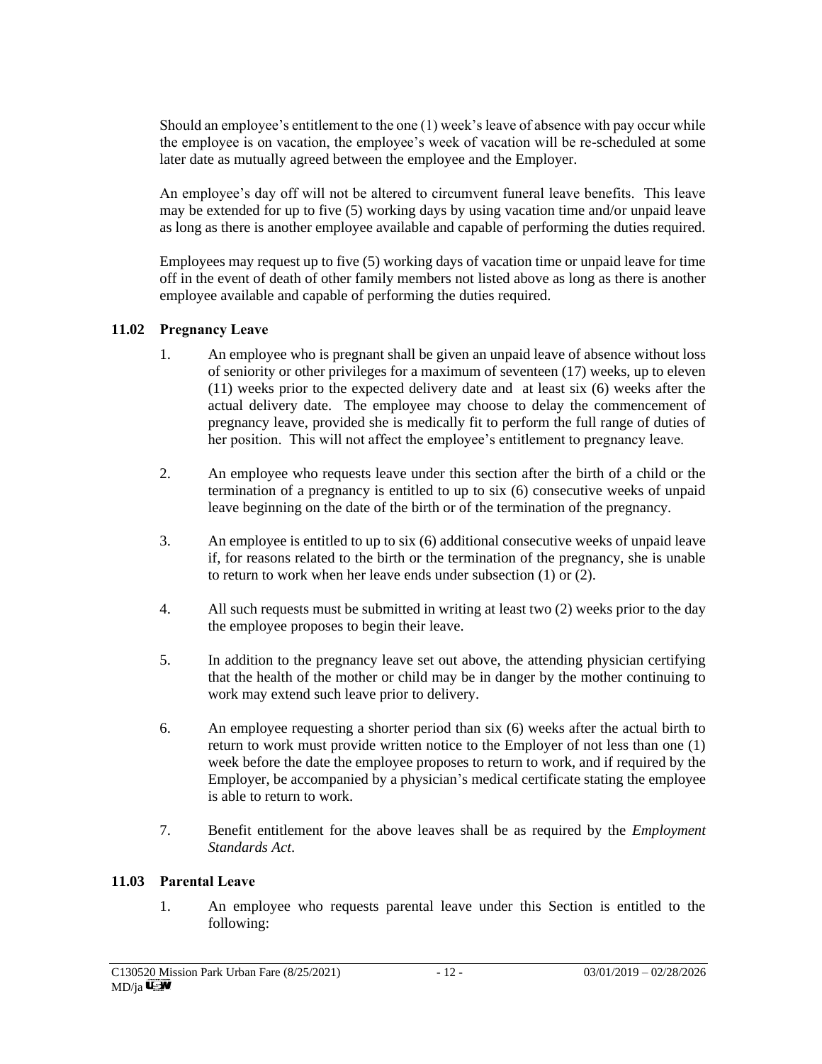Should an employee's entitlement to the one (1) week's leave of absence with pay occur while the employee is on vacation, the employee's week of vacation will be re-scheduled at some later date as mutually agreed between the employee and the Employer.

An employee's day off will not be altered to circumvent funeral leave benefits. This leave may be extended for up to five (5) working days by using vacation time and/or unpaid leave as long as there is another employee available and capable of performing the duties required.

Employees may request up to five (5) working days of vacation time or unpaid leave for time off in the event of death of other family members not listed above as long as there is another employee available and capable of performing the duties required.

### 11.02 Pregnancy Leave

1. An employee who is pregnant shall be given an unpaid leave of absence without loss of seniority or other privileges for a maximum of seventeen (17) weeks, up to eleven (11) weeks prior to the expected delivery date and at least six (6) weeks after the actual delivery date. The employee may choose to delay the commencement of pregnancy leave, provided she is medically fit to perform the full range of duties of her position. This will not affect the employee's entitlement to pregnancy leave.

2. An employee who requests leave under this section after the birth of a child or the termination of a pregnancy is entitled to up to six (6) consecutive weeks of unpaid leave beginning on the date of the birth or of the termination of the pregnancy.

3. An employee is entitled to up to six (6) additional consecutive weeks of unpaid leave if, for reasons related to the birth or the termination of the pregnancy, she is unable to return to work when her leave ends under subsection (1) or (2).

4. All such requests must be submitted in writing at least two (2) weeks prior to the day the employee proposes to begin their leave.

5. In addition to the pregnancy leave set out above, the attending physician certifying that the health of the mother or child may be in danger by the mother continuing to work may extend such leave prior to delivery.

6. An employee requesting a shorter period than six (6) weeks after the actual birth to return to work must provide written notice to the Employer of not less than one (1) week before the date the employee proposes to return to work, and if required by the Employer, be accompanied by a physician's medical certificate stating the employee is able to return to work.

7. Benefit entitlement for the above leaves shall be as required by the *Employment Standards Act*.

### 11.03 Parental Leave

1. An employee who requests parental leave under this Section is entitled to the following: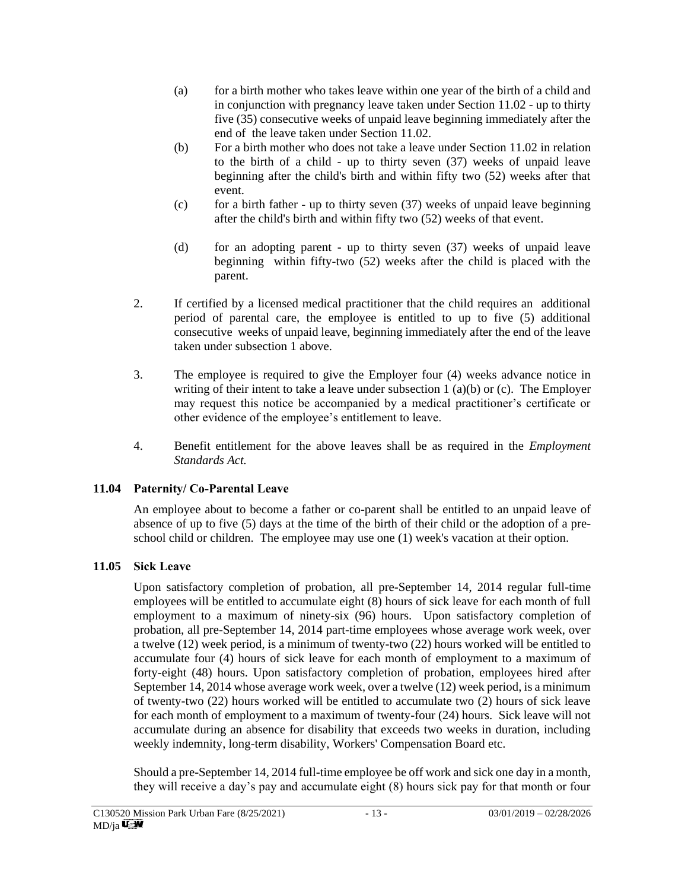(a) for a birth mother who takes leave within one year of the birth of a child and in conjunction with pregnancy leave taken under Section 11.02 - up to thirty five (35) consecutive weeks of unpaid leave beginning immediately after the end of the leave taken under Section 11.02.

(b) For a birth mother who does not take a leave under Section 11.02 in relation to the birth of a child - up to thirty seven (37) weeks of unpaid leave beginning after the child's birth and within fifty two (52) weeks after that event.

(c) for a birth father - up to thirty seven (37) weeks of unpaid leave beginning after the child's birth and within fifty two (52) weeks of that event.

(d) for an adopting parent - up to thirty seven (37) weeks of unpaid leave beginning within fifty-two (52) weeks after the child is placed with the parent.

2. If certified by a licensed medical practitioner that the child requires an additional period of parental care, the employee is entitled to up to five (5) additional consecutive weeks of unpaid leave, beginning immediately after the end of the leave taken under subsection 1 above.

3. The employee is required to give the Employer four (4) weeks advance notice in writing of their intent to take a leave under subsection 1 (a)(b) or (c). The Employer may request this notice be accompanied by a medical practitioner's certificate or other evidence of the employee's entitlement to leave.

4. Benefit entitlement for the above leaves shall be as required in the *Employment Standards Act.*

### 11.04 Paternity/ Co-Parental Leave

An employee about to become a father or co-parent shall be entitled to an unpaid leave of absence of up to five (5) days at the time of the birth of their child or the adoption of a pre-school child or children. The employee may use one (1) week's vacation at their option.

### 11.05 Sick Leave

Upon satisfactory completion of probation, all pre-September 14, 2014 regular full-time employees will be entitled to accumulate eight (8) hours of sick leave for each month of full employment to a maximum of ninety-six (96) hours. Upon satisfactory completion of probation, all pre-September 14, 2014 part-time employees whose average work week, over a twelve (12) week period, is a minimum of twenty-two (22) hours worked will be entitled to accumulate four (4) hours of sick leave for each month of employment to a maximum of forty-eight (48) hours. Upon satisfactory completion of probation, employees hired after September 14, 2014 whose average work week, over a twelve (12) week period, is a minimum of twenty-two (22) hours worked will be entitled to accumulate two (2) hours of sick leave for each month of employment to a maximum of twenty-four (24) hours. Sick leave will not accumulate during an absence for disability that exceeds two weeks in duration, including weekly indemnity, long-term disability, Workers' Compensation Board etc.

Should a pre-September 14, 2014 full-time employee be off work and sick one day in a month, they will receive a day's pay and accumulate eight (8) hours sick pay for that month or four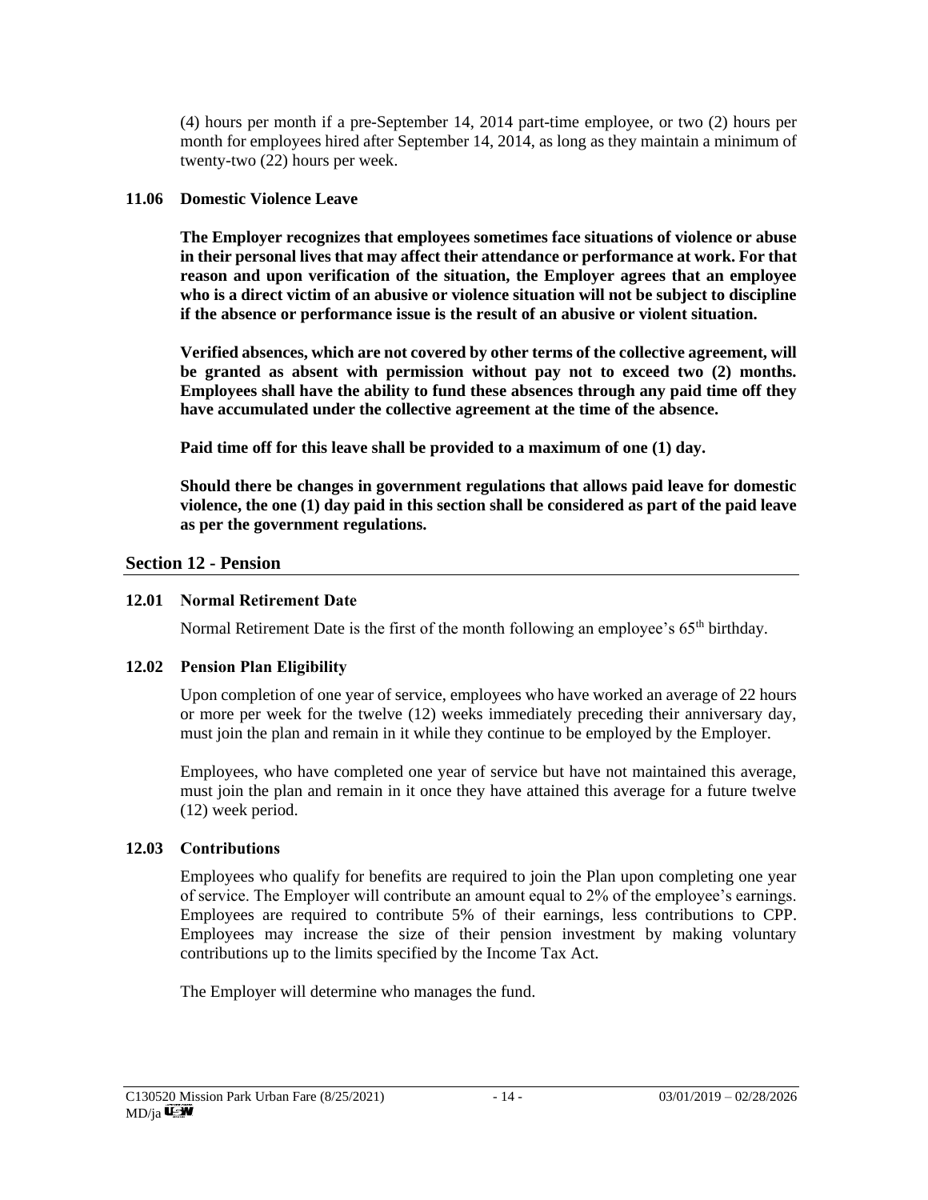(4) hours per month if a pre-September 14, 2014 part-time employee, or two (2) hours per month for employees hired after September 14, 2014, as long as they maintain a minimum of twenty-two (22) hours per week.

### 11.06 Domestic Violence Leave

**The Employer recognizes that employees sometimes face situations of violence or abuse in their personal lives that may affect their attendance or performance at work. For that reason and upon verification of the situation, the Employer agrees that an employee who is a direct victim of an abusive or violence situation will not be subject to discipline if the absence or performance issue is the result of an abusive or violent situation.**

**Verified absences, which are not covered by other terms of the collective agreement, will be granted as absent with permission without pay not to exceed two (2) months. Employees shall have the ability to fund these absences through any paid time off they have accumulated under the collective agreement at the time of the absence.**

**Paid time off for this leave shall be provided to a maximum of one (1) day.**

**Should there be changes in government regulations that allows paid leave for domestic violence, the one (1) day paid in this section shall be considered as part of the paid leave as per the government regulations.**

## Section 12 - Pension

### 12.01 Normal Retirement Date

Normal Retirement Date is the first of the month following an employee's 65th birthday.

### 12.02 Pension Plan Eligibility

Upon completion of one year of service, employees who have worked an average of 22 hours or more per week for the twelve (12) weeks immediately preceding their anniversary day, must join the plan and remain in it while they continue to be employed by the Employer.

Employees, who have completed one year of service but have not maintained this average, must join the plan and remain in it once they have attained this average for a future twelve (12) week period.

### 12.03 Contributions

Employees who qualify for benefits are required to join the Plan upon completing one year of service. The Employer will contribute an amount equal to 2% of the employee's earnings. Employees are required to contribute 5% of their earnings, less contributions to CPP. Employees may increase the size of their pension investment by making voluntary contributions up to the limits specified by the Income Tax Act.

The Employer will determine who manages the fund.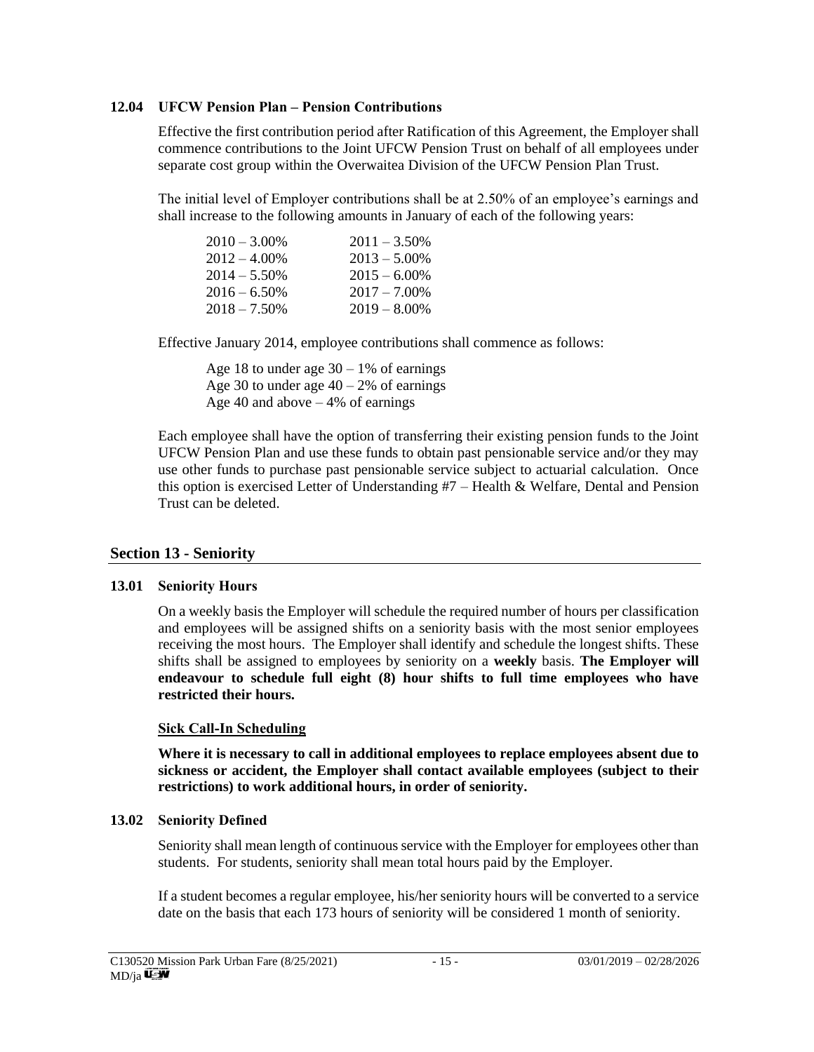### 12.04 UFCW Pension Plan – Pension Contributions

Effective the first contribution period after Ratification of this Agreement, the Employer shall commence contributions to the Joint UFCW Pension Trust on behalf of all employees under separate cost group within the Overwaitea Division of the UFCW Pension Plan Trust.

The initial level of Employer contributions shall be at 2.50% of an employee's earnings and shall increase to the following amounts in January of each of the following years:

| | |
|---|---|
| 2010 – 3.00% | 2011 – 3.50% |
| 2012 – 4.00% | 2013 – 5.00% |
| 2014 – 5.50% | 2015 – 6.00% |
| 2016 – 6.50% | 2017 – 7.00% |
| 2018 – 7.50% | 2019 – 8.00% |

Effective January 2014, employee contributions shall commence as follows:

Age 18 to under age 30 – 1% of earnings
Age 30 to under age 40 – 2% of earnings
Age 40 and above – 4% of earnings

Each employee shall have the option of transferring their existing pension funds to the Joint UFCW Pension Plan and use these funds to obtain past pensionable service and/or they may use other funds to purchase past pensionable service subject to actuarial calculation. Once this option is exercised Letter of Understanding #7 – Health & Welfare, Dental and Pension Trust can be deleted.

## Section 13 - Seniority

### 13.01 Seniority Hours

On a weekly basis the Employer will schedule the required number of hours per classification and employees will be assigned shifts on a seniority basis with the most senior employees receiving the most hours. The Employer shall identify and schedule the longest shifts. These shifts shall be assigned to employees by seniority on a **weekly** basis. **The Employer will endeavour to schedule full eight (8) hour shifts to full time employees who have restricted their hours.**

**Sick Call-In Scheduling**

**Where it is necessary to call in additional employees to replace employees absent due to sickness or accident, the Employer shall contact available employees (subject to their restrictions) to work additional hours, in order of seniority.**

### 13.02 Seniority Defined

Seniority shall mean length of continuous service with the Employer for employees other than students. For students, seniority shall mean total hours paid by the Employer.

If a student becomes a regular employee, his/her seniority hours will be converted to a service date on the basis that each 173 hours of seniority will be considered 1 month of seniority.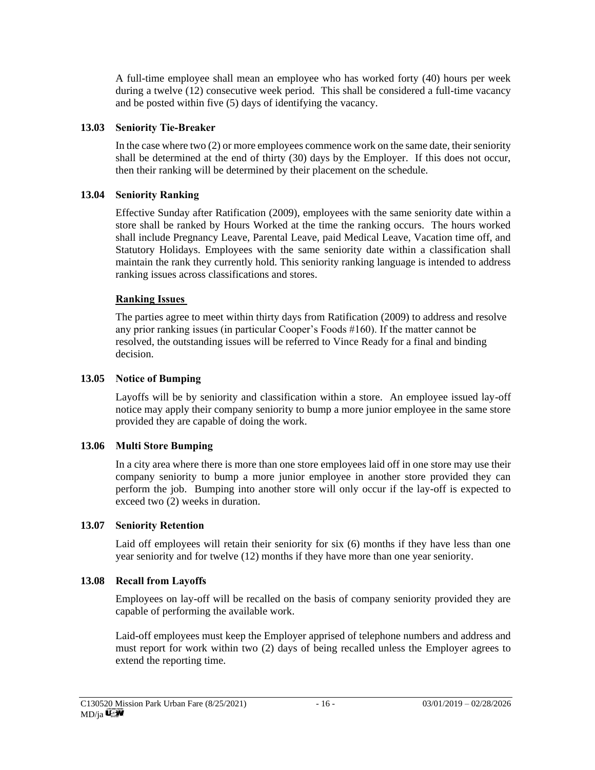A full-time employee shall mean an employee who has worked forty (40) hours per week during a twelve (12) consecutive week period. This shall be considered a full-time vacancy and be posted within five (5) days of identifying the vacancy.

### 13.03 Seniority Tie-Breaker

In the case where two (2) or more employees commence work on the same date, their seniority shall be determined at the end of thirty (30) days by the Employer. If this does not occur, then their ranking will be determined by their placement on the schedule.

### 13.04 Seniority Ranking

Effective Sunday after Ratification (2009), employees with the same seniority date within a store shall be ranked by Hours Worked at the time the ranking occurs. The hours worked shall include Pregnancy Leave, Parental Leave, paid Medical Leave, Vacation time off, and Statutory Holidays. Employees with the same seniority date within a classification shall maintain the rank they currently hold. This seniority ranking language is intended to address ranking issues across classifications and stores.

**Ranking Issues**

The parties agree to meet within thirty days from Ratification (2009) to address and resolve any prior ranking issues (in particular Cooper's Foods #160). If the matter cannot be resolved, the outstanding issues will be referred to Vince Ready for a final and binding decision.

### 13.05 Notice of Bumping

Layoffs will be by seniority and classification within a store. An employee issued lay-off notice may apply their company seniority to bump a more junior employee in the same store provided they are capable of doing the work.

### 13.06 Multi Store Bumping

In a city area where there is more than one store employees laid off in one store may use their company seniority to bump a more junior employee in another store provided they can perform the job. Bumping into another store will only occur if the lay-off is expected to exceed two (2) weeks in duration.

### 13.07 Seniority Retention

Laid off employees will retain their seniority for six (6) months if they have less than one year seniority and for twelve (12) months if they have more than one year seniority.

### 13.08 Recall from Layoffs

Employees on lay-off will be recalled on the basis of company seniority provided they are capable of performing the available work.

Laid-off employees must keep the Employer apprised of telephone numbers and address and must report for work within two (2) days of being recalled unless the Employer agrees to extend the reporting time.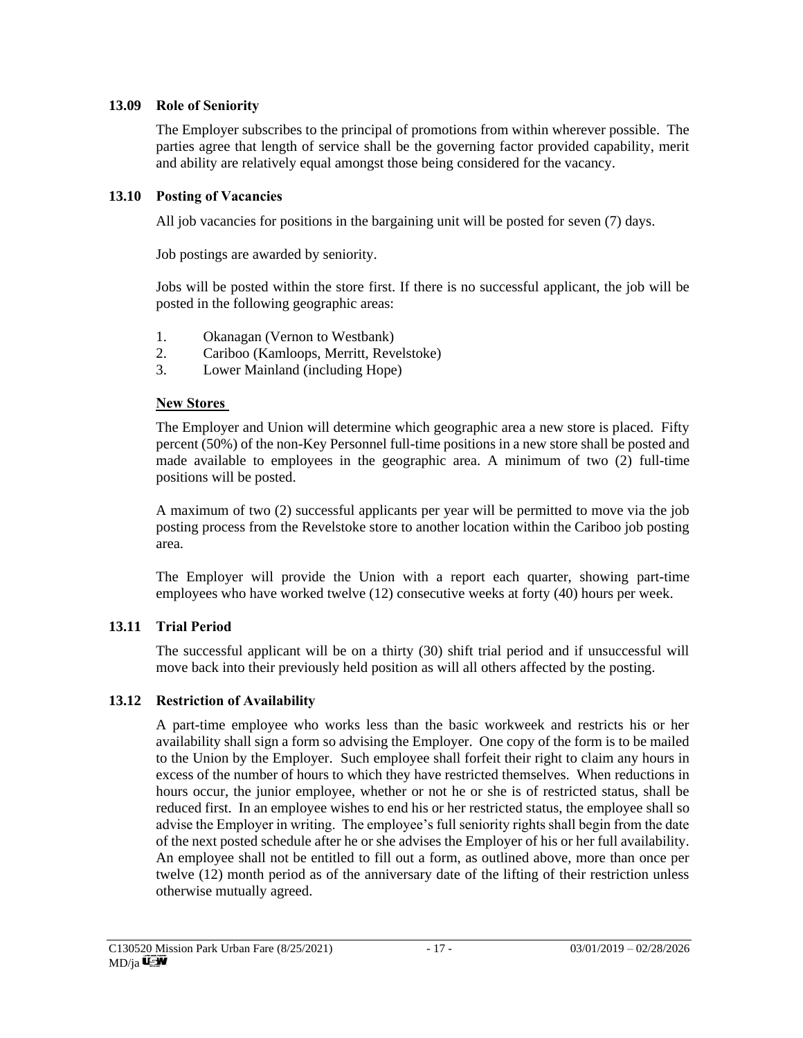### 13.09 Role of Seniority

The Employer subscribes to the principal of promotions from within wherever possible. The parties agree that length of service shall be the governing factor provided capability, merit and ability are relatively equal amongst those being considered for the vacancy.

### 13.10 Posting of Vacancies

All job vacancies for positions in the bargaining unit will be posted for seven (7) days.

Job postings are awarded by seniority.

Jobs will be posted within the store first. If there is no successful applicant, the job will be posted in the following geographic areas:

1. Okanagan (Vernon to Westbank)
2. Cariboo (Kamloops, Merritt, Revelstoke)
3. Lower Mainland (including Hope)

**New Stores**

The Employer and Union will determine which geographic area a new store is placed. Fifty percent (50%) of the non-Key Personnel full-time positions in a new store shall be posted and made available to employees in the geographic area. A minimum of two (2) full-time positions will be posted.

A maximum of two (2) successful applicants per year will be permitted to move via the job posting process from the Revelstoke store to another location within the Cariboo job posting area.

The Employer will provide the Union with a report each quarter, showing part-time employees who have worked twelve (12) consecutive weeks at forty (40) hours per week.

### 13.11 Trial Period

The successful applicant will be on a thirty (30) shift trial period and if unsuccessful will move back into their previously held position as will all others affected by the posting.

### 13.12 Restriction of Availability

A part-time employee who works less than the basic workweek and restricts his or her availability shall sign a form so advising the Employer. One copy of the form is to be mailed to the Union by the Employer. Such employee shall forfeit their right to claim any hours in excess of the number of hours to which they have restricted themselves. When reductions in hours occur, the junior employee, whether or not he or she is of restricted status, shall be reduced first. In an employee wishes to end his or her restricted status, the employee shall so advise the Employer in writing. The employee's full seniority rights shall begin from the date of the next posted schedule after he or she advises the Employer of his or her full availability. An employee shall not be entitled to fill out a form, as outlined above, more than once per twelve (12) month period as of the anniversary date of the lifting of their restriction unless otherwise mutually agreed.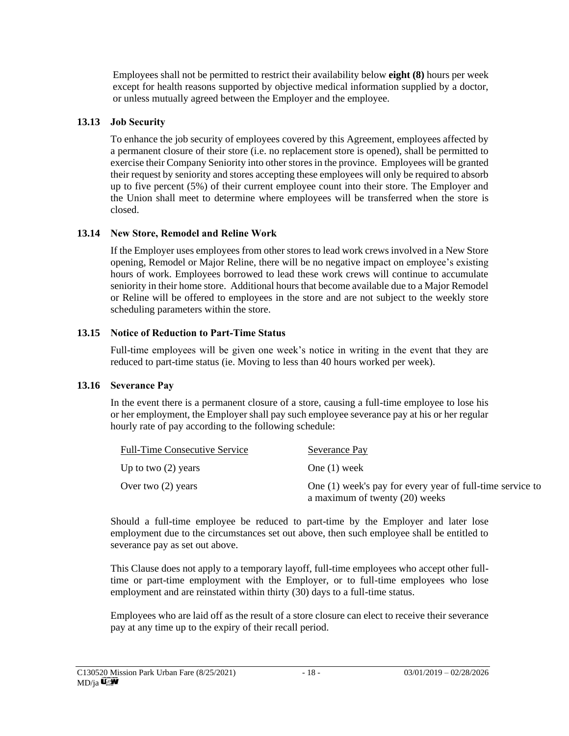Employees shall not be permitted to restrict their availability below **eight (8)** hours per week except for health reasons supported by objective medical information supplied by a doctor, or unless mutually agreed between the Employer and the employee.

### 13.13 Job Security

To enhance the job security of employees covered by this Agreement, employees affected by a permanent closure of their store (i.e. no replacement store is opened), shall be permitted to exercise their Company Seniority into other stores in the province. Employees will be granted their request by seniority and stores accepting these employees will only be required to absorb up to five percent (5%) of their current employee count into their store. The Employer and the Union shall meet to determine where employees will be transferred when the store is closed.

### 13.14 New Store, Remodel and Reline Work

If the Employer uses employees from other stores to lead work crews involved in a New Store opening, Remodel or Major Reline, there will be no negative impact on employee's existing hours of work. Employees borrowed to lead these work crews will continue to accumulate seniority in their home store. Additional hours that become available due to a Major Remodel or Reline will be offered to employees in the store and are not subject to the weekly store scheduling parameters within the store.

### 13.15 Notice of Reduction to Part-Time Status

Full-time employees will be given one week's notice in writing in the event that they are reduced to part-time status (ie. Moving to less than 40 hours worked per week).

### 13.16 Severance Pay

In the event there is a permanent closure of a store, causing a full-time employee to lose his or her employment, the Employer shall pay such employee severance pay at his or her regular hourly rate of pay according to the following schedule:

| Full-Time Consecutive Service | Severance Pay |
|---|---|
| Up to two (2) years | One (1) week |
| Over two (2) years | One (1) week's pay for every year of full-time service to a maximum of twenty (20) weeks |

Should a full-time employee be reduced to part-time by the Employer and later lose employment due to the circumstances set out above, then such employee shall be entitled to severance pay as set out above.

This Clause does not apply to a temporary layoff, full-time employees who accept other full-time or part-time employment with the Employer, or to full-time employees who lose employment and are reinstated within thirty (30) days to a full-time status.

Employees who are laid off as the result of a store closure can elect to receive their severance pay at any time up to the expiry of their recall period.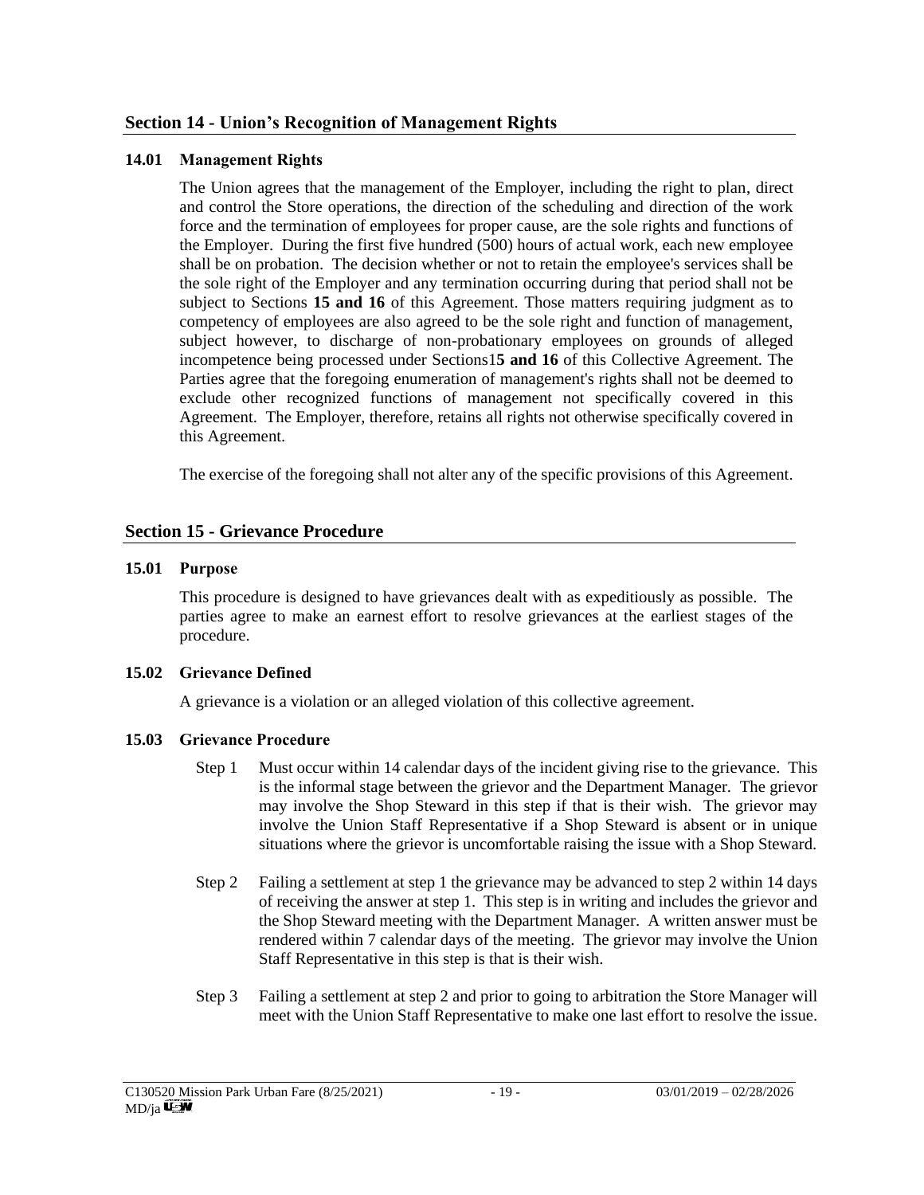## Section 14 - Union's Recognition of Management Rights

### 14.01 Management Rights

The Union agrees that the management of the Employer, including the right to plan, direct and control the Store operations, the direction of the scheduling and direction of the work force and the termination of employees for proper cause, are the sole rights and functions of the Employer. During the first five hundred (500) hours of actual work, each new employee shall be on probation. The decision whether or not to retain the employee's services shall be the sole right of the Employer and any termination occurring during that period shall not be subject to Sections **15 and 16** of this Agreement. Those matters requiring judgment as to competency of employees are also agreed to be the sole right and function of management, subject however, to discharge of non-probationary employees on grounds of alleged incompetence being processed under Sections1**5 and 16** of this Collective Agreement. The Parties agree that the foregoing enumeration of management's rights shall not be deemed to exclude other recognized functions of management not specifically covered in this Agreement. The Employer, therefore, retains all rights not otherwise specifically covered in this Agreement.

The exercise of the foregoing shall not alter any of the specific provisions of this Agreement.

## Section 15 - Grievance Procedure

### 15.01 Purpose

This procedure is designed to have grievances dealt with as expeditiously as possible. The parties agree to make an earnest effort to resolve grievances at the earliest stages of the procedure.

### 15.02 Grievance Defined

A grievance is a violation or an alleged violation of this collective agreement.

### 15.03 Grievance Procedure

Step 1 Must occur within 14 calendar days of the incident giving rise to the grievance. This is the informal stage between the grievor and the Department Manager. The grievor may involve the Shop Steward in this step if that is their wish. The grievor may involve the Union Staff Representative if a Shop Steward is absent or in unique situations where the grievor is uncomfortable raising the issue with a Shop Steward.

Step 2 Failing a settlement at step 1 the grievance may be advanced to step 2 within 14 days of receiving the answer at step 1. This step is in writing and includes the grievor and the Shop Steward meeting with the Department Manager. A written answer must be rendered within 7 calendar days of the meeting. The grievor may involve the Union Staff Representative in this step is that is their wish.

Step 3 Failing a settlement at step 2 and prior to going to arbitration the Store Manager will meet with the Union Staff Representative to make one last effort to resolve the issue.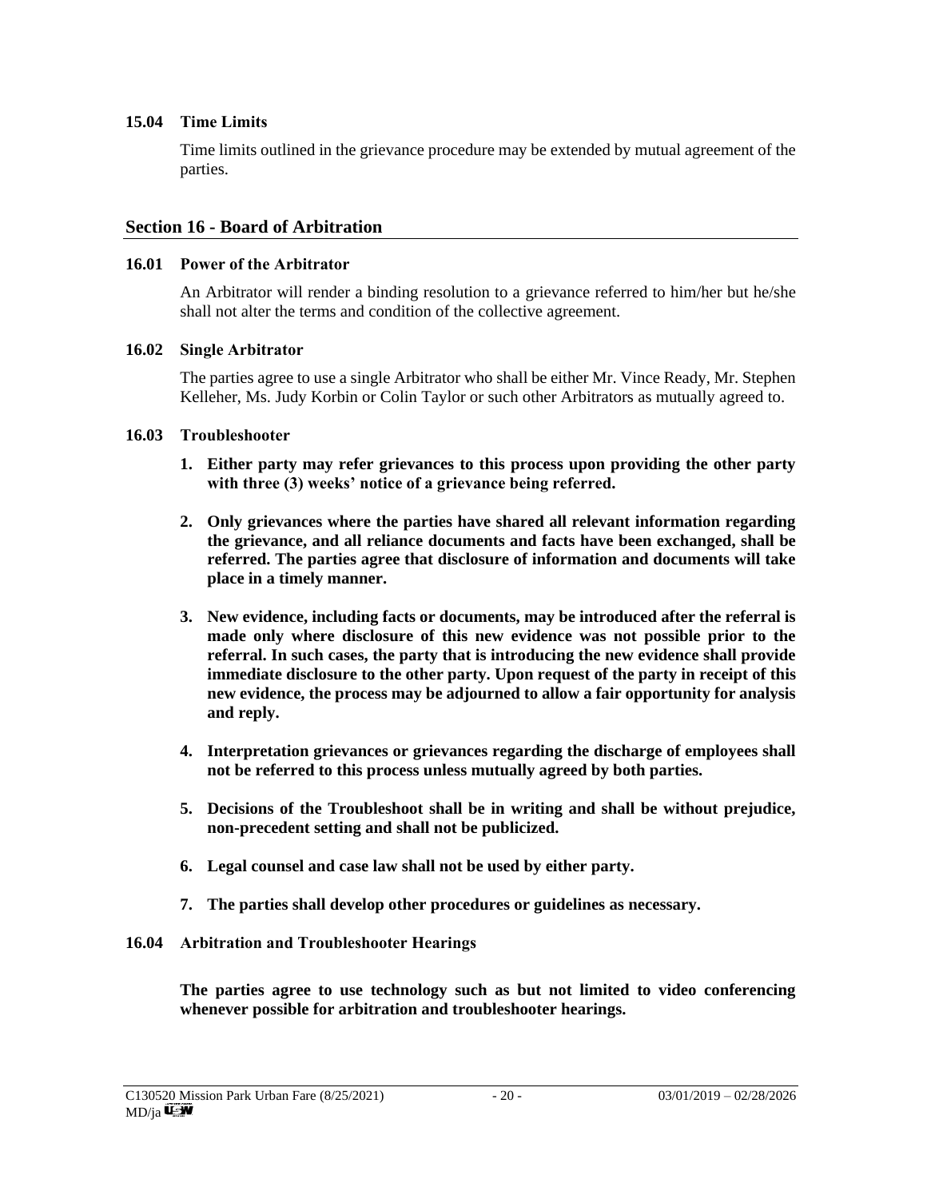### 15.04 Time Limits

Time limits outlined in the grievance procedure may be extended by mutual agreement of the parties.

## Section 16 - Board of Arbitration

### 16.01 Power of the Arbitrator

An Arbitrator will render a binding resolution to a grievance referred to him/her but he/she shall not alter the terms and condition of the collective agreement.

### 16.02 Single Arbitrator

The parties agree to use a single Arbitrator who shall be either Mr. Vince Ready, Mr. Stephen Kelleher, Ms. Judy Korbin or Colin Taylor or such other Arbitrators as mutually agreed to.

### 16.03 Troubleshooter

1. **Either party may refer grievances to this process upon providing the other party with three (3) weeks' notice of a grievance being referred.**

2. **Only grievances where the parties have shared all relevant information regarding the grievance, and all reliance documents and facts have been exchanged, shall be referred. The parties agree that disclosure of information and documents will take place in a timely manner.**

3. **New evidence, including facts or documents, may be introduced after the referral is made only where disclosure of this new evidence was not possible prior to the referral. In such cases, the party that is introducing the new evidence shall provide immediate disclosure to the other party. Upon request of the party in receipt of this new evidence, the process may be adjourned to allow a fair opportunity for analysis and reply.**

4. **Interpretation grievances or grievances regarding the discharge of employees shall not be referred to this process unless mutually agreed by both parties.**

5. **Decisions of the Troubleshoot shall be in writing and shall be without prejudice, non-precedent setting and shall not be publicized.**

6. **Legal counsel and case law shall not be used by either party.**

7. **The parties shall develop other procedures or guidelines as necessary.**

### 16.04 Arbitration and Troubleshooter Hearings

**The parties agree to use technology such as but not limited to video conferencing whenever possible for arbitration and troubleshooter hearings.**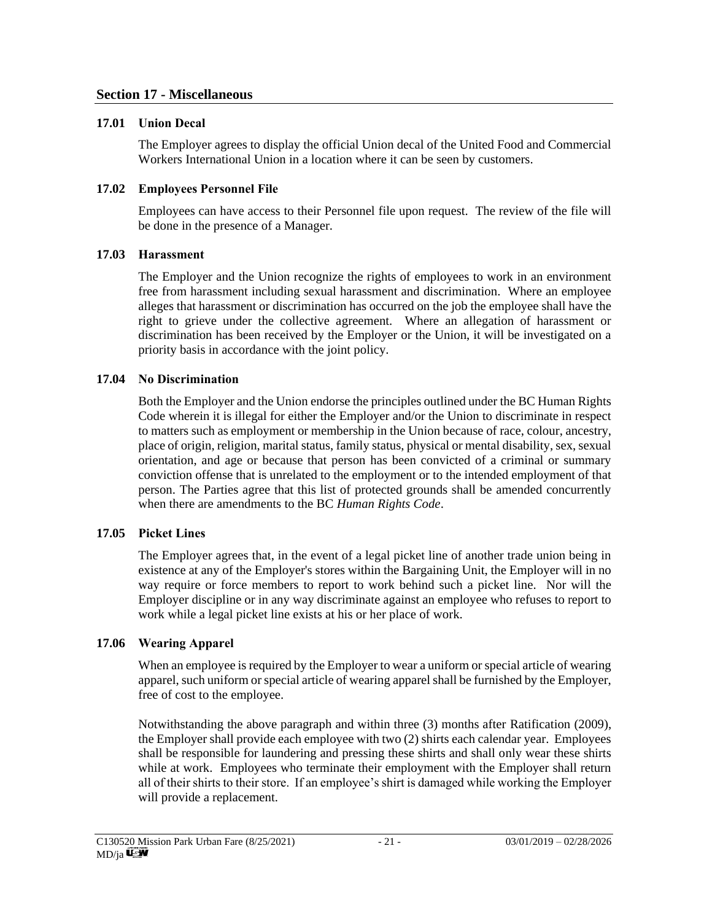## Section 17 - Miscellaneous

### 17.01 Union Decal

The Employer agrees to display the official Union decal of the United Food and Commercial Workers International Union in a location where it can be seen by customers.

### 17.02 Employees Personnel File

Employees can have access to their Personnel file upon request. The review of the file will be done in the presence of a Manager.

### 17.03 Harassment

The Employer and the Union recognize the rights of employees to work in an environment free from harassment including sexual harassment and discrimination. Where an employee alleges that harassment or discrimination has occurred on the job the employee shall have the right to grieve under the collective agreement. Where an allegation of harassment or discrimination has been received by the Employer or the Union, it will be investigated on a priority basis in accordance with the joint policy.

### 17.04 No Discrimination

Both the Employer and the Union endorse the principles outlined under the BC Human Rights Code wherein it is illegal for either the Employer and/or the Union to discriminate in respect to matters such as employment or membership in the Union because of race, colour, ancestry, place of origin, religion, marital status, family status, physical or mental disability, sex, sexual orientation, and age or because that person has been convicted of a criminal or summary conviction offense that is unrelated to the employment or to the intended employment of that person. The Parties agree that this list of protected grounds shall be amended concurrently when there are amendments to the BC *Human Rights Code*.

### 17.05 Picket Lines

The Employer agrees that, in the event of a legal picket line of another trade union being in existence at any of the Employer's stores within the Bargaining Unit, the Employer will in no way require or force members to report to work behind such a picket line. Nor will the Employer discipline or in any way discriminate against an employee who refuses to report to work while a legal picket line exists at his or her place of work.

### 17.06 Wearing Apparel

When an employee is required by the Employer to wear a uniform or special article of wearing apparel, such uniform or special article of wearing apparel shall be furnished by the Employer, free of cost to the employee.

Notwithstanding the above paragraph and within three (3) months after Ratification (2009), the Employer shall provide each employee with two (2) shirts each calendar year. Employees shall be responsible for laundering and pressing these shirts and shall only wear these shirts while at work. Employees who terminate their employment with the Employer shall return all of their shirts to their store. If an employee's shirt is damaged while working the Employer will provide a replacement.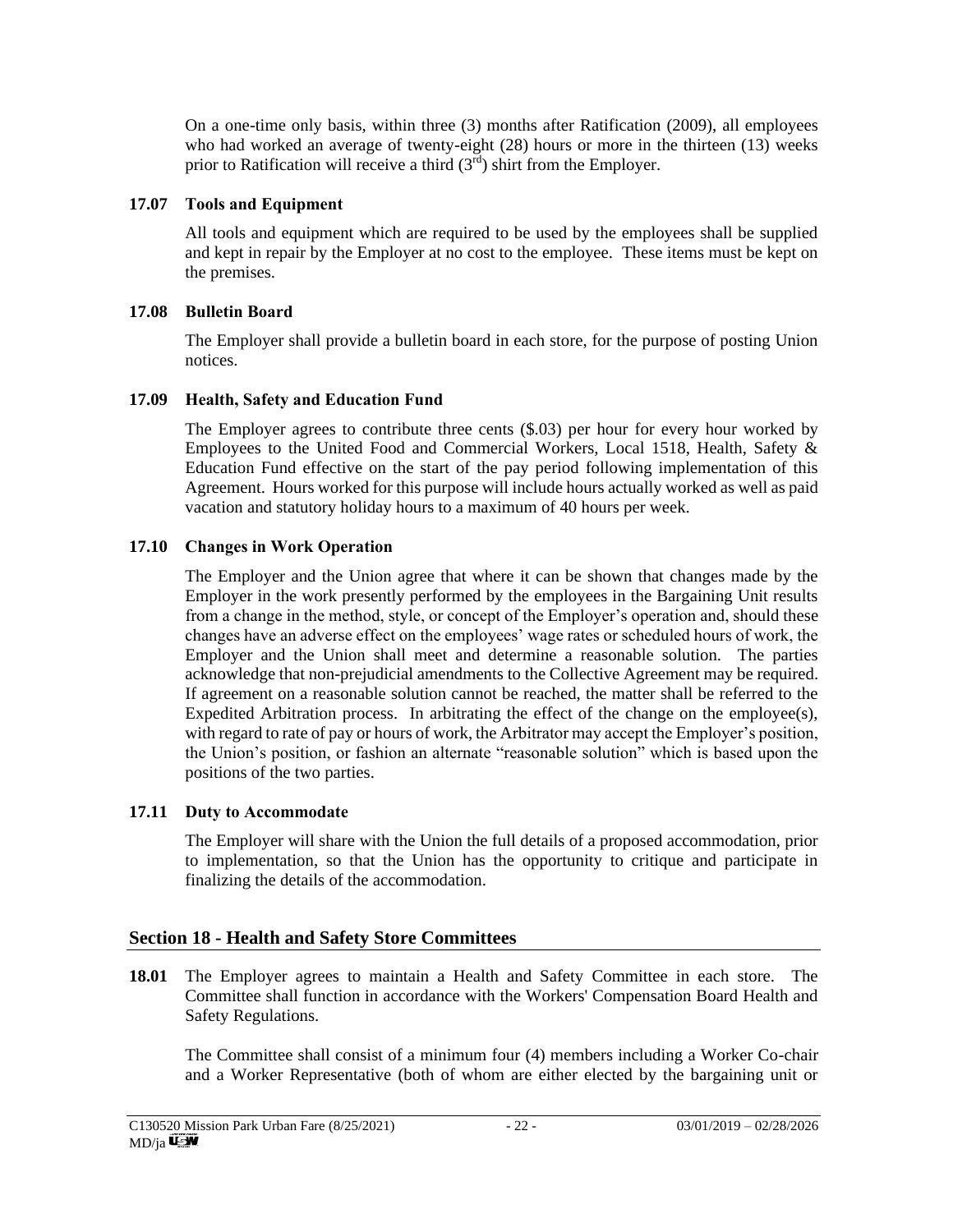On a one-time only basis, within three (3) months after Ratification (2009), all employees who had worked an average of twenty-eight (28) hours or more in the thirteen (13) weeks prior to Ratification will receive a third (3rd) shirt from the Employer.

### 17.07 Tools and Equipment

All tools and equipment which are required to be used by the employees shall be supplied and kept in repair by the Employer at no cost to the employee. These items must be kept on the premises.

### 17.08 Bulletin Board

The Employer shall provide a bulletin board in each store, for the purpose of posting Union notices.

### 17.09 Health, Safety and Education Fund

The Employer agrees to contribute three cents ($.03) per hour for every hour worked by Employees to the United Food and Commercial Workers, Local 1518, Health, Safety & Education Fund effective on the start of the pay period following implementation of this Agreement. Hours worked for this purpose will include hours actually worked as well as paid vacation and statutory holiday hours to a maximum of 40 hours per week.

### 17.10 Changes in Work Operation

The Employer and the Union agree that where it can be shown that changes made by the Employer in the work presently performed by the employees in the Bargaining Unit results from a change in the method, style, or concept of the Employer's operation and, should these changes have an adverse effect on the employees' wage rates or scheduled hours of work, the Employer and the Union shall meet and determine a reasonable solution. The parties acknowledge that non-prejudicial amendments to the Collective Agreement may be required. If agreement on a reasonable solution cannot be reached, the matter shall be referred to the Expedited Arbitration process. In arbitrating the effect of the change on the employee(s), with regard to rate of pay or hours of work, the Arbitrator may accept the Employer's position, the Union's position, or fashion an alternate "reasonable solution" which is based upon the positions of the two parties.

### 17.11 Duty to Accommodate

The Employer will share with the Union the full details of a proposed accommodation, prior to implementation, so that the Union has the opportunity to critique and participate in finalizing the details of the accommodation.

## Section 18 - Health and Safety Store Committees

**18.01** The Employer agrees to maintain a Health and Safety Committee in each store. The Committee shall function in accordance with the Workers' Compensation Board Health and Safety Regulations.

The Committee shall consist of a minimum four (4) members including a Worker Co-chair and a Worker Representative (both of whom are either elected by the bargaining unit or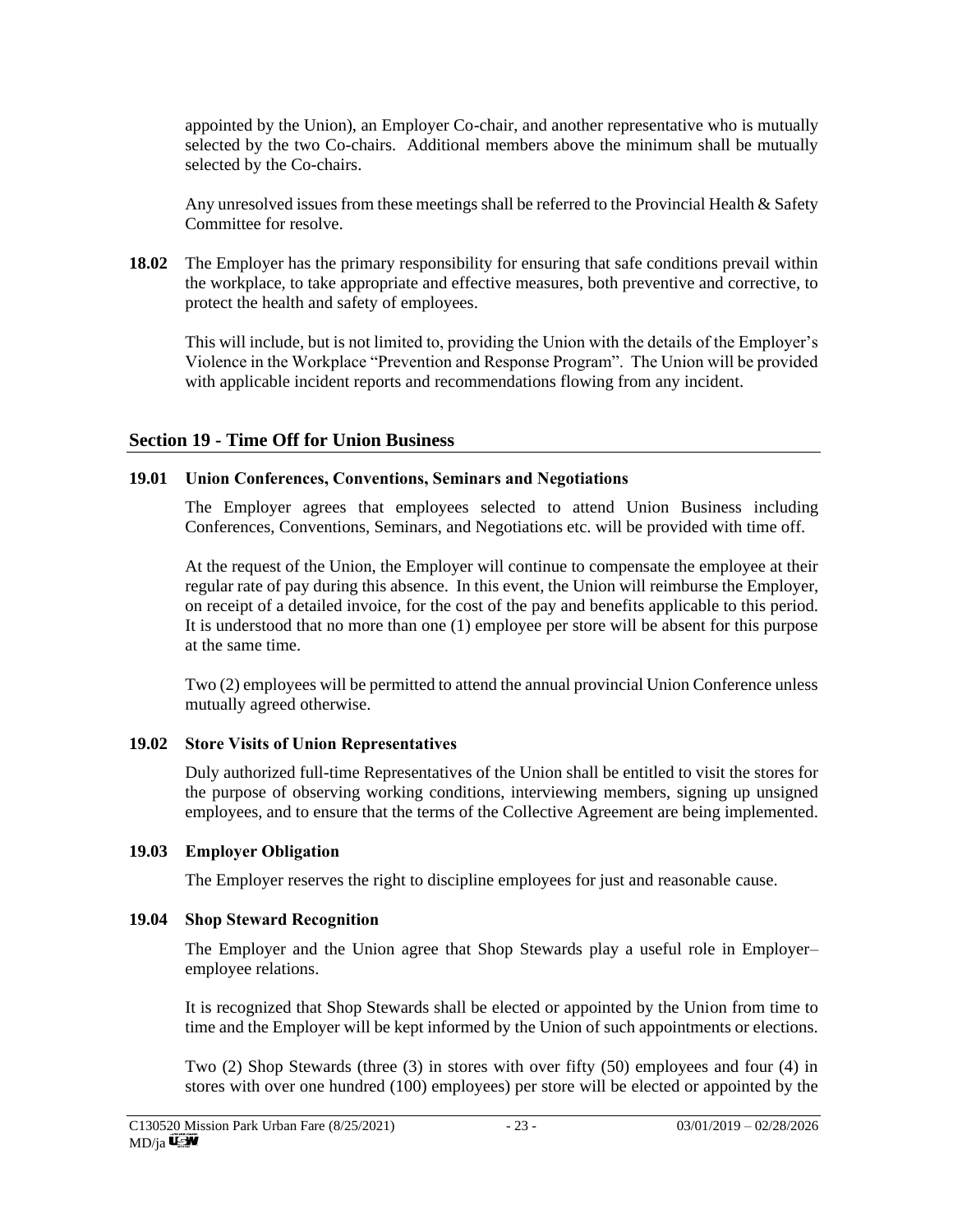appointed by the Union), an Employer Co-chair, and another representative who is mutually selected by the two Co-chairs. Additional members above the minimum shall be mutually selected by the Co-chairs.

Any unresolved issues from these meetings shall be referred to the Provincial Health & Safety Committee for resolve.

**18.02** The Employer has the primary responsibility for ensuring that safe conditions prevail within the workplace, to take appropriate and effective measures, both preventive and corrective, to protect the health and safety of employees.

This will include, but is not limited to, providing the Union with the details of the Employer's Violence in the Workplace "Prevention and Response Program". The Union will be provided with applicable incident reports and recommendations flowing from any incident.

## Section 19 - Time Off for Union Business

### 19.01 Union Conferences, Conventions, Seminars and Negotiations

The Employer agrees that employees selected to attend Union Business including Conferences, Conventions, Seminars, and Negotiations etc. will be provided with time off.

At the request of the Union, the Employer will continue to compensate the employee at their regular rate of pay during this absence. In this event, the Union will reimburse the Employer, on receipt of a detailed invoice, for the cost of the pay and benefits applicable to this period. It is understood that no more than one (1) employee per store will be absent for this purpose at the same time.

Two (2) employees will be permitted to attend the annual provincial Union Conference unless mutually agreed otherwise.

### 19.02 Store Visits of Union Representatives

Duly authorized full-time Representatives of the Union shall be entitled to visit the stores for the purpose of observing working conditions, interviewing members, signing up unsigned employees, and to ensure that the terms of the Collective Agreement are being implemented.

### 19.03 Employer Obligation

The Employer reserves the right to discipline employees for just and reasonable cause.

### 19.04 Shop Steward Recognition

The Employer and the Union agree that Shop Stewards play a useful role in Employer–employee relations.

It is recognized that Shop Stewards shall be elected or appointed by the Union from time to time and the Employer will be kept informed by the Union of such appointments or elections.

Two (2) Shop Stewards (three (3) in stores with over fifty (50) employees and four (4) in stores with over one hundred (100) employees) per store will be elected or appointed by the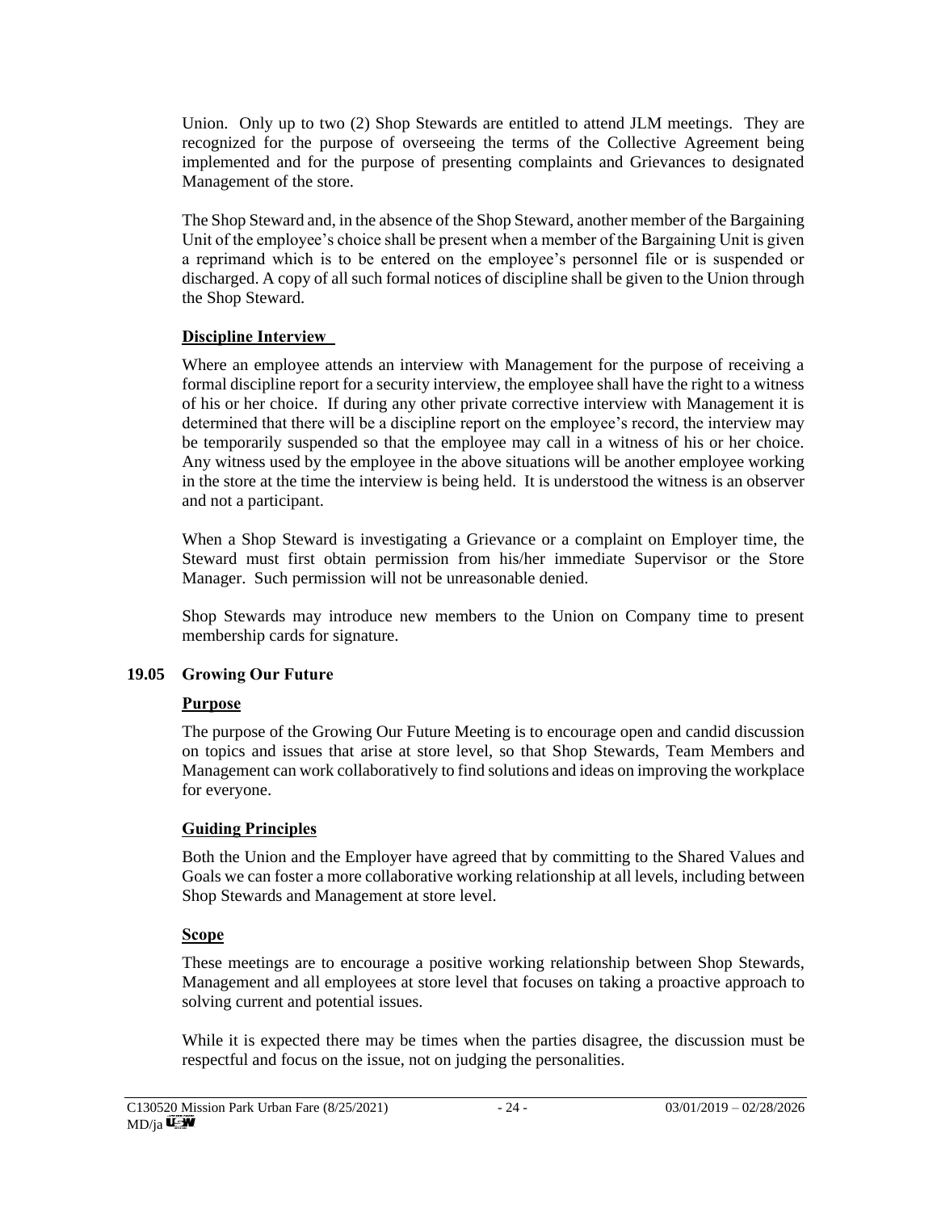Union. Only up to two (2) Shop Stewards are entitled to attend JLM meetings. They are recognized for the purpose of overseeing the terms of the Collective Agreement being implemented and for the purpose of presenting complaints and Grievances to designated Management of the store.

The Shop Steward and, in the absence of the Shop Steward, another member of the Bargaining Unit of the employee's choice shall be present when a member of the Bargaining Unit is given a reprimand which is to be entered on the employee's personnel file or is suspended or discharged. A copy of all such formal notices of discipline shall be given to the Union through the Shop Steward.

**Discipline Interview**

Where an employee attends an interview with Management for the purpose of receiving a formal discipline report for a security interview, the employee shall have the right to a witness of his or her choice. If during any other private corrective interview with Management it is determined that there will be a discipline report on the employee's record, the interview may be temporarily suspended so that the employee may call in a witness of his or her choice. Any witness used by the employee in the above situations will be another employee working in the store at the time the interview is being held. It is understood the witness is an observer and not a participant.

When a Shop Steward is investigating a Grievance or a complaint on Employer time, the Steward must first obtain permission from his/her immediate Supervisor or the Store Manager. Such permission will not be unreasonable denied.

Shop Stewards may introduce new members to the Union on Company time to present membership cards for signature.

### 19.05 Growing Our Future

**Purpose**

The purpose of the Growing Our Future Meeting is to encourage open and candid discussion on topics and issues that arise at store level, so that Shop Stewards, Team Members and Management can work collaboratively to find solutions and ideas on improving the workplace for everyone.

**Guiding Principles**

Both the Union and the Employer have agreed that by committing to the Shared Values and Goals we can foster a more collaborative working relationship at all levels, including between Shop Stewards and Management at store level.

**Scope**

These meetings are to encourage a positive working relationship between Shop Stewards, Management and all employees at store level that focuses on taking a proactive approach to solving current and potential issues.

While it is expected there may be times when the parties disagree, the discussion must be respectful and focus on the issue, not on judging the personalities.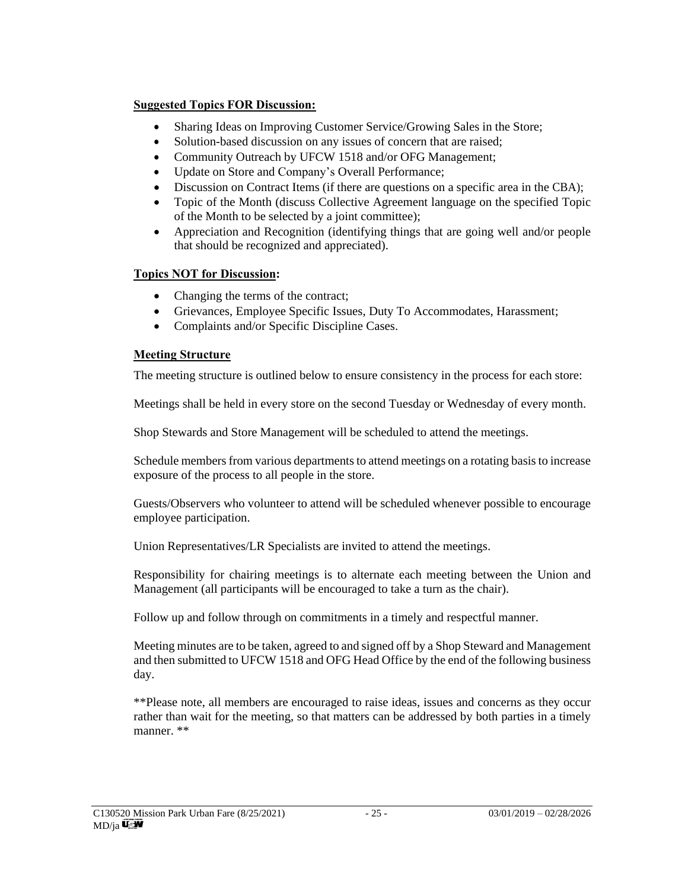**Suggested Topics FOR Discussion:**

- Sharing Ideas on Improving Customer Service/Growing Sales in the Store;
- Solution-based discussion on any issues of concern that are raised;
- Community Outreach by UFCW 1518 and/or OFG Management;
- Update on Store and Company's Overall Performance;
- Discussion on Contract Items (if there are questions on a specific area in the CBA);
- Topic of the Month (discuss Collective Agreement language on the specified Topic of the Month to be selected by a joint committee);
- Appreciation and Recognition (identifying things that are going well and/or people that should be recognized and appreciated).

**Topics NOT for Discussion:**

- Changing the terms of the contract;
- Grievances, Employee Specific Issues, Duty To Accommodates, Harassment;
- Complaints and/or Specific Discipline Cases.

**Meeting Structure**

The meeting structure is outlined below to ensure consistency in the process for each store:

Meetings shall be held in every store on the second Tuesday or Wednesday of every month.

Shop Stewards and Store Management will be scheduled to attend the meetings.

Schedule members from various departments to attend meetings on a rotating basis to increase exposure of the process to all people in the store.

Guests/Observers who volunteer to attend will be scheduled whenever possible to encourage employee participation.

Union Representatives/LR Specialists are invited to attend the meetings.

Responsibility for chairing meetings is to alternate each meeting between the Union and Management (all participants will be encouraged to take a turn as the chair).

Follow up and follow through on commitments in a timely and respectful manner.

Meeting minutes are to be taken, agreed to and signed off by a Shop Steward and Management and then submitted to UFCW 1518 and OFG Head Office by the end of the following business day.

**Please note, all members are encouraged to raise ideas, issues and concerns as they occur rather than wait for the meeting, so that matters can be addressed by both parties in a timely manner. **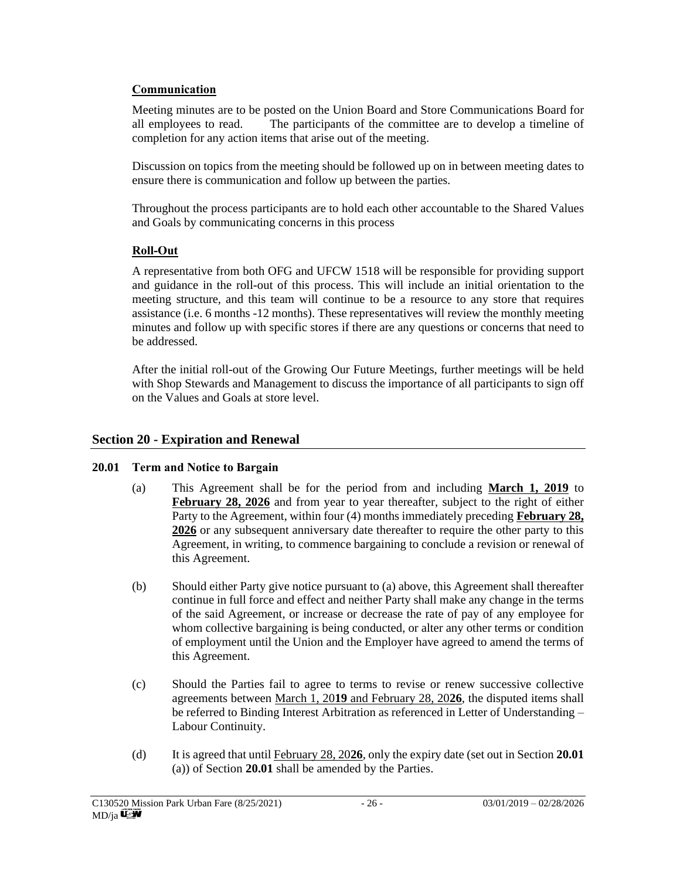**Communication**

Meeting minutes are to be posted on the Union Board and Store Communications Board for all employees to read. The participants of the committee are to develop a timeline of completion for any action items that arise out of the meeting.

Discussion on topics from the meeting should be followed up on in between meeting dates to ensure there is communication and follow up between the parties.

Throughout the process participants are to hold each other accountable to the Shared Values and Goals by communicating concerns in this process

**Roll-Out**

A representative from both OFG and UFCW 1518 will be responsible for providing support and guidance in the roll-out of this process. This will include an initial orientation to the meeting structure, and this team will continue to be a resource to any store that requires assistance (i.e. 6 months -12 months). These representatives will review the monthly meeting minutes and follow up with specific stores if there are any questions or concerns that need to be addressed.

After the initial roll-out of the Growing Our Future Meetings, further meetings will be held with Shop Stewards and Management to discuss the importance of all participants to sign off on the Values and Goals at store level.

## Section 20 - Expiration and Renewal

### 20.01 Term and Notice to Bargain

(a) This Agreement shall be for the period from and including **March 1, 2019** to **February 28, 2026** and from year to year thereafter, subject to the right of either Party to the Agreement, within four (4) months immediately preceding **February 28, 2026** or any subsequent anniversary date thereafter to require the other party to this Agreement, in writing, to commence bargaining to conclude a revision or renewal of this Agreement.

(b) Should either Party give notice pursuant to (a) above, this Agreement shall thereafter continue in full force and effect and neither Party shall make any change in the terms of the said Agreement, or increase or decrease the rate of pay of any employee for whom collective bargaining is being conducted, or alter any other terms or condition of employment until the Union and the Employer have agreed to amend the terms of this Agreement.

(c) Should the Parties fail to agree to terms to revise or renew successive collective agreements between March 1, 20**19** and February 28, 20**26**, the disputed items shall be referred to Binding Interest Arbitration as referenced in Letter of Understanding – Labour Continuity.

(d) It is agreed that until February 28, 20**26**, only the expiry date (set out in Section **20.01** (a)) of Section **20.01** shall be amended by the Parties.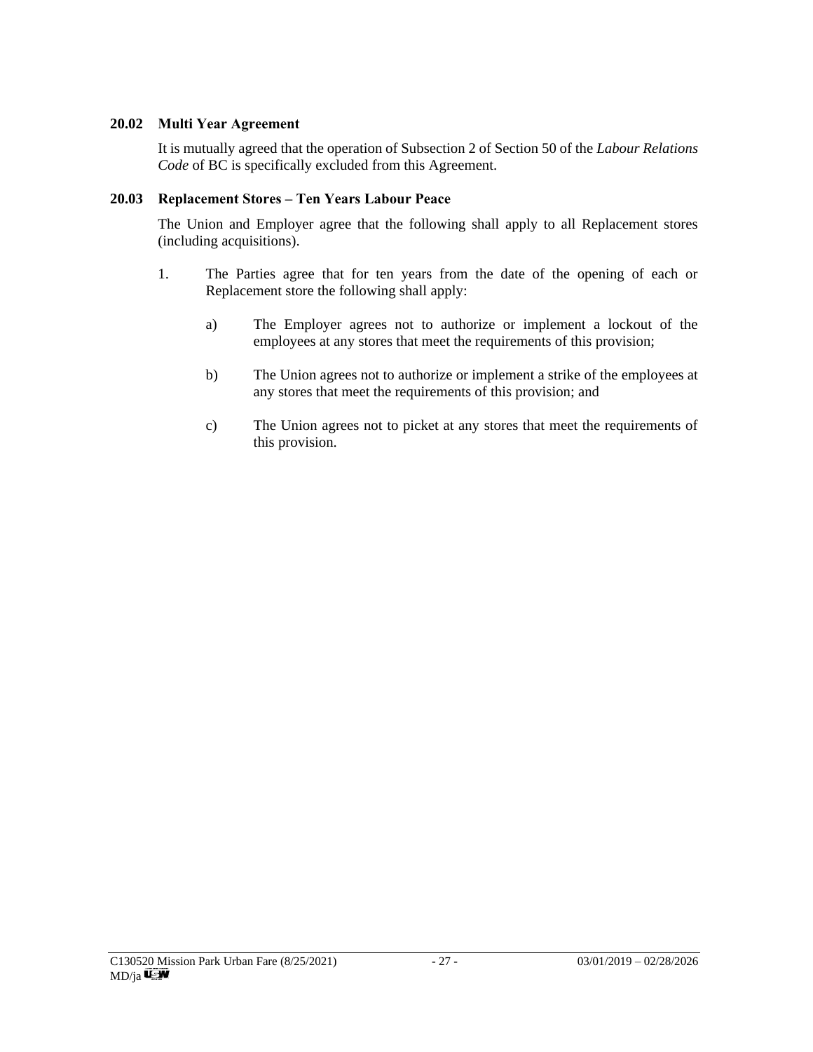**20.02 Multi Year Agreement**

It is mutually agreed that the operation of Subsection 2 of Section 50 of the *Labour Relations Code* of BC is specifically excluded from this Agreement.

**20.03 Replacement Stores – Ten Years Labour Peace**

The Union and Employer agree that the following shall apply to all Replacement stores (including acquisitions).

1. The Parties agree that for ten years from the date of the opening of each or Replacement store the following shall apply:

   a) The Employer agrees not to authorize or implement a lockout of the employees at any stores that meet the requirements of this provision;

   b) The Union agrees not to authorize or implement a strike of the employees at any stores that meet the requirements of this provision; and

   c) The Union agrees not to picket at any stores that meet the requirements of this provision.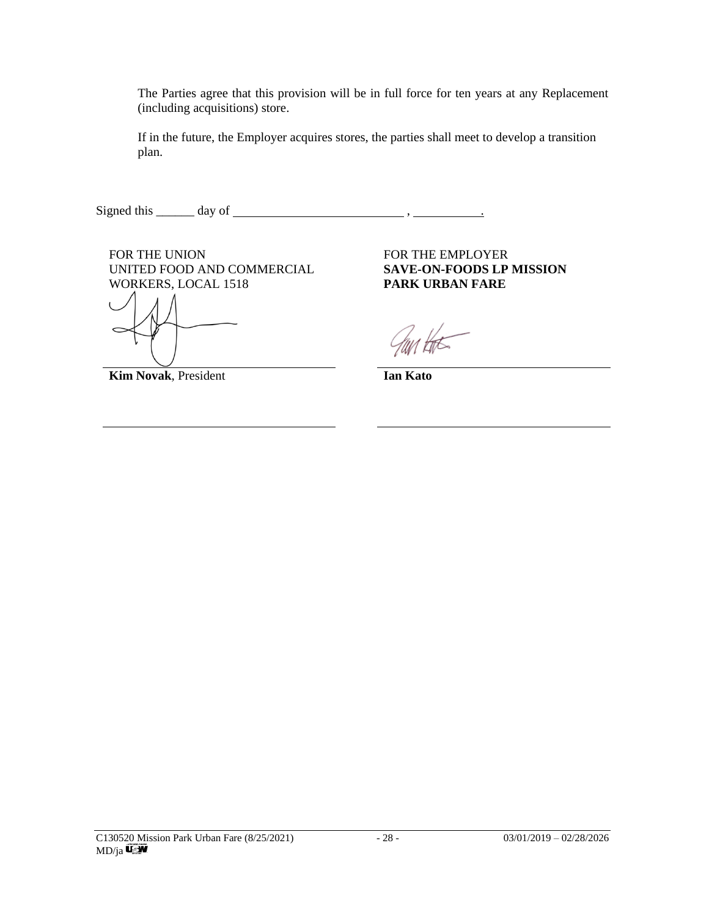The Parties agree that this provision will be in full force for ten years at any Replacement (including acquisitions) store.

If in the future, the Employer acquires stores, the parties shall meet to develop a transition plan.

Signed this ______ day of ____________________________ , ___________.

FOR THE UNION
UNITED FOOD AND COMMERCIAL WORKERS, LOCAL 1518

______________________________
**Kim Novak**, President

______________________________

FOR THE EMPLOYER
**SAVE-ON-FOODS LP MISSION PARK URBAN FARE**

______________________________
**Ian Kato**

______________________________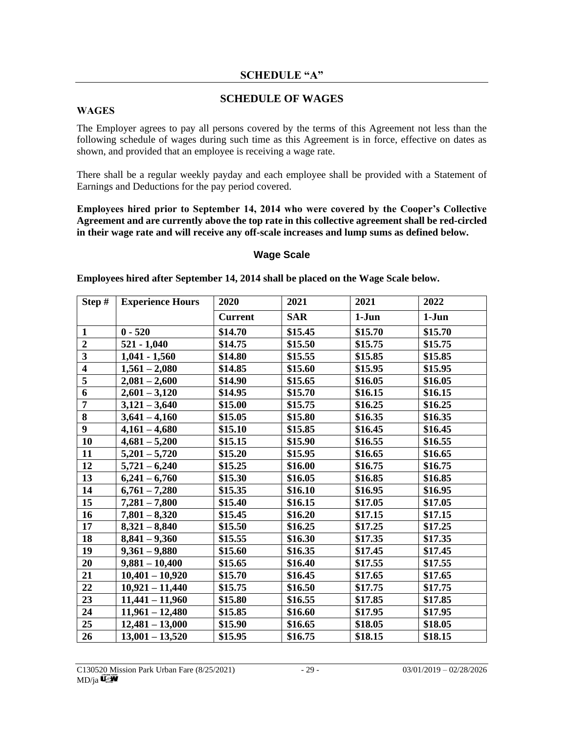## SCHEDULE "A"

## SCHEDULE OF WAGES

**WAGES**

The Employer agrees to pay all persons covered by the terms of this Agreement not less than the following schedule of wages during such time as this Agreement is in force, effective on dates as shown, and provided that an employee is receiving a wage rate.

There shall be a regular weekly payday and each employee shall be provided with a Statement of Earnings and Deductions for the pay period covered.

**Employees hired prior to September 14, 2014 who were covered by the Cooper's Collective Agreement and are currently above the top rate in this collective agreement shall be red-circled in their wage rate and will receive any off-scale increases and lump sums as defined below.**

### Wage Scale

**Employees hired after September 14, 2014 shall be placed on the Wage Scale below.**

| Step # | Experience Hours | 2020 | 2021 | 2021 | 2022 |
|---|---|---|---|---|---|
| | | Current | SAR | 1-Jun | 1-Jun |
| 1 | 0 - 520 | $14.70 | $15.45 | $15.70 | $15.70 |
| 2 | 521 - 1,040 | $14.75 | $15.50 | $15.75 | $15.75 |
| 3 | 1,041 - 1,560 | $14.80 | $15.55 | $15.85 | $15.85 |
| 4 | 1,561 – 2,080 | $14.85 | $15.60 | $15.95 | $15.95 |
| 5 | 2,081 – 2,600 | $14.90 | $15.65 | $16.05 | $16.05 |
| 6 | 2,601 – 3,120 | $14.95 | $15.70 | $16.15 | $16.15 |
| 7 | 3,121 – 3,640 | $15.00 | $15.75 | $16.25 | $16.25 |
| 8 | 3,641 – 4,160 | $15.05 | $15.80 | $16.35 | $16.35 |
| 9 | 4,161 – 4,680 | $15.10 | $15.85 | $16.45 | $16.45 |
| 10 | 4,681 – 5,200 | $15.15 | $15.90 | $16.55 | $16.55 |
| 11 | 5,201 – 5,720 | $15.20 | $15.95 | $16.65 | $16.65 |
| 12 | 5,721 – 6,240 | $15.25 | $16.00 | $16.75 | $16.75 |
| 13 | 6,241 – 6,760 | $15.30 | $16.05 | $16.85 | $16.85 |
| 14 | 6,761 – 7,280 | $15.35 | $16.10 | $16.95 | $16.95 |
| 15 | 7,281 – 7,800 | $15.40 | $16.15 | $17.05 | $17.05 |
| 16 | 7,801 – 8,320 | $15.45 | $16.20 | $17.15 | $17.15 |
| 17 | 8,321 – 8,840 | $15.50 | $16.25 | $17.25 | $17.25 |
| 18 | 8,841 – 9,360 | $15.55 | $16.30 | $17.35 | $17.35 |
| 19 | 9,361 – 9,880 | $15.60 | $16.35 | $17.45 | $17.45 |
| 20 | 9,881 – 10,400 | $15.65 | $16.40 | $17.55 | $17.55 |
| 21 | 10,401 – 10,920 | $15.70 | $16.45 | $17.65 | $17.65 |
| 22 | 10,921 – 11,440 | $15.75 | $16.50 | $17.75 | $17.75 |
| 23 | 11,441 – 11,960 | $15.80 | $16.55 | $17.85 | $17.85 |
| 24 | 11,961 – 12,480 | $15.85 | $16.60 | $17.95 | $17.95 |
| 25 | 12,481 – 13,000 | $15.90 | $16.65 | $18.05 | $18.05 |
| 26 | 13,001 – 13,520 | $15.95 | $16.75 | $18.15 | $18.15 |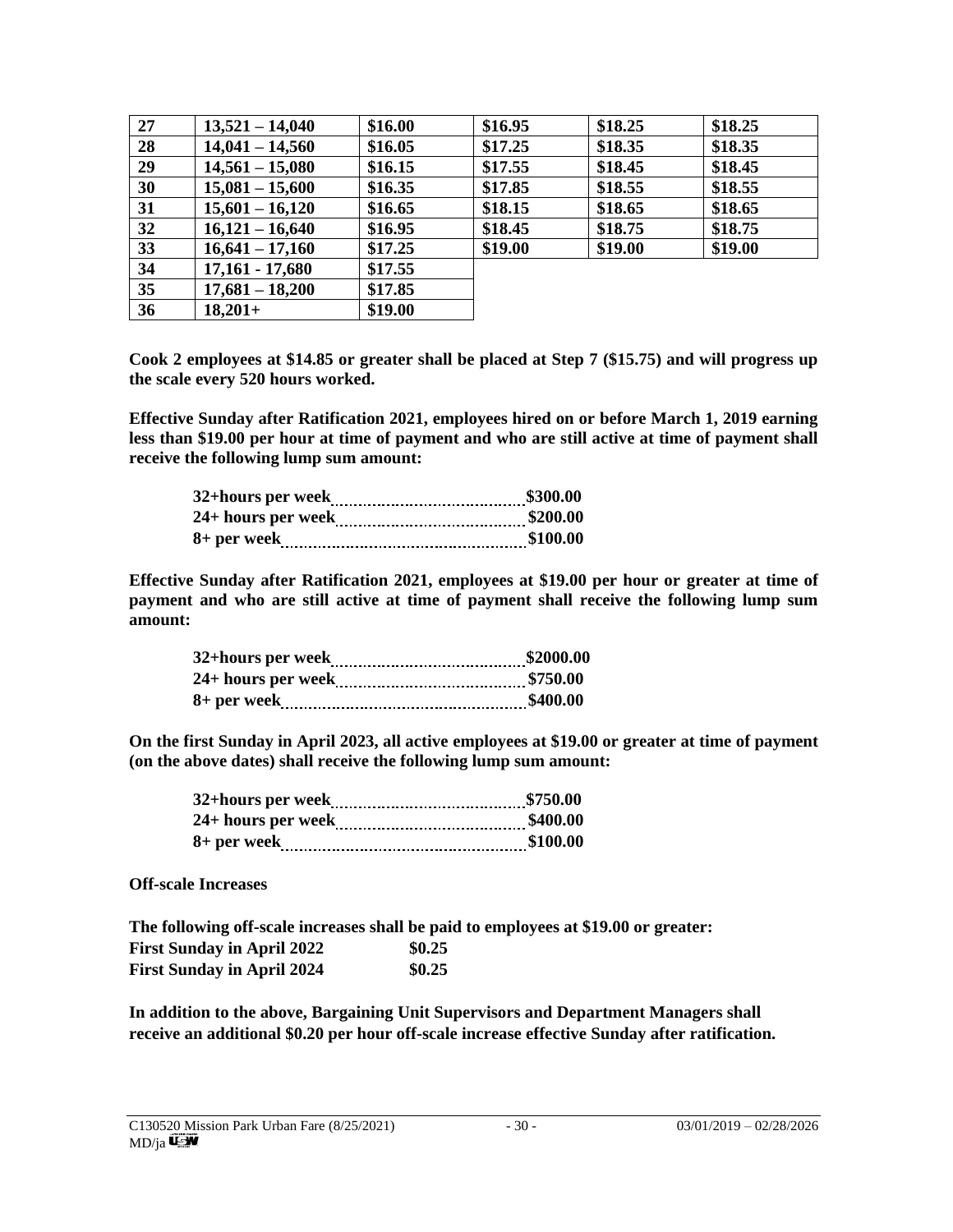| 27 | 13,521 – 14,040 | $16.00 | $16.95 | $18.25 | $18.25 |
|---|---|---|---|---|---|
| 28 | 14,041 – 14,560 | $16.05 | $17.25 | $18.35 | $18.35 |
| 29 | 14,561 – 15,080 | $16.15 | $17.55 | $18.45 | $18.45 |
| 30 | 15,081 – 15,600 | $16.35 | $17.85 | $18.55 | $18.55 |
| 31 | 15,601 – 16,120 | $16.65 | $18.15 | $18.65 | $18.65 |
| 32 | 16,121 – 16,640 | $16.95 | $18.45 | $18.75 | $18.75 |
| 33 | 16,641 – 17,160 | $17.25 | $19.00 | $19.00 | $19.00 |
| 34 | 17,161 - 17,680 | $17.55 | | | |
| 35 | 17,681 – 18,200 | $17.85 | | | |
| 36 | 18,201+ | $19.00 | | | |

**Cook 2 employees at $14.85 or greater shall be placed at Step 7 ($15.75) and will progress up the scale every 520 hours worked.**

**Effective Sunday after Ratification 2021, employees hired on or before March 1, 2019 earning less than $19.00 per hour at time of payment and who are still active at time of payment shall receive the following lump sum amount:**

**32+hours per week ........................................ $300.00**
**24+ hours per week ........................................ $200.00**
**8+ per week ................................................... $100.00**

**Effective Sunday after Ratification 2021, employees at $19.00 per hour or greater at time of payment and who are still active at time of payment shall receive the following lump sum amount:**

**32+hours per week ........................................ $2000.00**
**24+ hours per week ........................................ $750.00**
**8+ per week ................................................... $400.00**

**On the first Sunday in April 2023, all active employees at $19.00 or greater at time of payment (on the above dates) shall receive the following lump sum amount:**

**32+hours per week ........................................ $750.00**
**24+ hours per week ........................................ $400.00**
**8+ per week ................................................... $100.00**

**Off-scale Increases**

**The following off-scale increases shall be paid to employees at $19.00 or greater:**
**First Sunday in April 2022 $0.25**
**First Sunday in April 2024 $0.25**

**In addition to the above, Bargaining Unit Supervisors and Department Managers shall receive an additional $0.20 per hour off-scale increase effective Sunday after ratification.**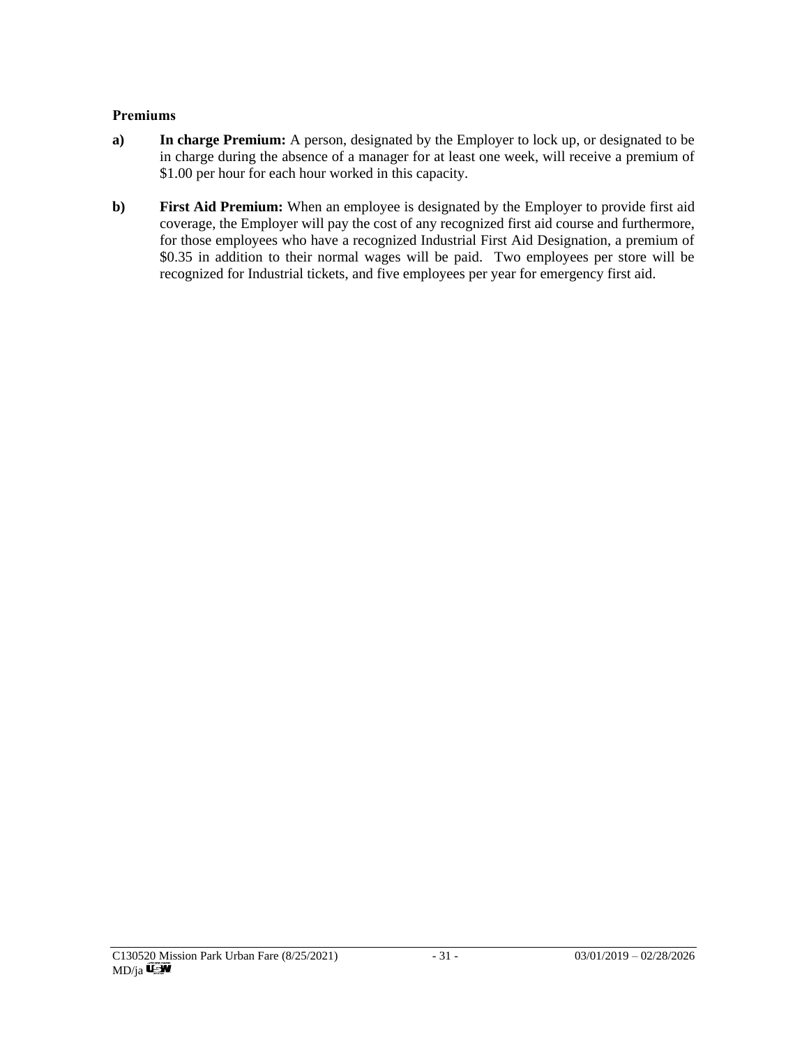**Premiums**

**a)** **In charge Premium:** A person, designated by the Employer to lock up, or designated to be in charge during the absence of a manager for at least one week, will receive a premium of $1.00 per hour for each hour worked in this capacity.

**b)** **First Aid Premium:** When an employee is designated by the Employer to provide first aid coverage, the Employer will pay the cost of any recognized first aid course and furthermore, for those employees who have a recognized Industrial First Aid Designation, a premium of $0.35 in addition to their normal wages will be paid. Two employees per store will be recognized for Industrial tickets, and five employees per year for emergency first aid.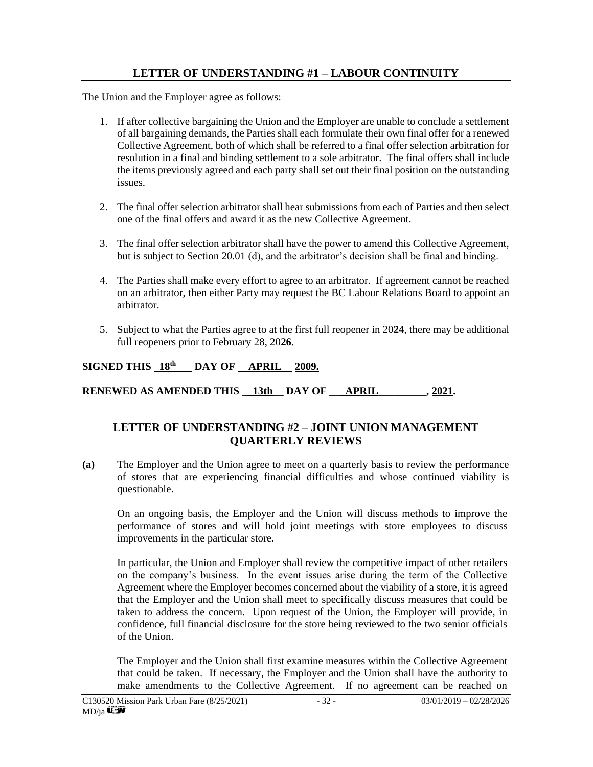## LETTER OF UNDERSTANDING #1 – LABOUR CONTINUITY

The Union and the Employer agree as follows:

1. If after collective bargaining the Union and the Employer are unable to conclude a settlement of all bargaining demands, the Parties shall each formulate their own final offer for a renewed Collective Agreement, both of which shall be referred to a final offer selection arbitration for resolution in a final and binding settlement to a sole arbitrator. The final offers shall include the items previously agreed and each party shall set out their final position on the outstanding issues.

2. The final offer selection arbitrator shall hear submissions from each of Parties and then select one of the final offers and award it as the new Collective Agreement.

3. The final offer selection arbitrator shall have the power to amend this Collective Agreement, but is subject to Section 20.01 (d), and the arbitrator's decision shall be final and binding.

4. The Parties shall make every effort to agree to an arbitrator. If agreement cannot be reached on an arbitrator, then either Party may request the BC Labour Relations Board to appoint an arbitrator.

5. Subject to what the Parties agree to at the first full reopener in 20**24**, there may be additional full reopeners prior to February 28, 20**26**.

**SIGNED THIS 18th DAY OF APRIL 2009.**

**RENEWED AS AMENDED THIS 13th DAY OF APRIL, 2021.**

## LETTER OF UNDERSTANDING #2 – JOINT UNION MANAGEMENT QUARTERLY REVIEWS

**(a)** The Employer and the Union agree to meet on a quarterly basis to review the performance of stores that are experiencing financial difficulties and whose continued viability is questionable.

On an ongoing basis, the Employer and the Union will discuss methods to improve the performance of stores and will hold joint meetings with store employees to discuss improvements in the particular store.

In particular, the Union and Employer shall review the competitive impact of other retailers on the company's business. In the event issues arise during the term of the Collective Agreement where the Employer becomes concerned about the viability of a store, it is agreed that the Employer and the Union shall meet to specifically discuss measures that could be taken to address the concern. Upon request of the Union, the Employer will provide, in confidence, full financial disclosure for the store being reviewed to the two senior officials of the Union.

The Employer and the Union shall first examine measures within the Collective Agreement that could be taken. If necessary, the Employer and the Union shall have the authority to make amendments to the Collective Agreement. If no agreement can be reached on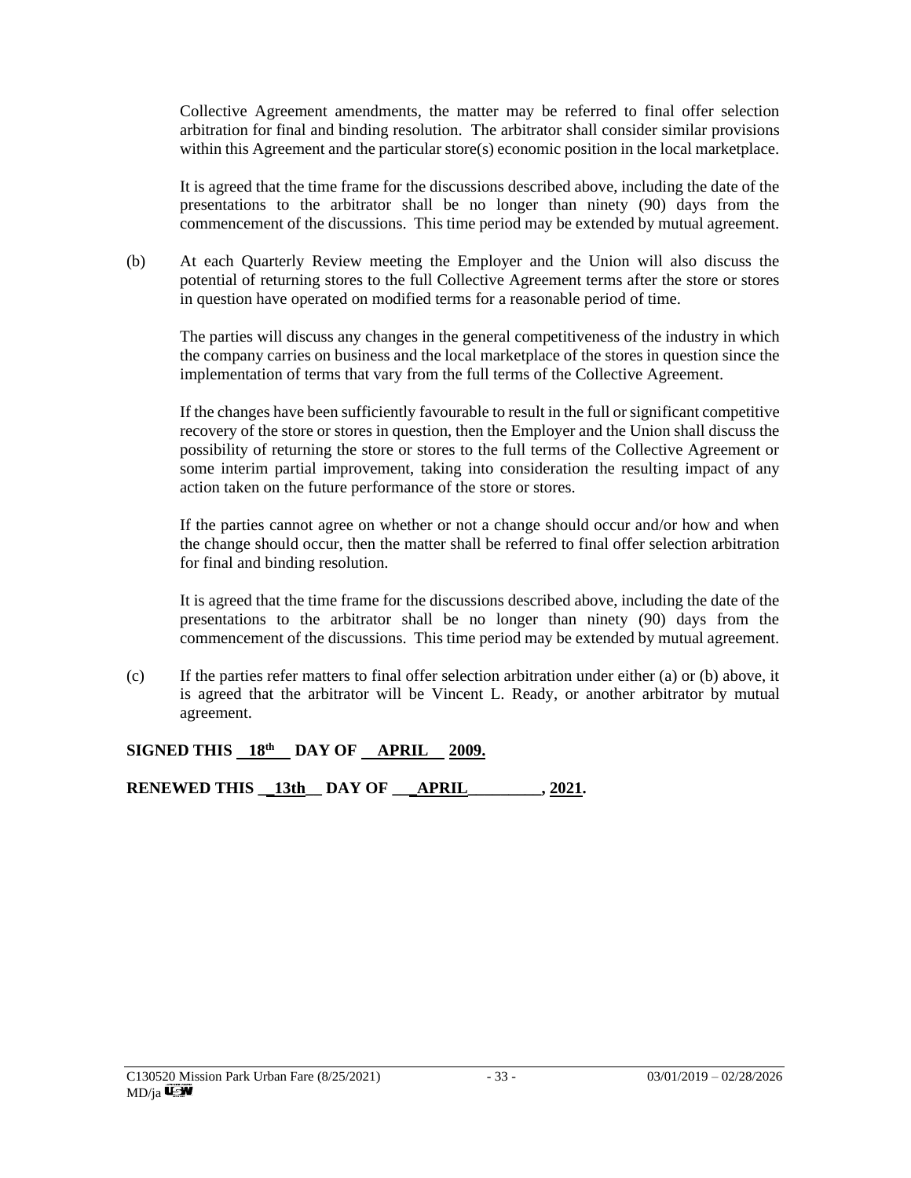Collective Agreement amendments, the matter may be referred to final offer selection arbitration for final and binding resolution. The arbitrator shall consider similar provisions within this Agreement and the particular store(s) economic position in the local marketplace.

It is agreed that the time frame for the discussions described above, including the date of the presentations to the arbitrator shall be no longer than ninety (90) days from the commencement of the discussions. This time period may be extended by mutual agreement.

(b) At each Quarterly Review meeting the Employer and the Union will also discuss the potential of returning stores to the full Collective Agreement terms after the store or stores in question have operated on modified terms for a reasonable period of time.

The parties will discuss any changes in the general competitiveness of the industry in which the company carries on business and the local marketplace of the stores in question since the implementation of terms that vary from the full terms of the Collective Agreement.

If the changes have been sufficiently favourable to result in the full or significant competitive recovery of the store or stores in question, then the Employer and the Union shall discuss the possibility of returning the store or stores to the full terms of the Collective Agreement or some interim partial improvement, taking into consideration the resulting impact of any action taken on the future performance of the store or stores.

If the parties cannot agree on whether or not a change should occur and/or how and when the change should occur, then the matter shall be referred to final offer selection arbitration for final and binding resolution.

It is agreed that the time frame for the discussions described above, including the date of the presentations to the arbitrator shall be no longer than ninety (90) days from the commencement of the discussions. This time period may be extended by mutual agreement.

(c) If the parties refer matters to final offer selection arbitration under either (a) or (b) above, it is agreed that the arbitrator will be Vincent L. Ready, or another arbitrator by mutual agreement.

**SIGNED THIS 18th DAY OF APRIL 2009.**

**RENEWED THIS 13th DAY OF APRIL, 2021.**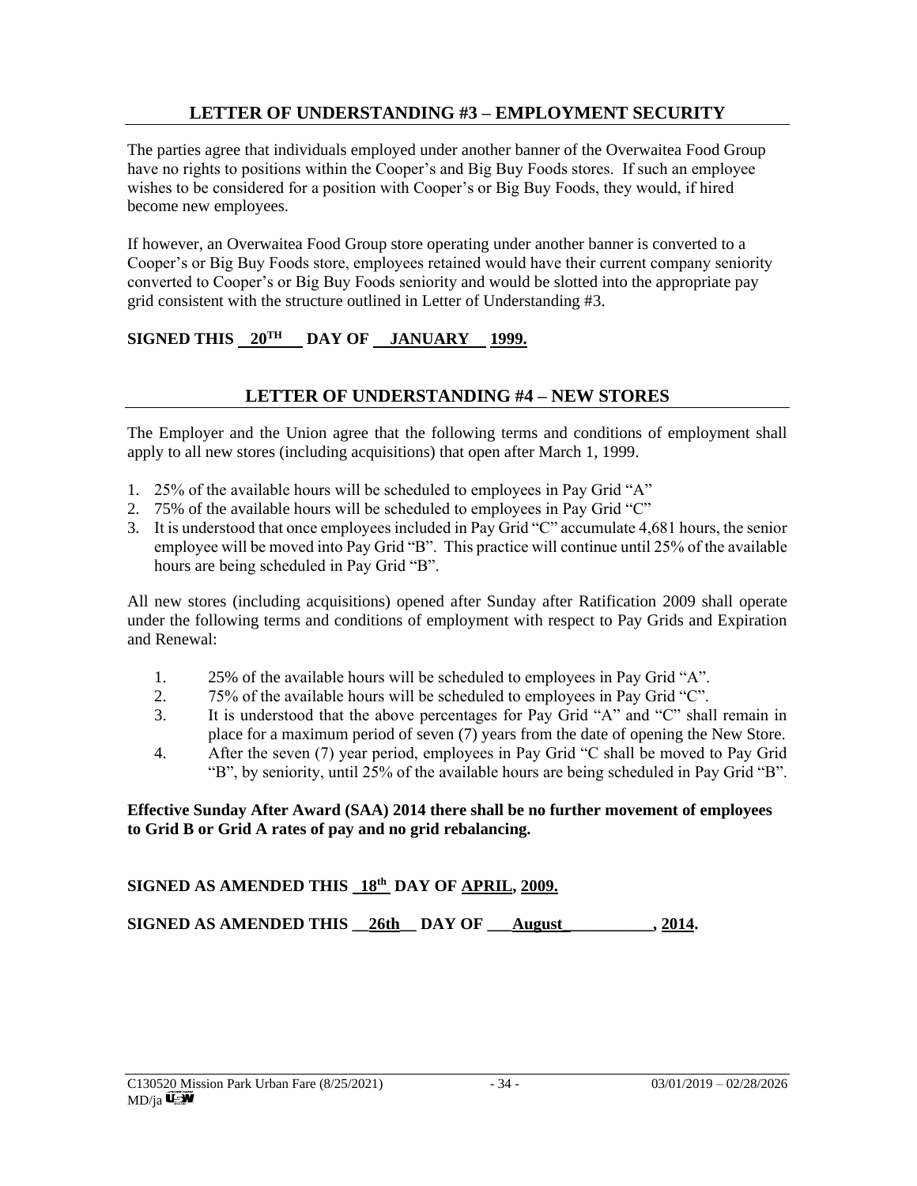## LETTER OF UNDERSTANDING #3 – EMPLOYMENT SECURITY

The parties agree that individuals employed under another banner of the Overwaitea Food Group have no rights to positions within the Cooper's and Big Buy Foods stores. If such an employee wishes to be considered for a position with Cooper's or Big Buy Foods, they would, if hired become new employees.

If however, an Overwaitea Food Group store operating under another banner is converted to a Cooper's or Big Buy Foods store, employees retained would have their current company seniority converted to Cooper's or Big Buy Foods seniority and would be slotted into the appropriate pay grid consistent with the structure outlined in Letter of Understanding #3.

**SIGNED THIS 20TH DAY OF JANUARY 1999.**

## LETTER OF UNDERSTANDING #4 – NEW STORES

The Employer and the Union agree that the following terms and conditions of employment shall apply to all new stores (including acquisitions) that open after March 1, 1999.

1. 25% of the available hours will be scheduled to employees in Pay Grid "A"
2. 75% of the available hours will be scheduled to employees in Pay Grid "C"
3. It is understood that once employees included in Pay Grid "C" accumulate 4,681 hours, the senior employee will be moved into Pay Grid "B". This practice will continue until 25% of the available hours are being scheduled in Pay Grid "B".

All new stores (including acquisitions) opened after Sunday after Ratification 2009 shall operate under the following terms and conditions of employment with respect to Pay Grids and Expiration and Renewal:

1. 25% of the available hours will be scheduled to employees in Pay Grid "A".
2. 75% of the available hours will be scheduled to employees in Pay Grid "C".
3. It is understood that the above percentages for Pay Grid "A" and "C" shall remain in place for a maximum period of seven (7) years from the date of opening the New Store.
4. After the seven (7) year period, employees in Pay Grid "C shall be moved to Pay Grid "B", by seniority, until 25% of the available hours are being scheduled in Pay Grid "B".

**Effective Sunday After Award (SAA) 2014 there shall be no further movement of employees to Grid B or Grid A rates of pay and no grid rebalancing.**

**SIGNED AS AMENDED THIS 18th DAY OF APRIL, 2009.**

**SIGNED AS AMENDED THIS 26th DAY OF August, 2014.**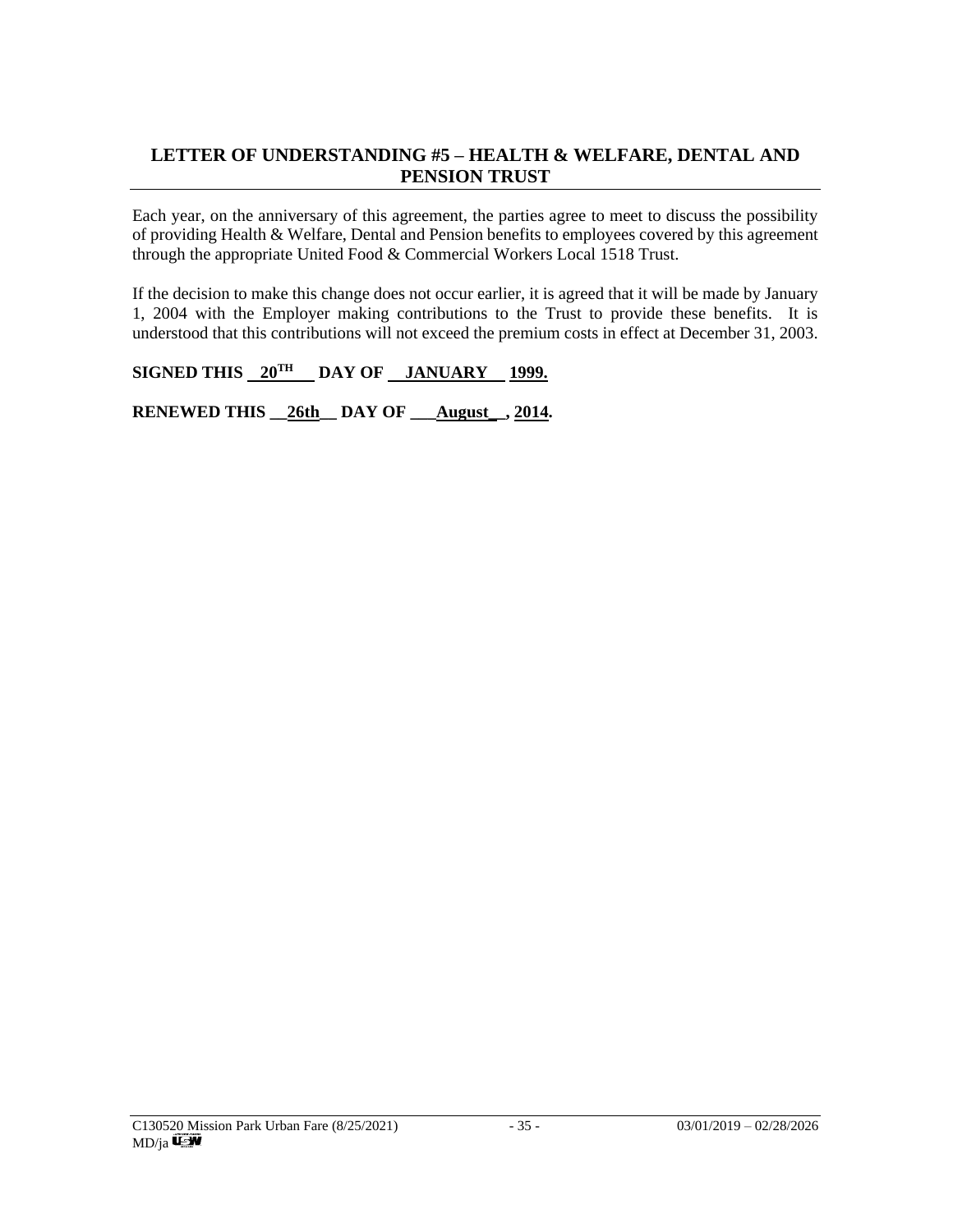## LETTER OF UNDERSTANDING #5 – HEALTH & WELFARE, DENTAL AND PENSION TRUST

Each year, on the anniversary of this agreement, the parties agree to meet to discuss the possibility of providing Health & Welfare, Dental and Pension benefits to employees covered by this agreement through the appropriate United Food & Commercial Workers Local 1518 Trust.

If the decision to make this change does not occur earlier, it is agreed that it will be made by January 1, 2004 with the Employer making contributions to the Trust to provide these benefits. It is understood that this contributions will not exceed the premium costs in effect at December 31, 2003.

**SIGNED THIS 20TH DAY OF JANUARY 1999.**

**RENEWED THIS 26th DAY OF August, 2014.**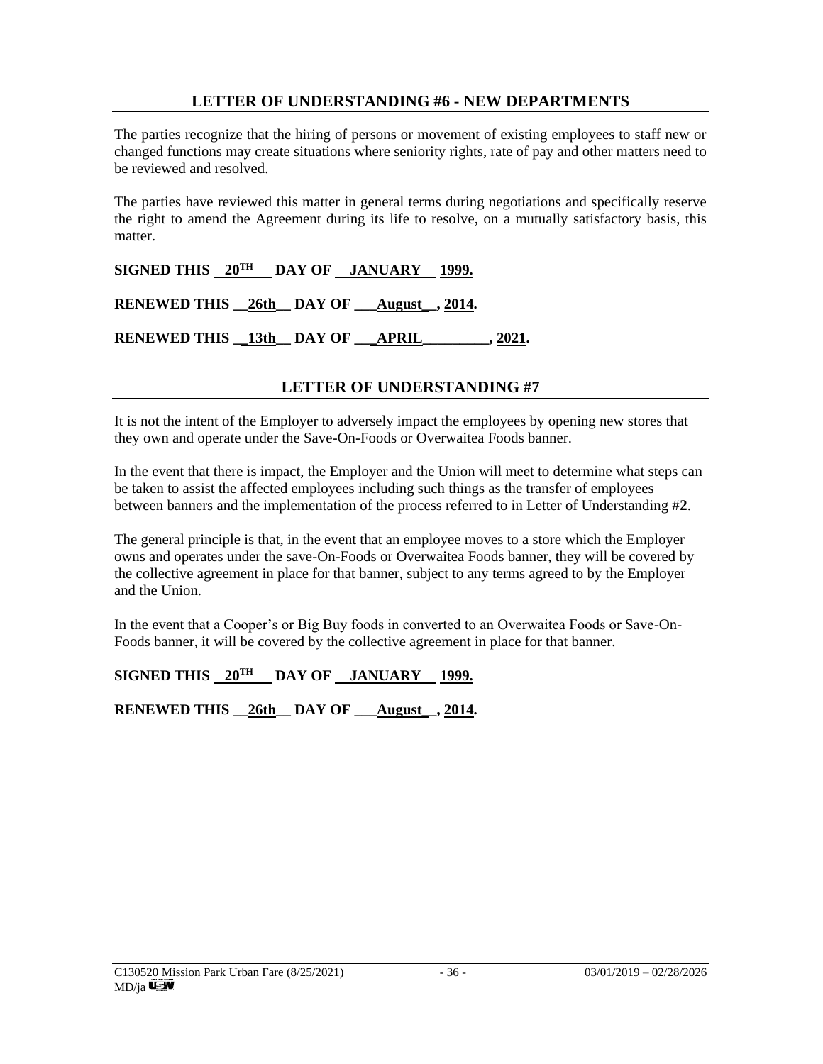## LETTER OF UNDERSTANDING #6 - NEW DEPARTMENTS

The parties recognize that the hiring of persons or movement of existing employees to staff new or changed functions may create situations where seniority rights, rate of pay and other matters need to be reviewed and resolved.

The parties have reviewed this matter in general terms during negotiations and specifically reserve the right to amend the Agreement during its life to resolve, on a mutually satisfactory basis, this matter.

**SIGNED THIS 20TH DAY OF JANUARY 1999.**

**RENEWED THIS 26th DAY OF August, 2014.**

**RENEWED THIS 13th DAY OF APRIL, 2021.**

## LETTER OF UNDERSTANDING #7

It is not the intent of the Employer to adversely impact the employees by opening new stores that they own and operate under the Save-On-Foods or Overwaitea Foods banner.

In the event that there is impact, the Employer and the Union will meet to determine what steps can be taken to assist the affected employees including such things as the transfer of employees between banners and the implementation of the process referred to in Letter of Understanding #**2**.

The general principle is that, in the event that an employee moves to a store which the Employer owns and operates under the save-On-Foods or Overwaitea Foods banner, they will be covered by the collective agreement in place for that banner, subject to any terms agreed to by the Employer and the Union.

In the event that a Cooper's or Big Buy foods in converted to an Overwaitea Foods or Save-On-Foods banner, it will be covered by the collective agreement in place for that banner.

**SIGNED THIS 20TH DAY OF JANUARY 1999.**

**RENEWED THIS 26th DAY OF August, 2014.**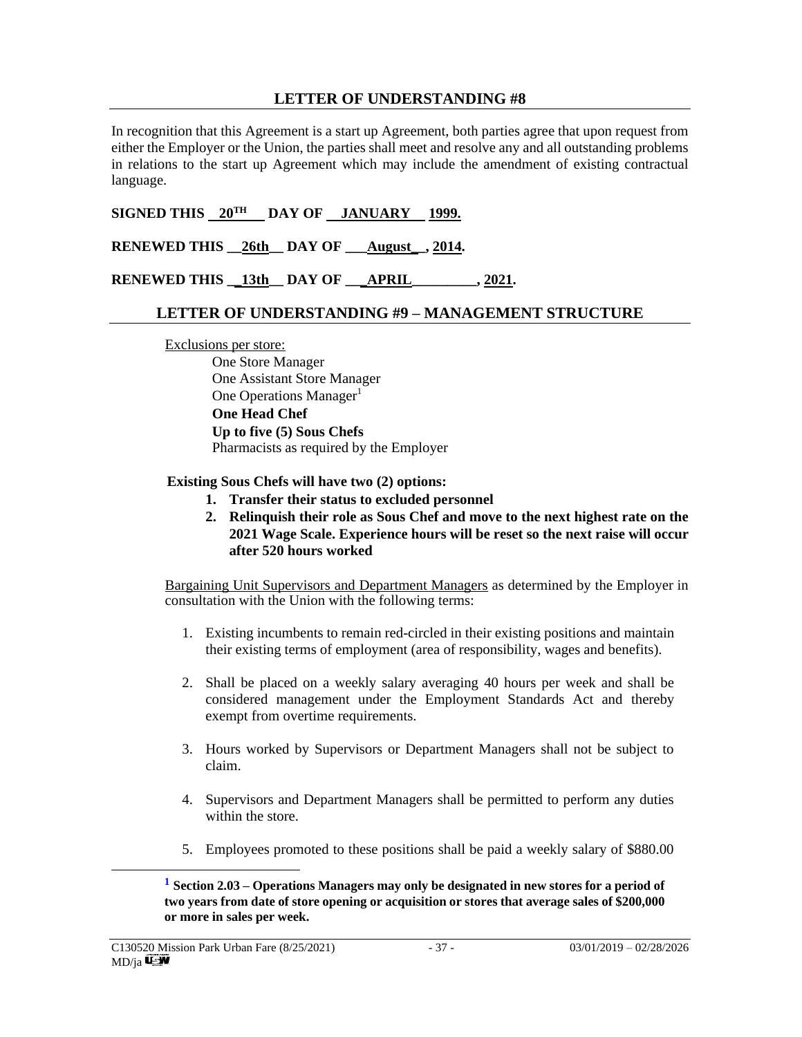## LETTER OF UNDERSTANDING #8

In recognition that this Agreement is a start up Agreement, both parties agree that upon request from either the Employer or the Union, the parties shall meet and resolve any and all outstanding problems in relations to the start up Agreement which may include the amendment of existing contractual language.

**SIGNED THIS 20TH DAY OF JANUARY 1999.**

**RENEWED THIS 26th DAY OF August, 2014.**

**RENEWED THIS 13th DAY OF APRIL, 2021.**

## LETTER OF UNDERSTANDING #9 – MANAGEMENT STRUCTURE

Exclusions per store:

One Store Manager
One Assistant Store Manager
One Operations Manager[1]
**One Head Chef**
**Up to five (5) Sous Chefs**
Pharmacists as required by the Employer

**Existing Sous Chefs will have two (2) options:**

1. **Transfer their status to excluded personnel**
2. **Relinquish their role as Sous Chef and move to the next highest rate on the 2021 Wage Scale. Experience hours will be reset so the next raise will occur after 520 hours worked**

Bargaining Unit Supervisors and Department Managers as determined by the Employer in consultation with the Union with the following terms:

1. Existing incumbents to remain red-circled in their existing positions and maintain their existing terms of employment (area of responsibility, wages and benefits).
2. Shall be placed on a weekly salary averaging 40 hours per week and shall be considered management under the Employment Standards Act and thereby exempt from overtime requirements.
3. Hours worked by Supervisors or Department Managers shall not be subject to claim.
4. Supervisors and Department Managers shall be permitted to perform any duties within the store.
5. Employees promoted to these positions shall be paid a weekly salary of $880.00

[1] **Section 2.03 – Operations Managers may only be designated in new stores for a period of two years from date of store opening or acquisition or stores that average sales of $200,000 or more in sales per week.**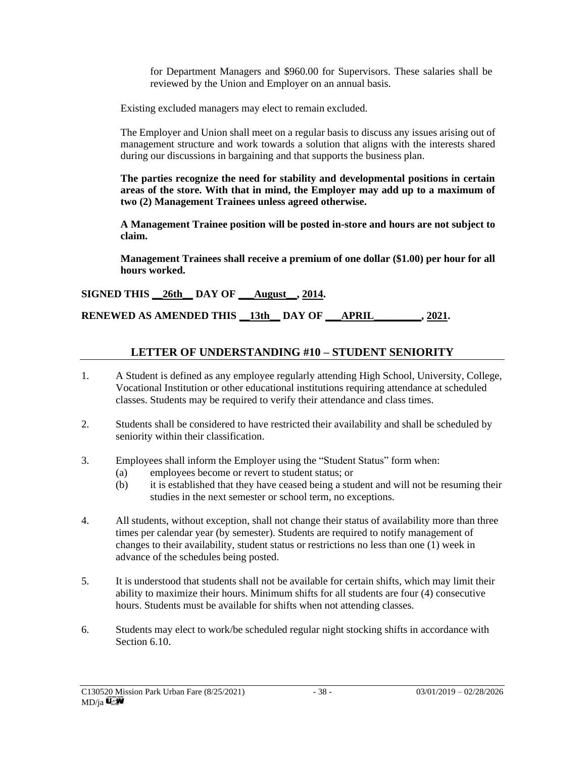for Department Managers and $960.00 for Supervisors. These salaries shall be reviewed by the Union and Employer on an annual basis.

Existing excluded managers may elect to remain excluded.

The Employer and Union shall meet on a regular basis to discuss any issues arising out of management structure and work towards a solution that aligns with the interests shared during our discussions in bargaining and that supports the business plan.

**The parties recognize the need for stability and developmental positions in certain areas of the store. With that in mind, the Employer may add up to a maximum of two (2) Management Trainees unless agreed otherwise.**

**A Management Trainee position will be posted in-store and hours are not subject to claim.**

**Management Trainees shall receive a premium of one dollar ($1.00) per hour for all hours worked.**

**SIGNED THIS __26th__ DAY OF ___August__, 2014.**

**RENEWED AS AMENDED THIS __13th__ DAY OF ___APRIL_________, 2021.**

## LETTER OF UNDERSTANDING #10 – STUDENT SENIORITY

1. A Student is defined as any employee regularly attending High School, University, College, Vocational Institution or other educational institutions requiring attendance at scheduled classes. Students may be required to verify their attendance and class times.

2. Students shall be considered to have restricted their availability and shall be scheduled by seniority within their classification.

3. Employees shall inform the Employer using the "Student Status" form when:
   (a) employees become or revert to student status; or
   (b) it is established that they have ceased being a student and will not be resuming their studies in the next semester or school term, no exceptions.

4. All students, without exception, shall not change their status of availability more than three times per calendar year (by semester). Students are required to notify management of changes to their availability, student status or restrictions no less than one (1) week in advance of the schedules being posted.

5. It is understood that students shall not be available for certain shifts, which may limit their ability to maximize their hours. Minimum shifts for all students are four (4) consecutive hours. Students must be available for shifts when not attending classes.

6. Students may elect to work/be scheduled regular night stocking shifts in accordance with Section 6.10.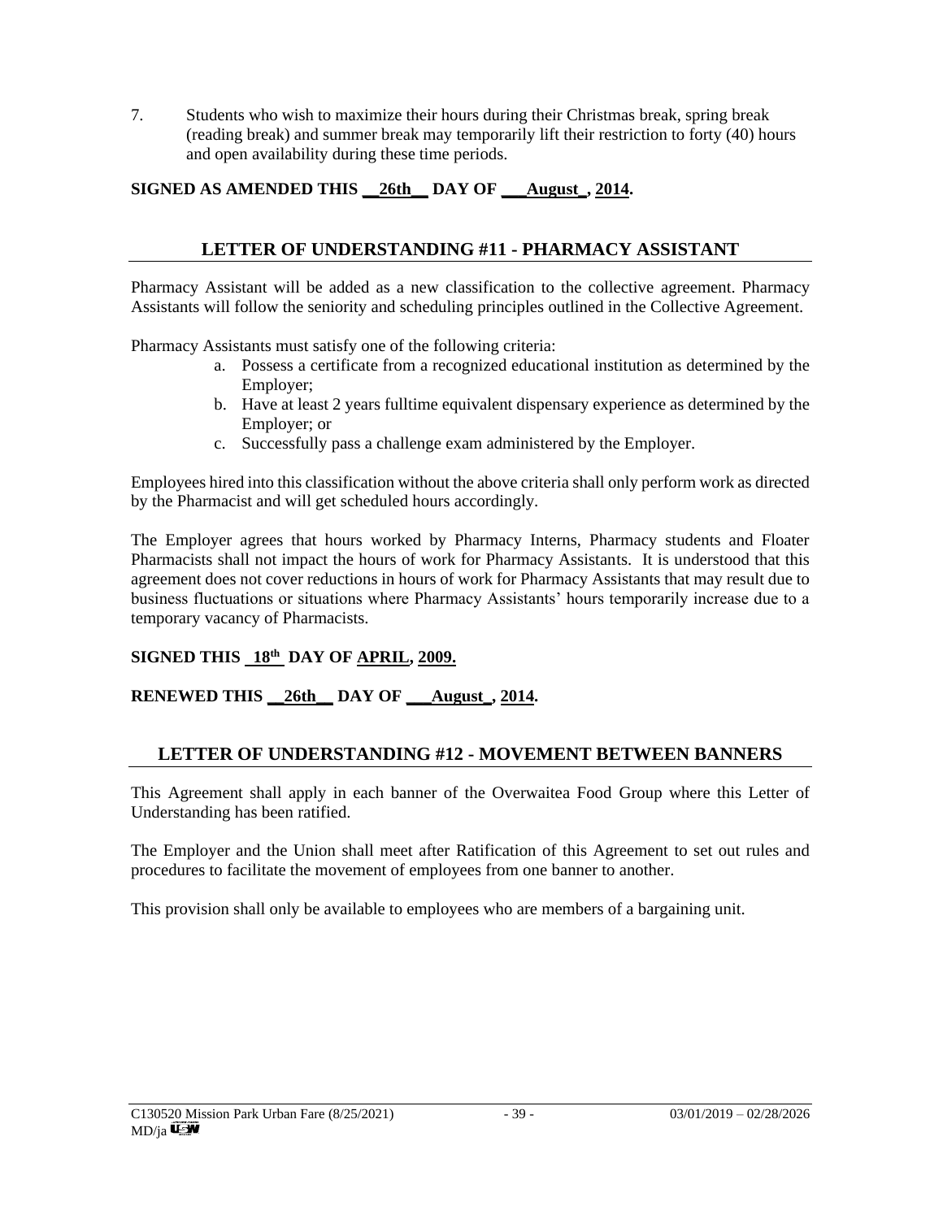7. Students who wish to maximize their hours during their Christmas break, spring break (reading break) and summer break may temporarily lift their restriction to forty (40) hours and open availability during these time periods.

**SIGNED AS AMENDED THIS __26th__ DAY OF ___August_, 2014.**

## LETTER OF UNDERSTANDING #11 - PHARMACY ASSISTANT

Pharmacy Assistant will be added as a new classification to the collective agreement. Pharmacy Assistants will follow the seniority and scheduling principles outlined in the Collective Agreement.

Pharmacy Assistants must satisfy one of the following criteria:

a. Possess a certificate from a recognized educational institution as determined by the Employer;
b. Have at least 2 years fulltime equivalent dispensary experience as determined by the Employer; or
c. Successfully pass a challenge exam administered by the Employer.

Employees hired into this classification without the above criteria shall only perform work as directed by the Pharmacist and will get scheduled hours accordingly.

The Employer agrees that hours worked by Pharmacy Interns, Pharmacy students and Floater Pharmacists shall not impact the hours of work for Pharmacy Assistants. It is understood that this agreement does not cover reductions in hours of work for Pharmacy Assistants that may result due to business fluctuations or situations where Pharmacy Assistants' hours temporarily increase due to a temporary vacancy of Pharmacists.

**SIGNED THIS 18th DAY OF APRIL, 2009.**

**RENEWED THIS __26th__ DAY OF ___August_, 2014.**

## LETTER OF UNDERSTANDING #12 - MOVEMENT BETWEEN BANNERS

This Agreement shall apply in each banner of the Overwaitea Food Group where this Letter of Understanding has been ratified.

The Employer and the Union shall meet after Ratification of this Agreement to set out rules and procedures to facilitate the movement of employees from one banner to another.

This provision shall only be available to employees who are members of a bargaining unit.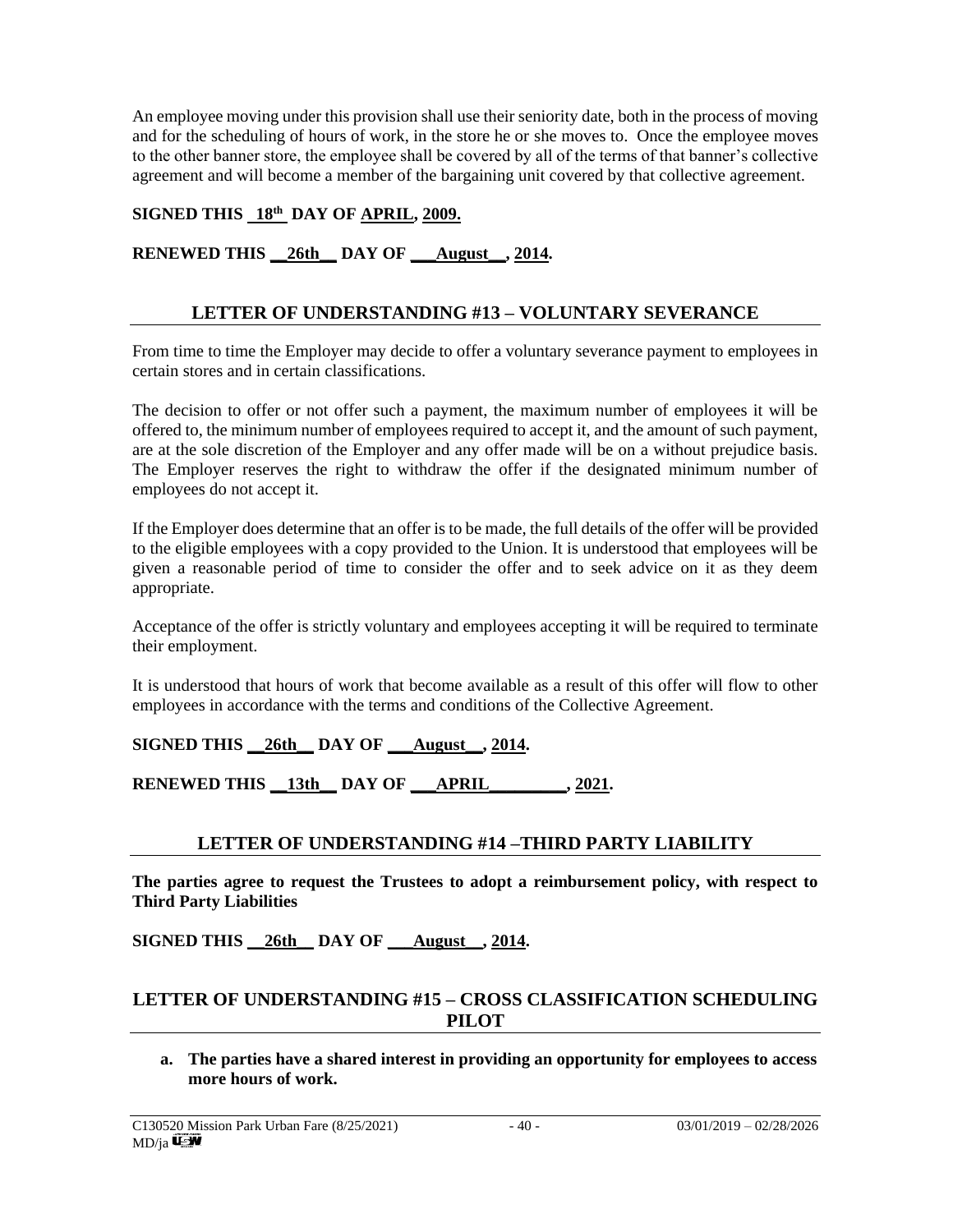An employee moving under this provision shall use their seniority date, both in the process of moving and for the scheduling of hours of work, in the store he or she moves to. Once the employee moves to the other banner store, the employee shall be covered by all of the terms of that banner's collective agreement and will become a member of the bargaining unit covered by that collective agreement.

**SIGNED THIS 18th DAY OF APRIL, 2009.**

**RENEWED THIS __26th__ DAY OF ___August__, 2014.**

## LETTER OF UNDERSTANDING #13 – VOLUNTARY SEVERANCE

From time to time the Employer may decide to offer a voluntary severance payment to employees in certain stores and in certain classifications.

The decision to offer or not offer such a payment, the maximum number of employees it will be offered to, the minimum number of employees required to accept it, and the amount of such payment, are at the sole discretion of the Employer and any offer made will be on a without prejudice basis. The Employer reserves the right to withdraw the offer if the designated minimum number of employees do not accept it.

If the Employer does determine that an offer is to be made, the full details of the offer will be provided to the eligible employees with a copy provided to the Union. It is understood that employees will be given a reasonable period of time to consider the offer and to seek advice on it as they deem appropriate.

Acceptance of the offer is strictly voluntary and employees accepting it will be required to terminate their employment.

It is understood that hours of work that become available as a result of this offer will flow to other employees in accordance with the terms and conditions of the Collective Agreement.

**SIGNED THIS __26th__ DAY OF ___August__, 2014.**

**RENEWED THIS __13th__ DAY OF ___APRIL_________, 2021.**

## LETTER OF UNDERSTANDING #14 –THIRD PARTY LIABILITY

**The parties agree to request the Trustees to adopt a reimbursement policy, with respect to Third Party Liabilities**

**SIGNED THIS __26th__ DAY OF ___August__, 2014.**

## LETTER OF UNDERSTANDING #15 – CROSS CLASSIFICATION SCHEDULING PILOT

**a. The parties have a shared interest in providing an opportunity for employees to access more hours of work.**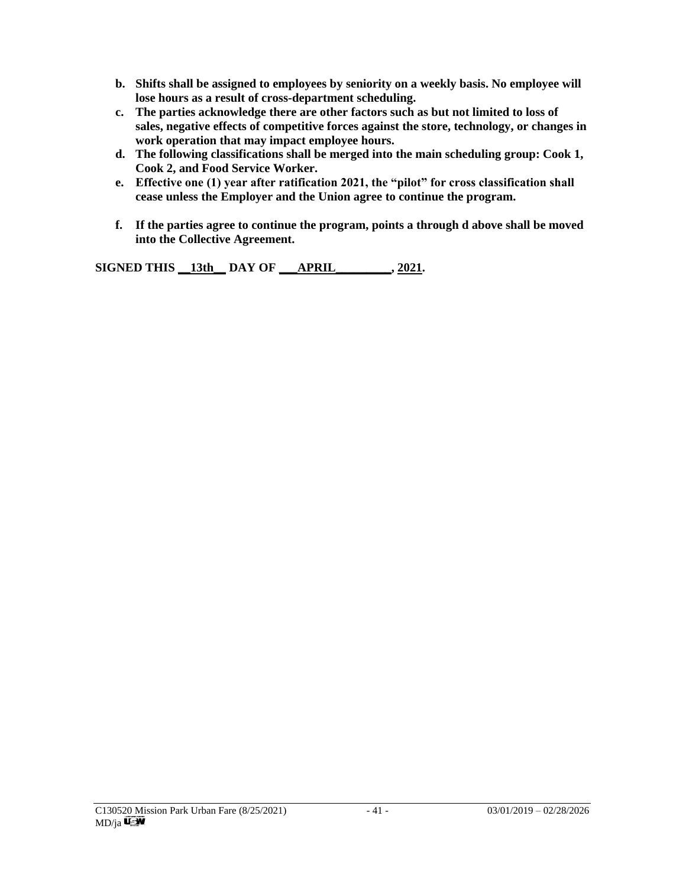**b. Shifts shall be assigned to employees by seniority on a weekly basis. No employee will lose hours as a result of cross-department scheduling.**

**c. The parties acknowledge there are other factors such as but not limited to loss of sales, negative effects of competitive forces against the store, technology, or changes in work operation that may impact employee hours.**

**d. The following classifications shall be merged into the main scheduling group: Cook 1, Cook 2, and Food Service Worker.**

**e. Effective one (1) year after ratification 2021, the "pilot" for cross classification shall cease unless the Employer and the Union agree to continue the program.**

**f. If the parties agree to continue the program, points a through d above shall be moved into the Collective Agreement.**

**SIGNED THIS __13th__ DAY OF ___APRIL_________, 2021.**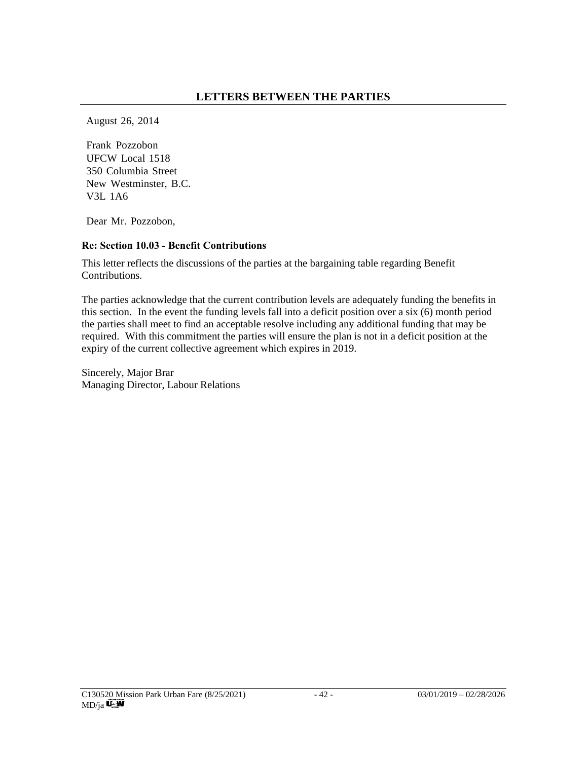## LETTERS BETWEEN THE PARTIES

August 26, 2014

Frank Pozzobon
UFCW Local 1518
350 Columbia Street
New Westminster, B.C.
V3L 1A6

Dear Mr. Pozzobon,

**Re: Section 10.03 - Benefit Contributions**

This letter reflects the discussions of the parties at the bargaining table regarding Benefit Contributions.

The parties acknowledge that the current contribution levels are adequately funding the benefits in this section. In the event the funding levels fall into a deficit position over a six (6) month period the parties shall meet to find an acceptable resolve including any additional funding that may be required. With this commitment the parties will ensure the plan is not in a deficit position at the expiry of the current collective agreement which expires in 2019.

Sincerely, Major Brar
Managing Director, Labour Relations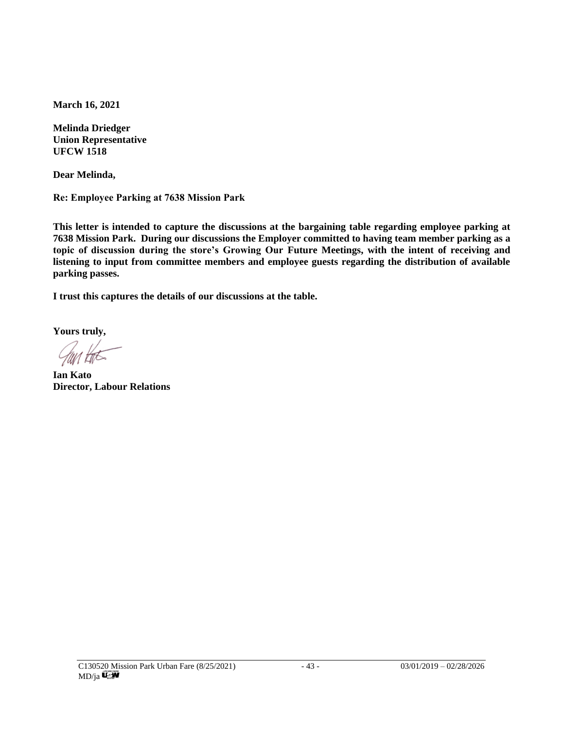**March 16, 2021**

**Melinda Driedger**
**Union Representative**
**UFCW 1518**

**Dear Melinda,**

**Re: Employee Parking at 7638 Mission Park**

**This letter is intended to capture the discussions at the bargaining table regarding employee parking at 7638 Mission Park. During our discussions the Employer committed to having team member parking as a topic of discussion during the store's Growing Our Future Meetings, with the intent of receiving and listening to input from committee members and employee guests regarding the distribution of available parking passes.**

**I trust this captures the details of our discussions at the table.**

**Yours truly,**

**Ian Kato**
**Director, Labour Relations**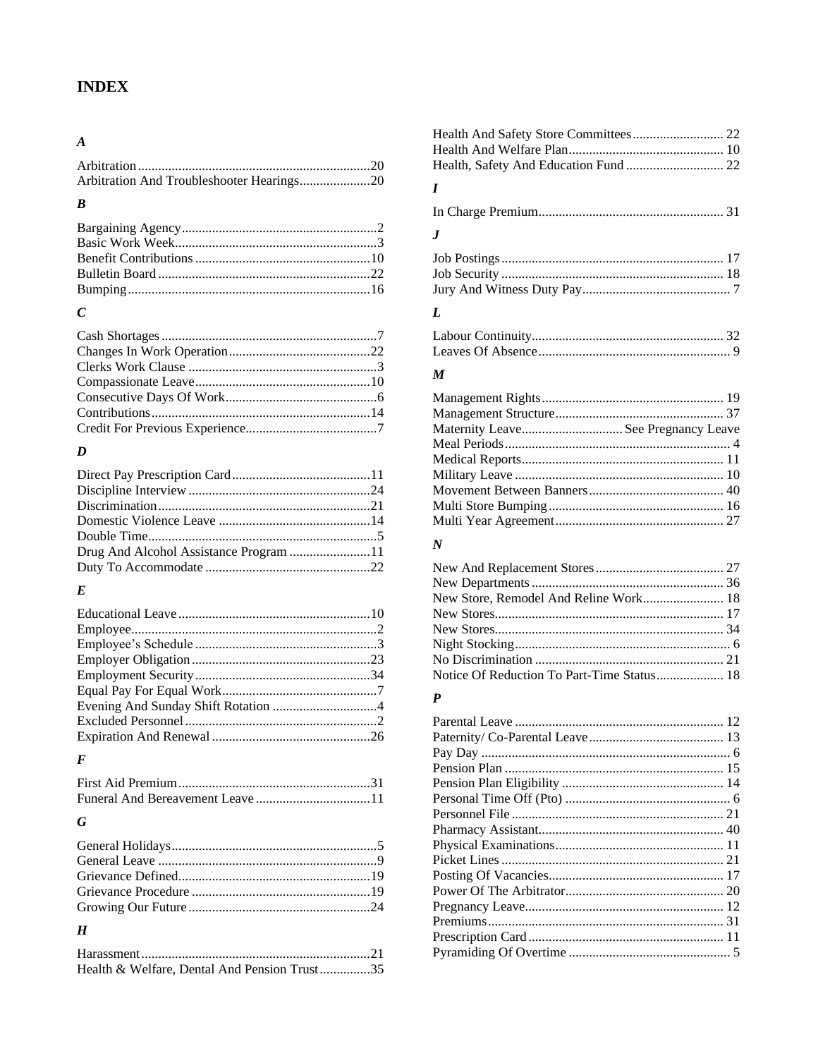# INDEX

### *A*

Arbitration....................................................................20
Arbitration And Troubleshooter Hearings.....................20

### *B*

Bargaining Agency..........................................................2
Basic Work Week............................................................3
Benefit Contributions ....................................................10
Bulletin Board ...............................................................22
Bumping........................................................................16

### *C*

Cash Shortages ................................................................7
Changes In Work Operation..........................................22
Clerks Work Clause ........................................................3
Compassionate Leave....................................................10
Consecutive Days Of Work.............................................6
Contributions.................................................................14
Credit For Previous Experience.......................................7

### *D*

Direct Pay Prescription Card.........................................11
Discipline Interview ......................................................24
Discrimination...............................................................21
Domestic Violence Leave .............................................14
Double Time....................................................................5
Drug And Alcohol Assistance Program ........................11
Duty To Accommodate .................................................22

### *E*

Educational Leave .........................................................10
Employee.........................................................................2
Employee's Schedule ......................................................3
Employer Obligation.....................................................23
Employment Security....................................................34
Equal Pay For Equal Work..............................................7
Evening And Sunday Shift Rotation ...............................4
Excluded Personnel .........................................................2
Expiration And Renewal ...............................................26

### *F*

First Aid Premium.........................................................31
Funeral And Bereavement Leave ..................................11

### *G*

General Holidays.............................................................5
General Leave .................................................................9
Grievance Defined.........................................................19
Grievance Procedure .....................................................19
Growing Our Future ......................................................24

### *H*

Harassment....................................................................21
Health & Welfare, Dental And Pension Trust...............35
Health And Safety Store Committees........................... 22
Health And Welfare Plan.............................................. 10
Health, Safety And Education Fund ............................. 22

### *I*

In Charge Premium....................................................... 31

### *J*

Job Postings ................................................................. 17
Job Security .................................................................. 18
Jury And Witness Duty Pay............................................ 7

### *L*

Labour Continuity......................................................... 32
Leaves Of Absence ......................................................... 9

### *M*

Management Rights...................................................... 19
Management Structure.................................................. 37
Maternity Leave.............................. See Pregnancy Leave
Meal Periods................................................................... 4
Medical Reports............................................................ 11
Military Leave .............................................................. 10
Movement Between Banners........................................ 40
Multi Store Bumping.................................................... 16
Multi Year Agreement.................................................. 27

### *N*

New And Replacement Stores...................................... 27
New Departments ......................................................... 36
New Store, Remodel And Reline Work........................ 18
New Stores.................................................................... 17
New Stores.................................................................... 34
Night Stocking................................................................ 6
No Discrimination ........................................................ 21
Notice Of Reduction To Part-Time Status.................... 18

### *P*

Parental Leave .............................................................. 12
Paternity/ Co-Parental Leave........................................ 13
Pay Day .......................................................................... 6
Pension Plan ................................................................. 15
Pension Plan Eligibility ................................................ 14
Personal Time Off (Pto) ................................................. 6
Personnel File ............................................................... 21
Pharmacy Assistant....................................................... 40
Physical Examinations.................................................. 11
Picket Lines .................................................................. 21
Posting Of Vacancies.................................................... 17
Power Of The Arbitrator............................................... 20
Pregnancy Leave........................................................... 12
Premiums...................................................................... 31
Prescription Card .......................................................... 11
Pyramiding Of Overtime ................................................ 5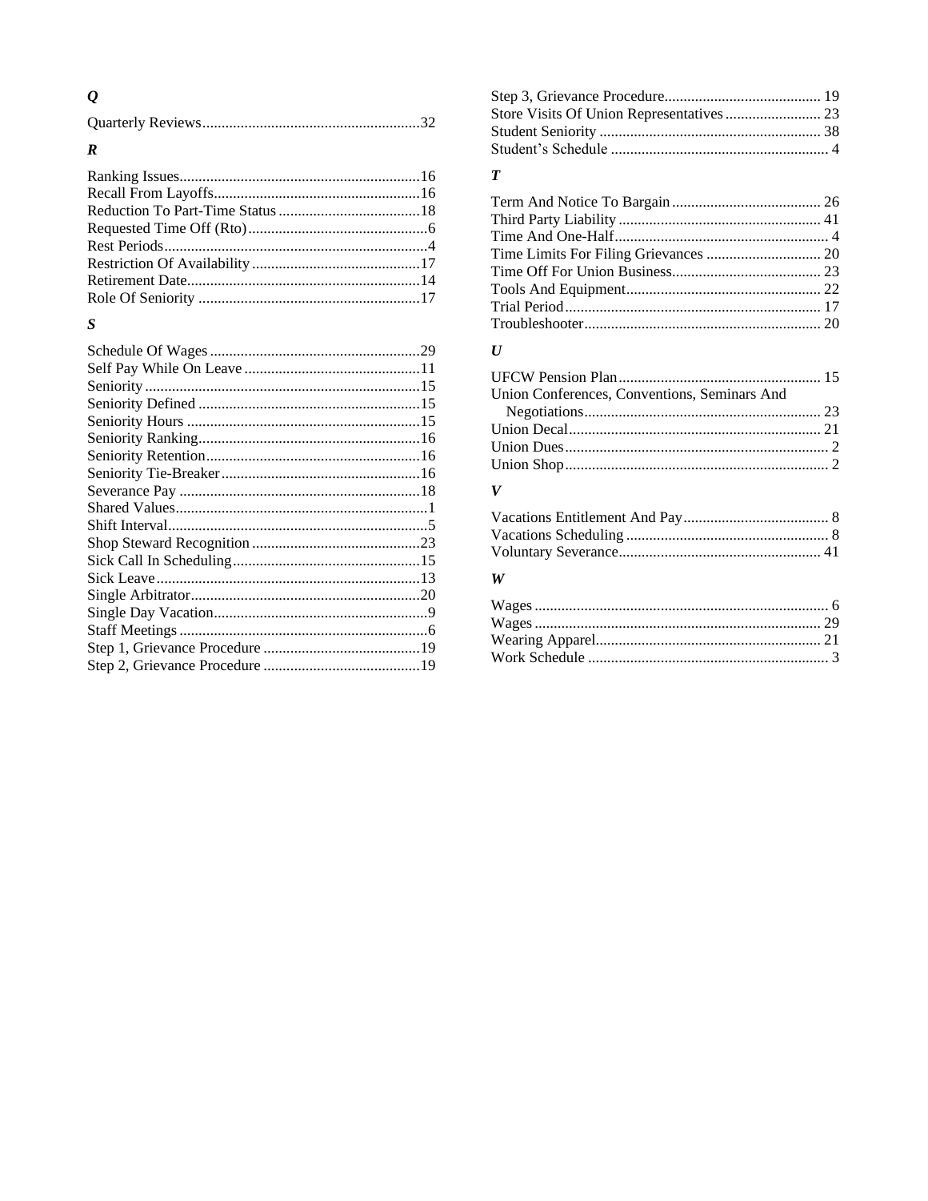***Q***

Quarterly Reviews .......................................................32

***R***

Ranking Issues..............................................................16
Recall From Layoffs......................................................16
Reduction To Part-Time Status .....................................18
Requested Time Off (Rto)...............................................6
Rest Periods....................................................................4
Restriction Of Availability ............................................17
Retirement Date............................................................14
Role Of Seniority .........................................................17

***S***

Schedule Of Wages .......................................................29
Self Pay While On Leave ..............................................11
Seniority ........................................................................15
Seniority Defined ..........................................................15
Seniority Hours .............................................................15
Seniority Ranking..........................................................16
Seniority Retention........................................................16
Seniority Tie-Breaker....................................................16
Severance Pay ...............................................................18
Shared Values..................................................................1
Shift Interval....................................................................5
Shop Steward Recognition ............................................23
Sick Call In Scheduling.................................................15
Sick Leave.....................................................................13
Single Arbitrator............................................................20
Single Day Vacation........................................................9
Staff Meetings .................................................................6
Step 1, Grievance Procedure .........................................19
Step 2, Grievance Procedure .........................................19
Step 3, Grievance Procedure.........................................19
Store Visits Of Union Representatives .........................23
Student Seniority ..........................................................38
Student's Schedule .........................................................4

***T***

Term And Notice To Bargain .......................................26
Third Party Liability .....................................................41
Time And One-Half........................................................4
Time Limits For Filing Grievances ..............................20
Time Off For Union Business.......................................23
Tools And Equipment...................................................22
Trial Period ...................................................................17
Troubleshooter..............................................................20

***U***

UFCW Pension Plan.....................................................15
Union Conferences, Conventions, Seminars And Negotiations..............................................................23
Union Decal..................................................................21
Union Dues.....................................................................2
Union Shop.....................................................................2

***V***

Vacations Entitlement And Pay......................................8
Vacations Scheduling .....................................................8
Voluntary Severance.....................................................41

***W***

Wages .............................................................................6
Wages ...........................................................................29
Wearing Apparel...........................................................21
Work Schedule ...............................................................3